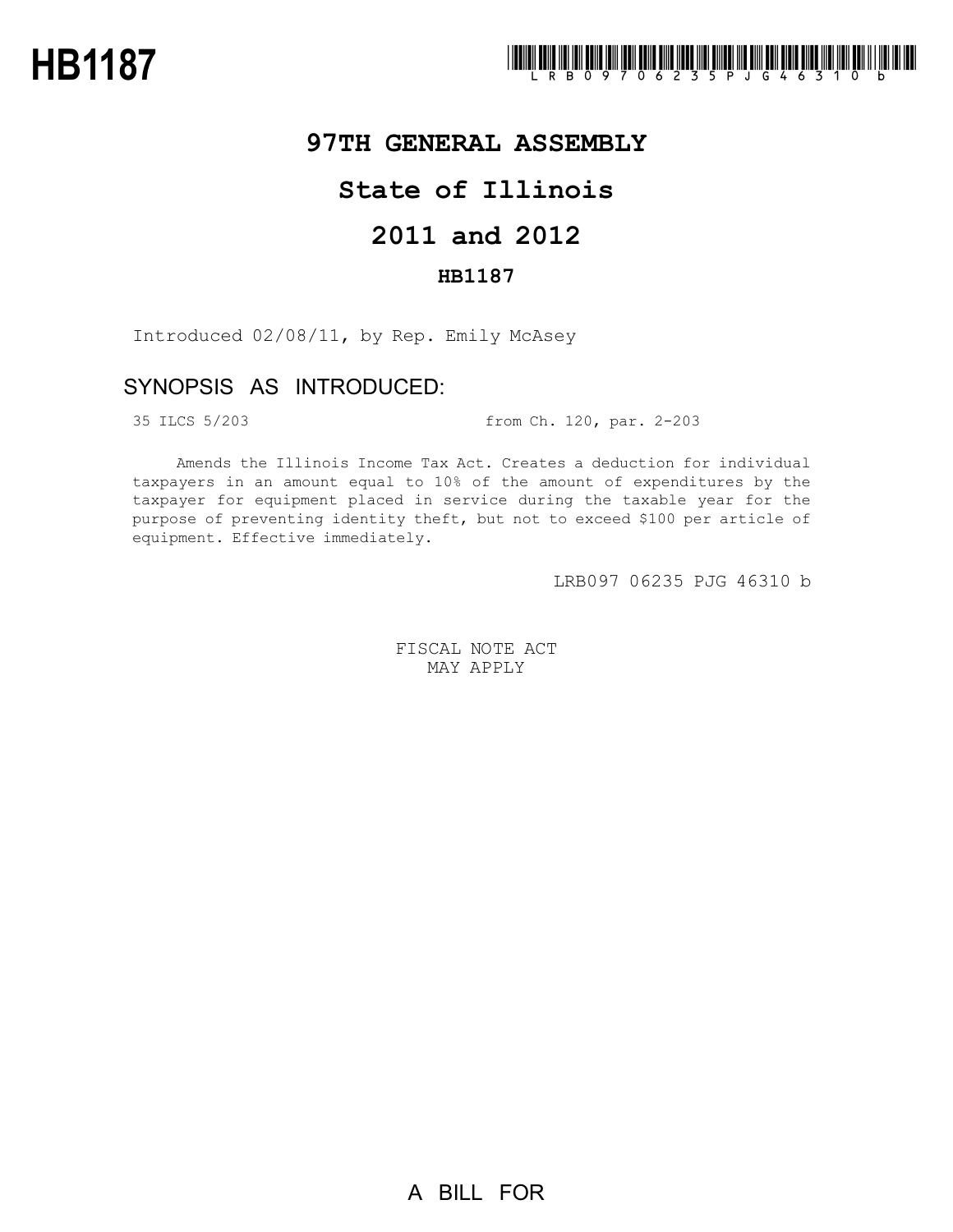# HB1187

## 97TH GENERAL ASSEMBLY

## State of Illinois

## 2011 and 2012

### HB1187

Introduced 02/08/11, by Rep. Emily McAsey

## SYNOPSIS AS INTRODUCED:

35 ILCS 5/203 from Ch. 120, par. 2-203

Amends the Illinois Income Tax Act. Creates a deduction for individual taxpayers in an amount equal to 10% of the amount of expenditures by the taxpayer for equipment placed in service during the taxable year for the purpose of preventing identity theft, but not to exceed $100 per article of equipment. Effective immediately.

LRB097 06235 PJG 46310 b

FISCAL NOTE ACT
MAY APPLY

A BILL FOR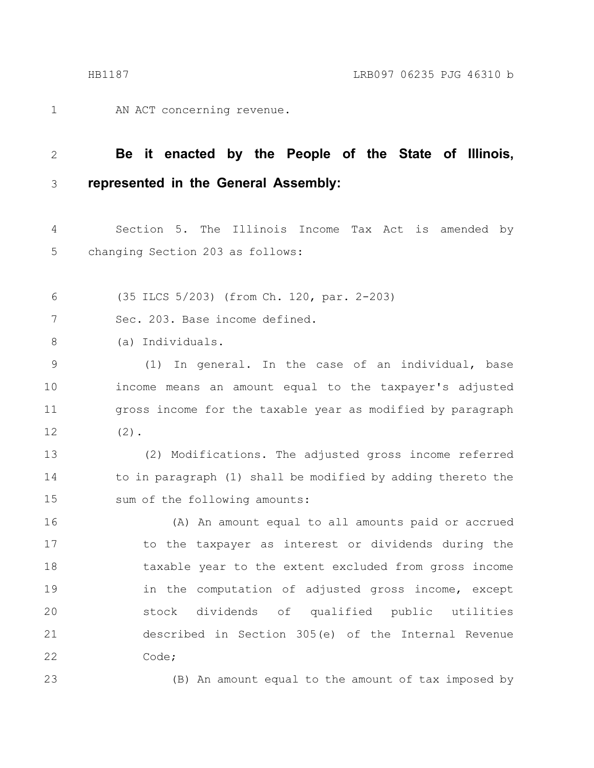AN ACT concerning revenue.

**Be it enacted by the People of the State of Illinois, represented in the General Assembly:**

Section 5. The Illinois Income Tax Act is amended by changing Section 203 as follows:

(35 ILCS 5/203) (from Ch. 120, par. 2-203)

Sec. 203. Base income defined.

(a) Individuals.

(1) In general. In the case of an individual, base income means an amount equal to the taxpayer's adjusted gross income for the taxable year as modified by paragraph (2).

(2) Modifications. The adjusted gross income referred to in paragraph (1) shall be modified by adding thereto the sum of the following amounts:

(A) An amount equal to all amounts paid or accrued to the taxpayer as interest or dividends during the taxable year to the extent excluded from gross income in the computation of adjusted gross income, except stock dividends of qualified public utilities described in Section 305(e) of the Internal Revenue Code;

(B) An amount equal to the amount of tax imposed by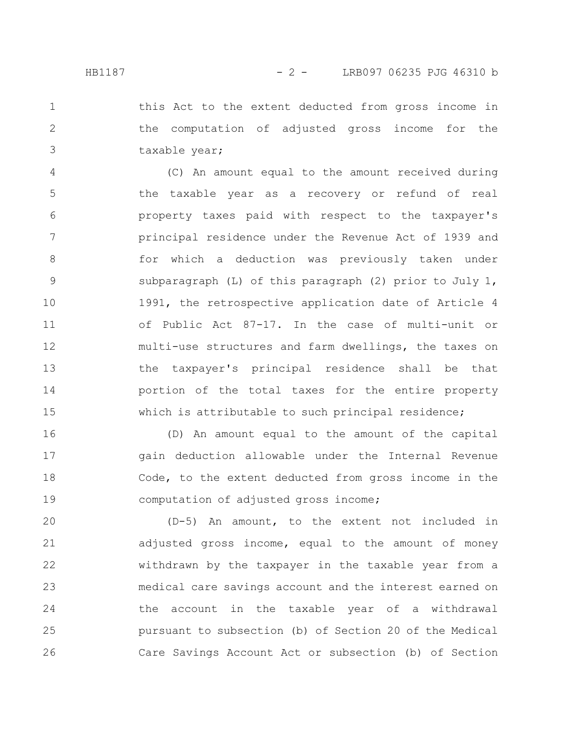this Act to the extent deducted from gross income in the computation of adjusted gross income for the taxable year;

(C) An amount equal to the amount received during the taxable year as a recovery or refund of real property taxes paid with respect to the taxpayer's principal residence under the Revenue Act of 1939 and for which a deduction was previously taken under subparagraph (L) of this paragraph (2) prior to July 1, 1991, the retrospective application date of Article 4 of Public Act 87-17. In the case of multi-unit or multi-use structures and farm dwellings, the taxes on the taxpayer's principal residence shall be that portion of the total taxes for the entire property which is attributable to such principal residence;

(D) An amount equal to the amount of the capital gain deduction allowable under the Internal Revenue Code, to the extent deducted from gross income in the computation of adjusted gross income;

(D-5) An amount, to the extent not included in adjusted gross income, equal to the amount of money withdrawn by the taxpayer in the taxable year from a medical care savings account and the interest earned on the account in the taxable year of a withdrawal pursuant to subsection (b) of Section 20 of the Medical Care Savings Account Act or subsection (b) of Section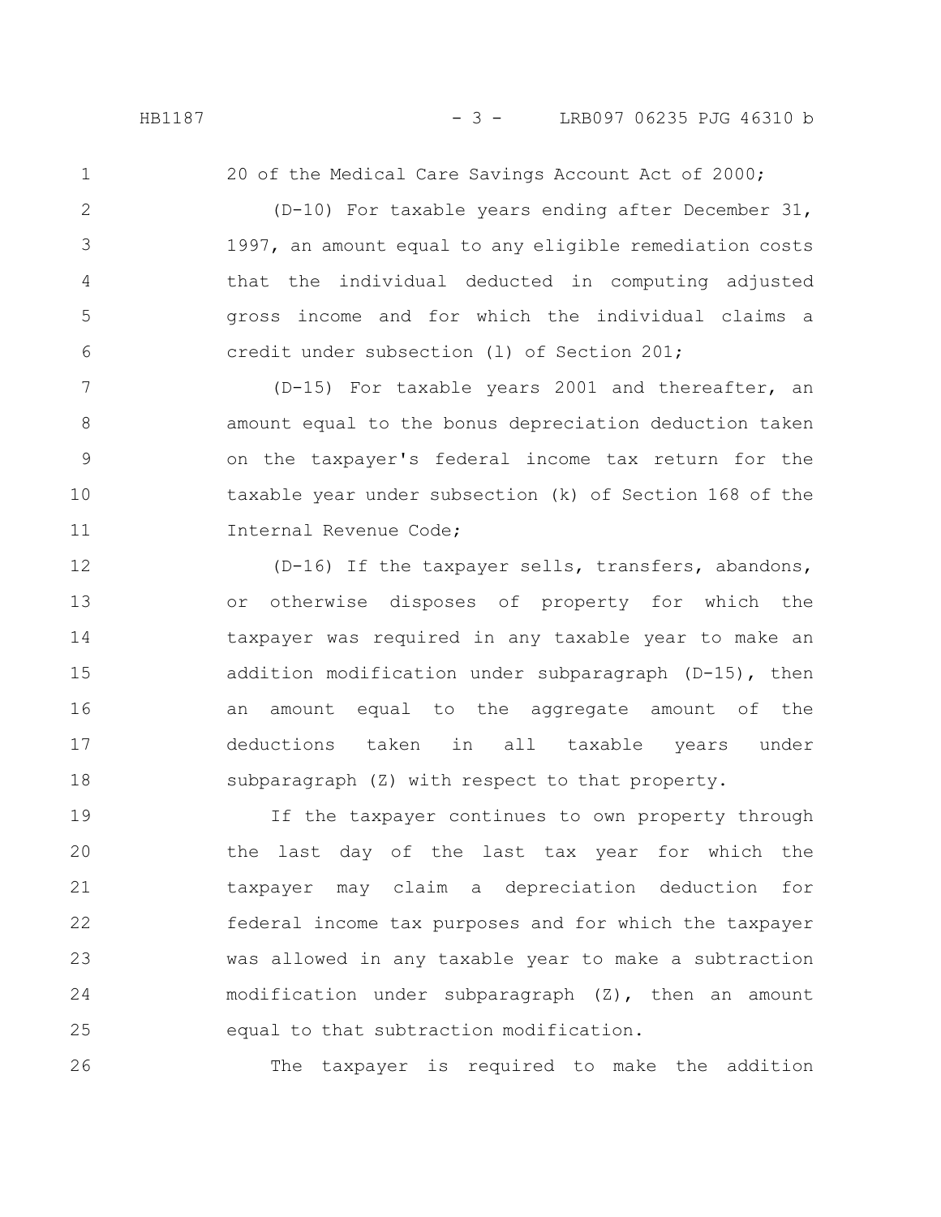20 of the Medical Care Savings Account Act of 2000;

(D-10) For taxable years ending after December 31, 1997, an amount equal to any eligible remediation costs that the individual deducted in computing adjusted gross income and for which the individual claims a credit under subsection (l) of Section 201;

(D-15) For taxable years 2001 and thereafter, an amount equal to the bonus depreciation deduction taken on the taxpayer's federal income tax return for the taxable year under subsection (k) of Section 168 of the Internal Revenue Code;

(D-16) If the taxpayer sells, transfers, abandons, or otherwise disposes of property for which the taxpayer was required in any taxable year to make an addition modification under subparagraph (D-15), then an amount equal to the aggregate amount of the deductions taken in all taxable years under subparagraph (Z) with respect to that property.

If the taxpayer continues to own property through the last day of the last tax year for which the taxpayer may claim a depreciation deduction for federal income tax purposes and for which the taxpayer was allowed in any taxable year to make a subtraction modification under subparagraph (Z), then an amount equal to that subtraction modification.

The taxpayer is required to make the addition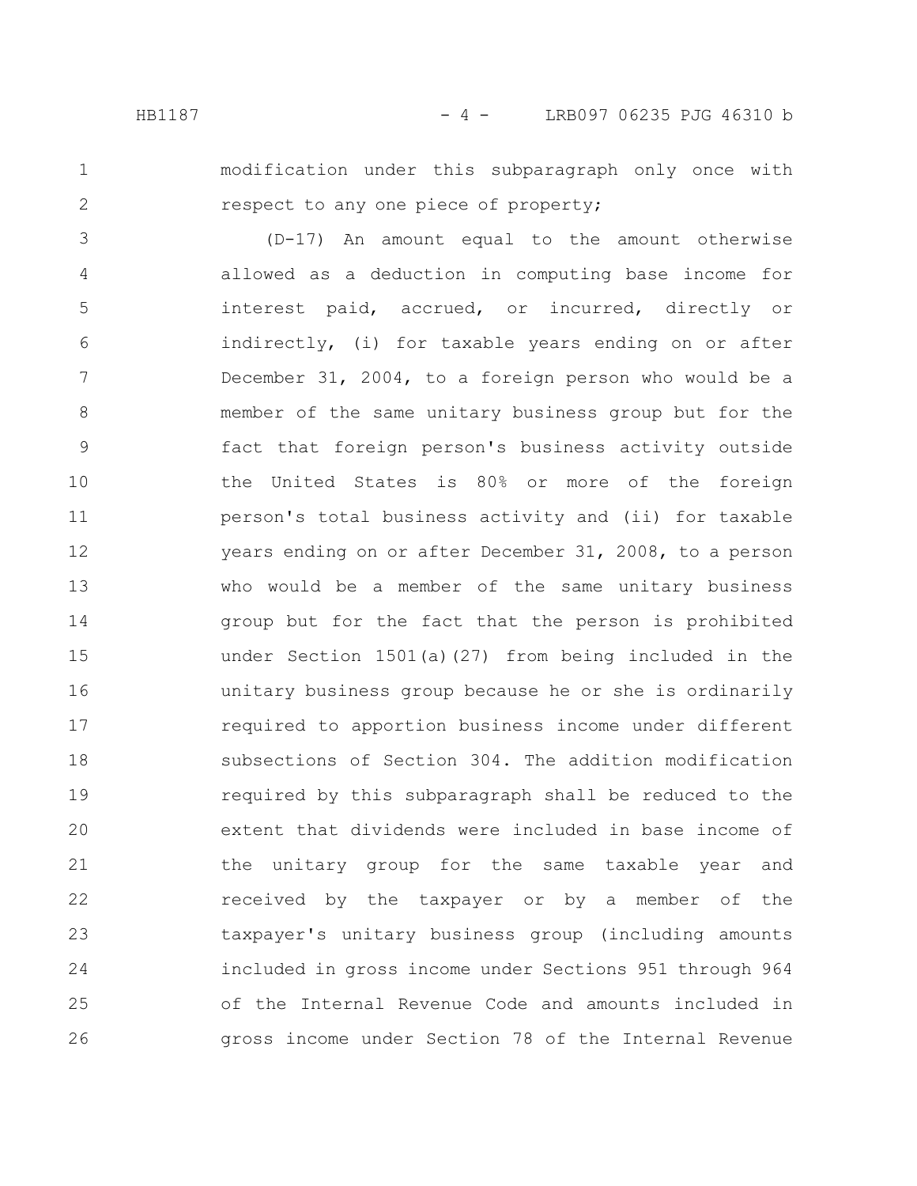modification under this subparagraph only once with respect to any one piece of property;

(D-17) An amount equal to the amount otherwise allowed as a deduction in computing base income for interest paid, accrued, or incurred, directly or indirectly, (i) for taxable years ending on or after December 31, 2004, to a foreign person who would be a member of the same unitary business group but for the fact that foreign person's business activity outside the United States is 80% or more of the foreign person's total business activity and (ii) for taxable years ending on or after December 31, 2008, to a person who would be a member of the same unitary business group but for the fact that the person is prohibited under Section 1501(a)(27) from being included in the unitary business group because he or she is ordinarily required to apportion business income under different subsections of Section 304. The addition modification required by this subparagraph shall be reduced to the extent that dividends were included in base income of the unitary group for the same taxable year and received by the taxpayer or by a member of the taxpayer's unitary business group (including amounts included in gross income under Sections 951 through 964 of the Internal Revenue Code and amounts included in gross income under Section 78 of the Internal Revenue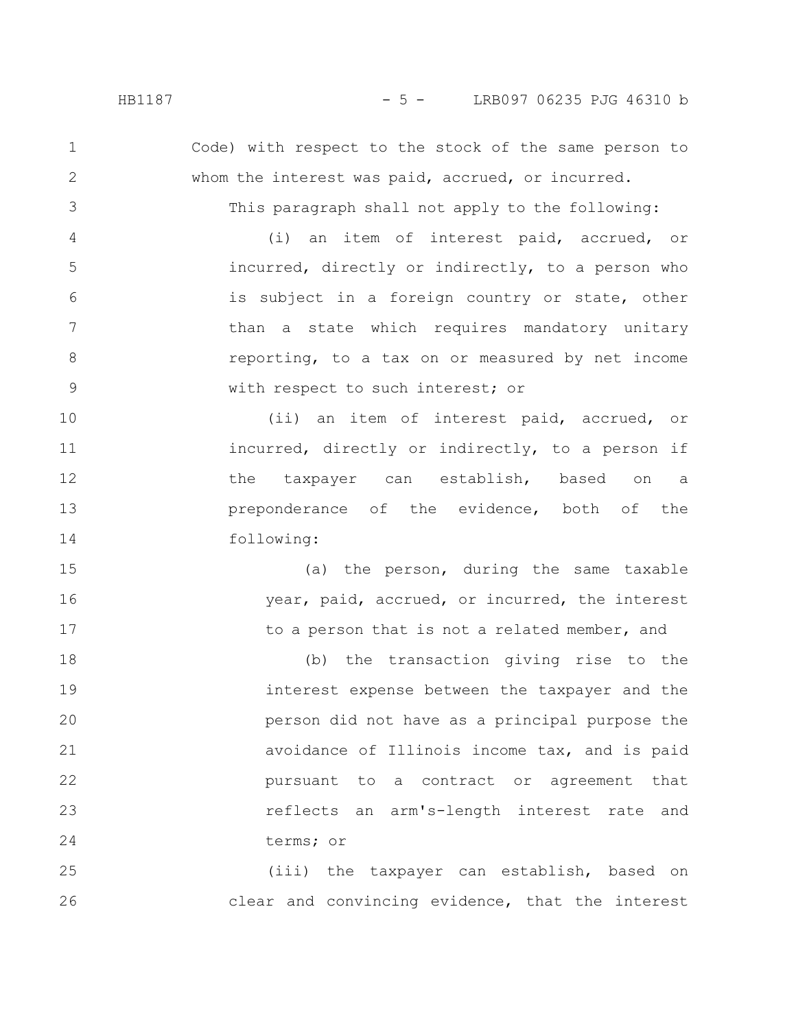Code) with respect to the stock of the same person to whom the interest was paid, accrued, or incurred.

This paragraph shall not apply to the following:

(i) an item of interest paid, accrued, or incurred, directly or indirectly, to a person who is subject in a foreign country or state, other than a state which requires mandatory unitary reporting, to a tax on or measured by net income with respect to such interest; or

(ii) an item of interest paid, accrued, or incurred, directly or indirectly, to a person if the taxpayer can establish, based on a preponderance of the evidence, both of the following:

(a) the person, during the same taxable year, paid, accrued, or incurred, the interest to a person that is not a related member, and

(b) the transaction giving rise to the interest expense between the taxpayer and the person did not have as a principal purpose the avoidance of Illinois income tax, and is paid pursuant to a contract or agreement that reflects an arm's-length interest rate and terms; or

(iii) the taxpayer can establish, based on clear and convincing evidence, that the interest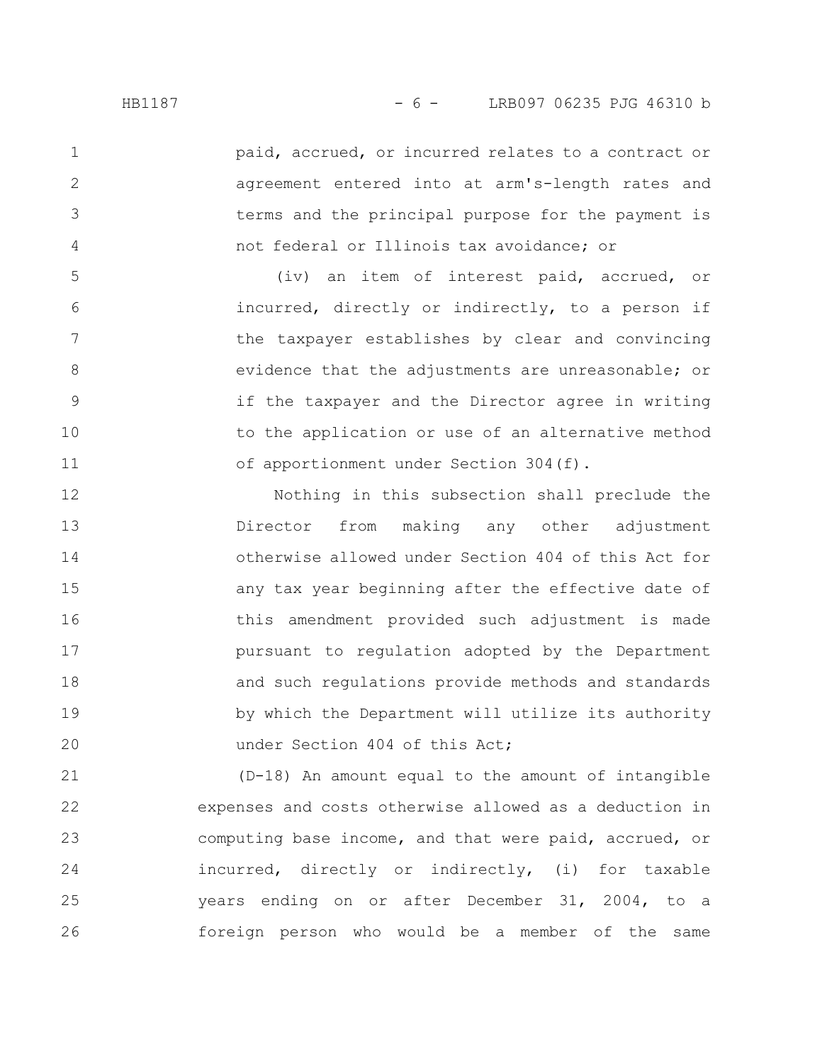paid, accrued, or incurred relates to a contract or agreement entered into at arm's-length rates and terms and the principal purpose for the payment is not federal or Illinois tax avoidance; or

(iv) an item of interest paid, accrued, or incurred, directly or indirectly, to a person if the taxpayer establishes by clear and convincing evidence that the adjustments are unreasonable; or if the taxpayer and the Director agree in writing to the application or use of an alternative method of apportionment under Section 304(f).

Nothing in this subsection shall preclude the Director from making any other adjustment otherwise allowed under Section 404 of this Act for any tax year beginning after the effective date of this amendment provided such adjustment is made pursuant to regulation adopted by the Department and such regulations provide methods and standards by which the Department will utilize its authority under Section 404 of this Act;

(D-18) An amount equal to the amount of intangible expenses and costs otherwise allowed as a deduction in computing base income, and that were paid, accrued, or incurred, directly or indirectly, (i) for taxable years ending on or after December 31, 2004, to a foreign person who would be a member of the same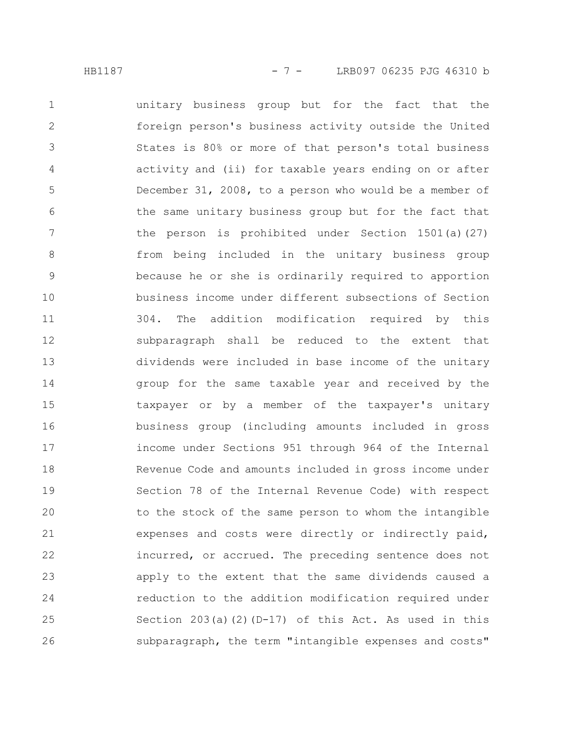unitary business group but for the fact that the foreign person's business activity outside the United States is 80% or more of that person's total business activity and (ii) for taxable years ending on or after December 31, 2008, to a person who would be a member of the same unitary business group but for the fact that the person is prohibited under Section 1501(a)(27) from being included in the unitary business group because he or she is ordinarily required to apportion business income under different subsections of Section 304. The addition modification required by this subparagraph shall be reduced to the extent that dividends were included in base income of the unitary group for the same taxable year and received by the taxpayer or by a member of the taxpayer's unitary business group (including amounts included in gross income under Sections 951 through 964 of the Internal Revenue Code and amounts included in gross income under Section 78 of the Internal Revenue Code) with respect to the stock of the same person to whom the intangible expenses and costs were directly or indirectly paid, incurred, or accrued. The preceding sentence does not apply to the extent that the same dividends caused a reduction to the addition modification required under Section 203(a)(2)(D-17) of this Act. As used in this subparagraph, the term "intangible expenses and costs"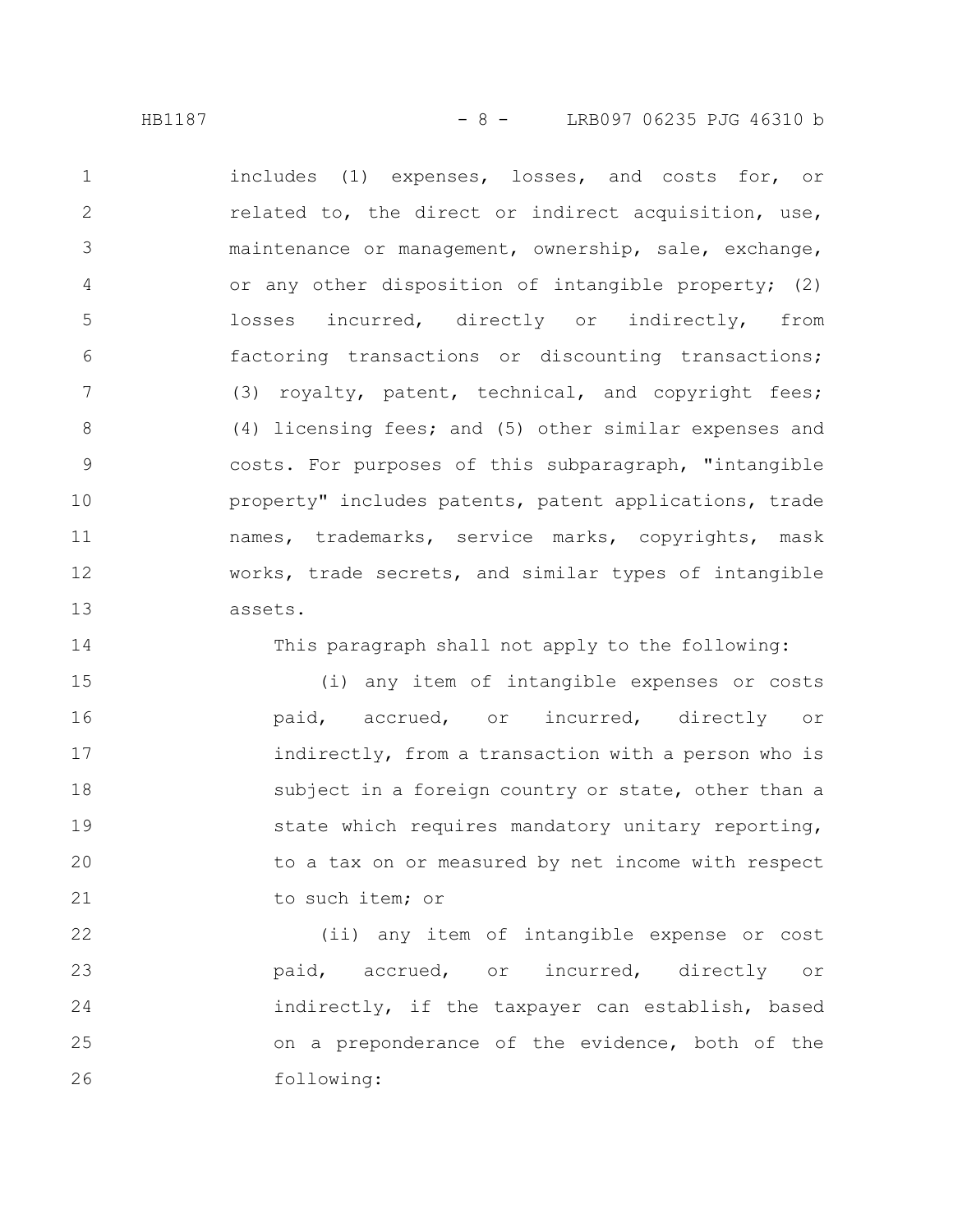includes (1) expenses, losses, and costs for, or related to, the direct or indirect acquisition, use, maintenance or management, ownership, sale, exchange, or any other disposition of intangible property; (2) losses incurred, directly or indirectly, from factoring transactions or discounting transactions; (3) royalty, patent, technical, and copyright fees; (4) licensing fees; and (5) other similar expenses and costs. For purposes of this subparagraph, "intangible property" includes patents, patent applications, trade names, trademarks, service marks, copyrights, mask works, trade secrets, and similar types of intangible assets.

This paragraph shall not apply to the following:

(i) any item of intangible expenses or costs paid, accrued, or incurred, directly or indirectly, from a transaction with a person who is subject in a foreign country or state, other than a state which requires mandatory unitary reporting, to a tax on or measured by net income with respect to such item; or

(ii) any item of intangible expense or cost paid, accrued, or incurred, directly or indirectly, if the taxpayer can establish, based on a preponderance of the evidence, both of the following: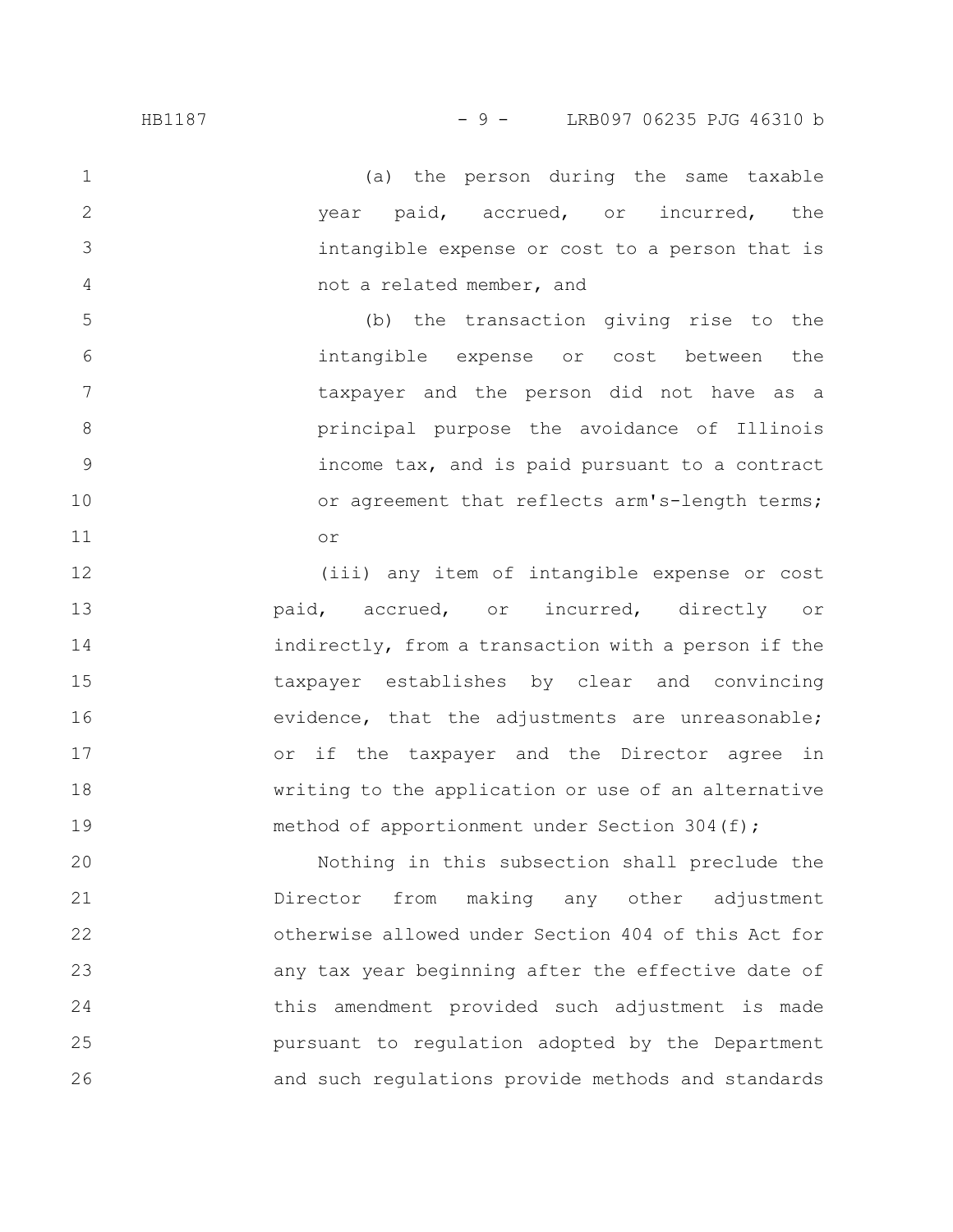(a) the person during the same taxable year paid, accrued, or incurred, the intangible expense or cost to a person that is not a related member, and

(b) the transaction giving rise to the intangible expense or cost between the taxpayer and the person did not have as a principal purpose the avoidance of Illinois income tax, and is paid pursuant to a contract or agreement that reflects arm's-length terms; or

(iii) any item of intangible expense or cost paid, accrued, or incurred, directly or indirectly, from a transaction with a person if the taxpayer establishes by clear and convincing evidence, that the adjustments are unreasonable; or if the taxpayer and the Director agree in writing to the application or use of an alternative method of apportionment under Section 304(f);

Nothing in this subsection shall preclude the Director from making any other adjustment otherwise allowed under Section 404 of this Act for any tax year beginning after the effective date of this amendment provided such adjustment is made pursuant to regulation adopted by the Department and such regulations provide methods and standards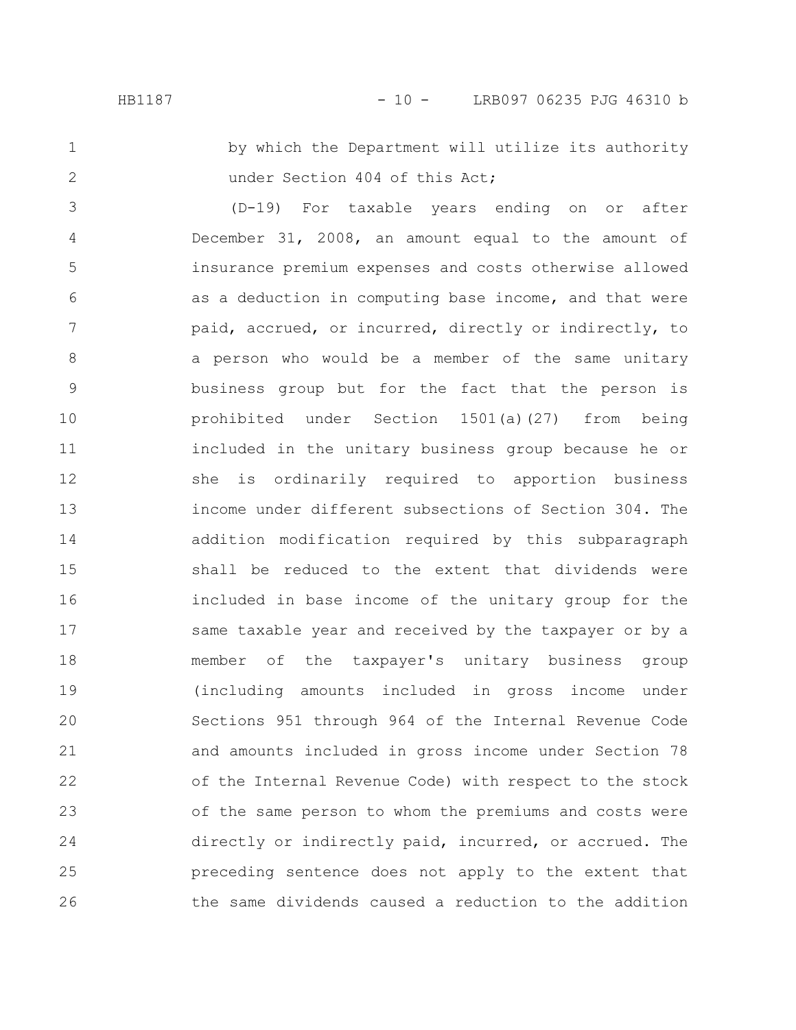by which the Department will utilize its authority under Section 404 of this Act;

(D-19) For taxable years ending on or after December 31, 2008, an amount equal to the amount of insurance premium expenses and costs otherwise allowed as a deduction in computing base income, and that were paid, accrued, or incurred, directly or indirectly, to a person who would be a member of the same unitary business group but for the fact that the person is prohibited under Section 1501(a)(27) from being included in the unitary business group because he or she is ordinarily required to apportion business income under different subsections of Section 304. The addition modification required by this subparagraph shall be reduced to the extent that dividends were included in base income of the unitary group for the same taxable year and received by the taxpayer or by a member of the taxpayer's unitary business group (including amounts included in gross income under Sections 951 through 964 of the Internal Revenue Code and amounts included in gross income under Section 78 of the Internal Revenue Code) with respect to the stock of the same person to whom the premiums and costs were directly or indirectly paid, incurred, or accrued. The preceding sentence does not apply to the extent that the same dividends caused a reduction to the addition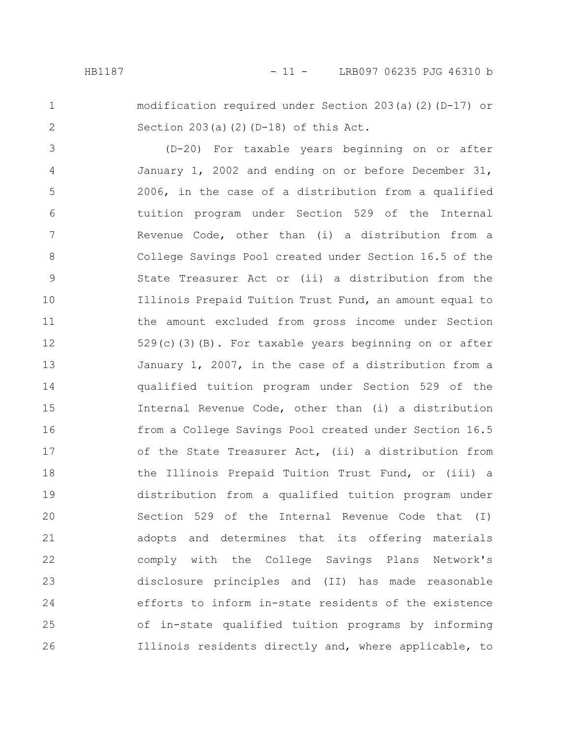modification required under Section 203(a)(2)(D-17) or Section 203(a)(2)(D-18) of this Act.

(D-20) For taxable years beginning on or after January 1, 2002 and ending on or before December 31, 2006, in the case of a distribution from a qualified tuition program under Section 529 of the Internal Revenue Code, other than (i) a distribution from a College Savings Pool created under Section 16.5 of the State Treasurer Act or (ii) a distribution from the Illinois Prepaid Tuition Trust Fund, an amount equal to the amount excluded from gross income under Section 529(c)(3)(B). For taxable years beginning on or after January 1, 2007, in the case of a distribution from a qualified tuition program under Section 529 of the Internal Revenue Code, other than (i) a distribution from a College Savings Pool created under Section 16.5 of the State Treasurer Act, (ii) a distribution from the Illinois Prepaid Tuition Trust Fund, or (iii) a distribution from a qualified tuition program under Section 529 of the Internal Revenue Code that (I) adopts and determines that its offering materials comply with the College Savings Plans Network's disclosure principles and (II) has made reasonable efforts to inform in-state residents of the existence of in-state qualified tuition programs by informing Illinois residents directly and, where applicable, to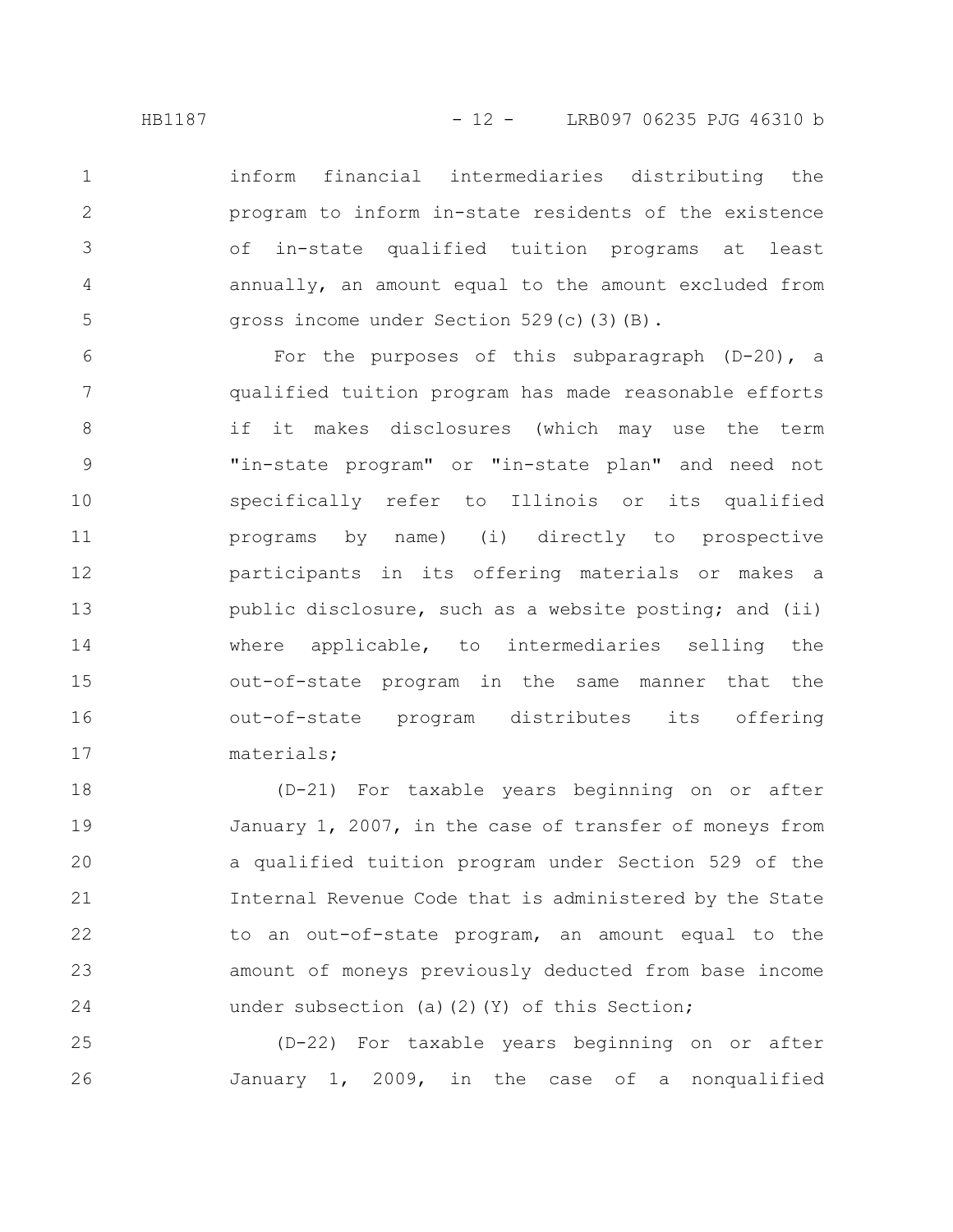inform financial intermediaries distributing the program to inform in-state residents of the existence of in-state qualified tuition programs at least annually, an amount equal to the amount excluded from gross income under Section 529(c)(3)(B).

For the purposes of this subparagraph (D-20), a qualified tuition program has made reasonable efforts if it makes disclosures (which may use the term "in-state program" or "in-state plan" and need not specifically refer to Illinois or its qualified programs by name) (i) directly to prospective participants in its offering materials or makes a public disclosure, such as a website posting; and (ii) where applicable, to intermediaries selling the out-of-state program in the same manner that the out-of-state program distributes its offering materials;

(D-21) For taxable years beginning on or after January 1, 2007, in the case of transfer of moneys from a qualified tuition program under Section 529 of the Internal Revenue Code that is administered by the State to an out-of-state program, an amount equal to the amount of moneys previously deducted from base income under subsection (a)(2)(Y) of this Section;

(D-22) For taxable years beginning on or after January 1, 2009, in the case of a nonqualified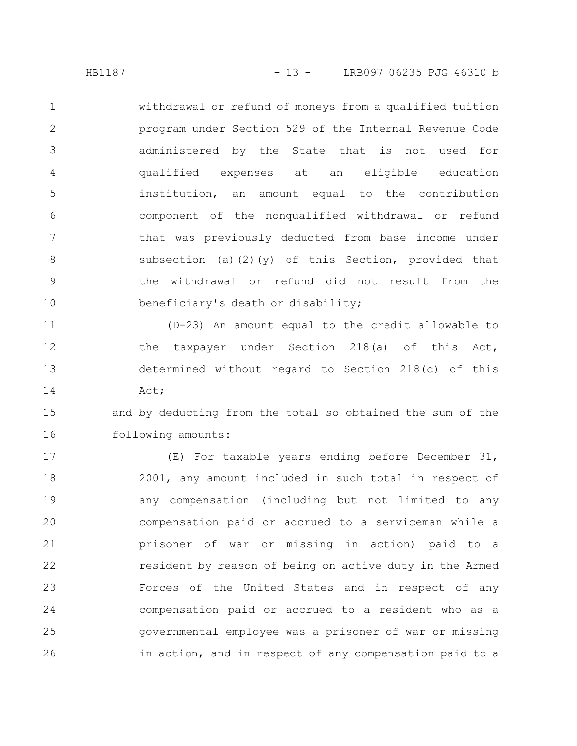withdrawal or refund of moneys from a qualified tuition program under Section 529 of the Internal Revenue Code administered by the State that is not used for qualified expenses at an eligible education institution, an amount equal to the contribution component of the nonqualified withdrawal or refund that was previously deducted from base income under subsection (a)(2)(y) of this Section, provided that the withdrawal or refund did not result from the beneficiary's death or disability;

(D-23) An amount equal to the credit allowable to the taxpayer under Section 218(a) of this Act, determined without regard to Section 218(c) of this Act;

and by deducting from the total so obtained the sum of the following amounts:

(E) For taxable years ending before December 31, 2001, any amount included in such total in respect of any compensation (including but not limited to any compensation paid or accrued to a serviceman while a prisoner of war or missing in action) paid to a resident by reason of being on active duty in the Armed Forces of the United States and in respect of any compensation paid or accrued to a resident who as a governmental employee was a prisoner of war or missing in action, and in respect of any compensation paid to a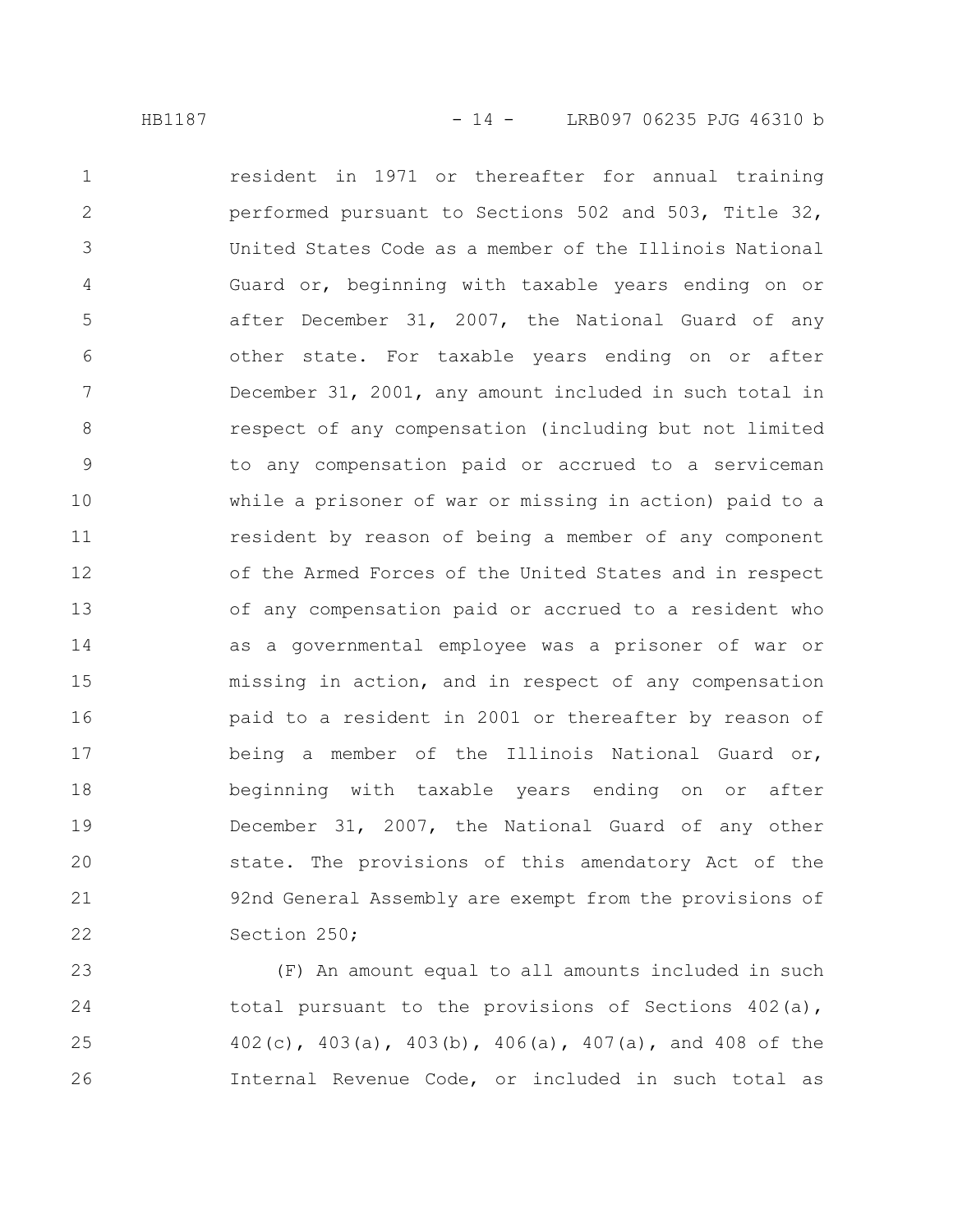resident in 1971 or thereafter for annual training performed pursuant to Sections 502 and 503, Title 32, United States Code as a member of the Illinois National Guard or, beginning with taxable years ending on or after December 31, 2007, the National Guard of any other state. For taxable years ending on or after December 31, 2001, any amount included in such total in respect of any compensation (including but not limited to any compensation paid or accrued to a serviceman while a prisoner of war or missing in action) paid to a resident by reason of being a member of any component of the Armed Forces of the United States and in respect of any compensation paid or accrued to a resident who as a governmental employee was a prisoner of war or missing in action, and in respect of any compensation paid to a resident in 2001 or thereafter by reason of being a member of the Illinois National Guard or, beginning with taxable years ending on or after December 31, 2007, the National Guard of any other state. The provisions of this amendatory Act of the 92nd General Assembly are exempt from the provisions of Section 250;

(F) An amount equal to all amounts included in such total pursuant to the provisions of Sections 402(a), 402(c), 403(a), 403(b), 406(a), 407(a), and 408 of the Internal Revenue Code, or included in such total as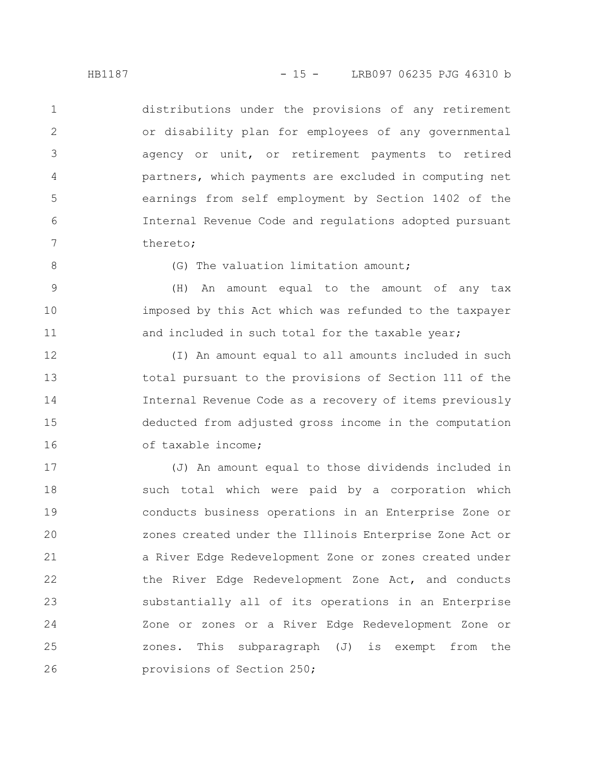distributions under the provisions of any retirement or disability plan for employees of any governmental agency or unit, or retirement payments to retired partners, which payments are excluded in computing net earnings from self employment by Section 1402 of the Internal Revenue Code and regulations adopted pursuant thereto;

(G) The valuation limitation amount;

(H) An amount equal to the amount of any tax imposed by this Act which was refunded to the taxpayer and included in such total for the taxable year;

(I) An amount equal to all amounts included in such total pursuant to the provisions of Section 111 of the Internal Revenue Code as a recovery of items previously deducted from adjusted gross income in the computation of taxable income;

(J) An amount equal to those dividends included in such total which were paid by a corporation which conducts business operations in an Enterprise Zone or zones created under the Illinois Enterprise Zone Act or a River Edge Redevelopment Zone or zones created under the River Edge Redevelopment Zone Act, and conducts substantially all of its operations in an Enterprise Zone or zones or a River Edge Redevelopment Zone or zones. This subparagraph (J) is exempt from the provisions of Section 250;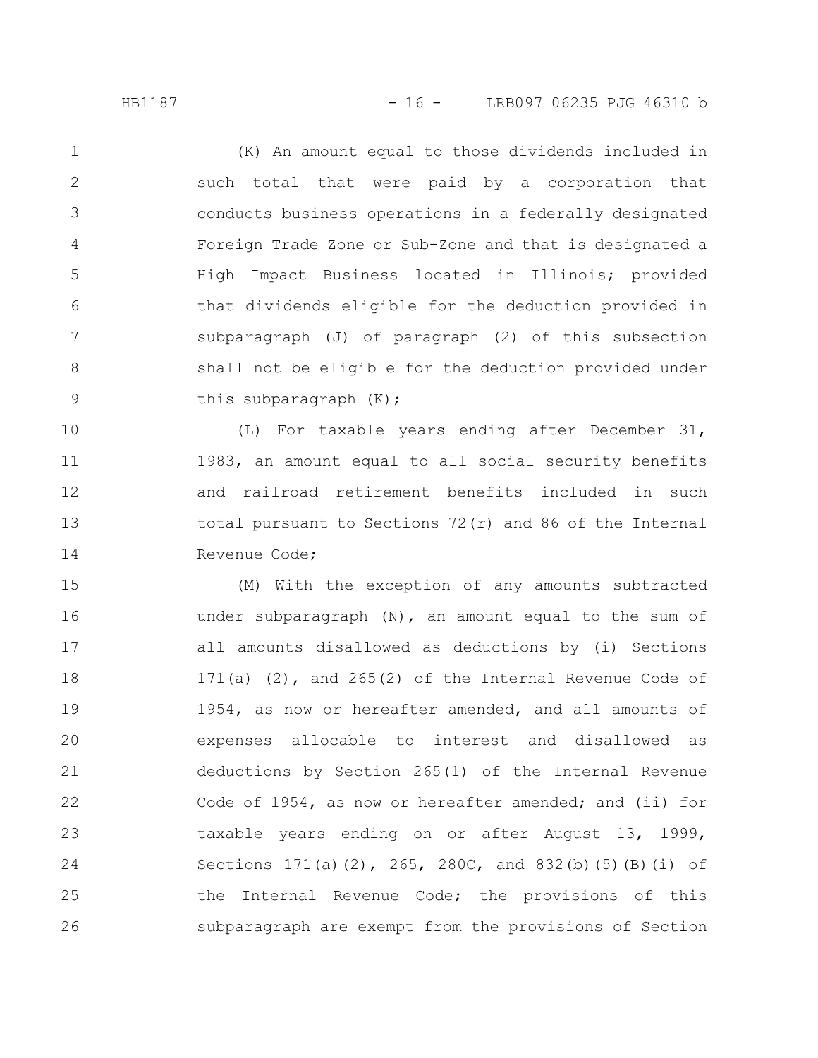(K) An amount equal to those dividends included in such total that were paid by a corporation that conducts business operations in a federally designated Foreign Trade Zone or Sub-Zone and that is designated a High Impact Business located in Illinois; provided that dividends eligible for the deduction provided in subparagraph (J) of paragraph (2) of this subsection shall not be eligible for the deduction provided under this subparagraph (K);

(L) For taxable years ending after December 31, 1983, an amount equal to all social security benefits and railroad retirement benefits included in such total pursuant to Sections 72(r) and 86 of the Internal Revenue Code;

(M) With the exception of any amounts subtracted under subparagraph (N), an amount equal to the sum of all amounts disallowed as deductions by (i) Sections 171(a) (2), and 265(2) of the Internal Revenue Code of 1954, as now or hereafter amended, and all amounts of expenses allocable to interest and disallowed as deductions by Section 265(1) of the Internal Revenue Code of 1954, as now or hereafter amended; and (ii) for taxable years ending on or after August 13, 1999, Sections 171(a)(2), 265, 280C, and 832(b)(5)(B)(i) of the Internal Revenue Code; the provisions of this subparagraph are exempt from the provisions of Section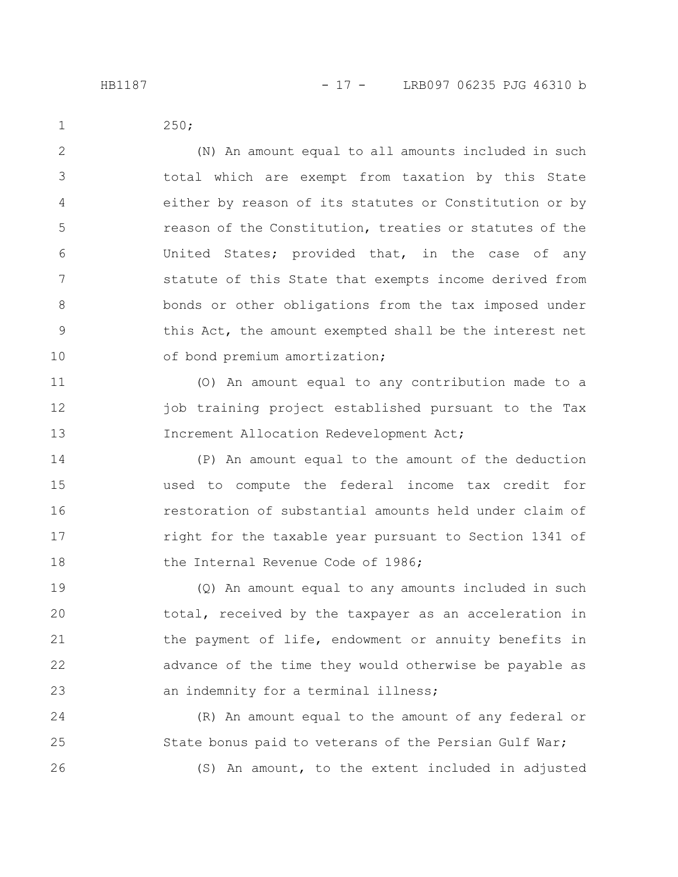250;

(N) An amount equal to all amounts included in such total which are exempt from taxation by this State either by reason of its statutes or Constitution or by reason of the Constitution, treaties or statutes of the United States; provided that, in the case of any statute of this State that exempts income derived from bonds or other obligations from the tax imposed under this Act, the amount exempted shall be the interest net of bond premium amortization;

(O) An amount equal to any contribution made to a job training project established pursuant to the Tax Increment Allocation Redevelopment Act;

(P) An amount equal to the amount of the deduction used to compute the federal income tax credit for restoration of substantial amounts held under claim of right for the taxable year pursuant to Section 1341 of the Internal Revenue Code of 1986;

(Q) An amount equal to any amounts included in such total, received by the taxpayer as an acceleration in the payment of life, endowment or annuity benefits in advance of the time they would otherwise be payable as an indemnity for a terminal illness;

(R) An amount equal to the amount of any federal or State bonus paid to veterans of the Persian Gulf War;

(S) An amount, to the extent included in adjusted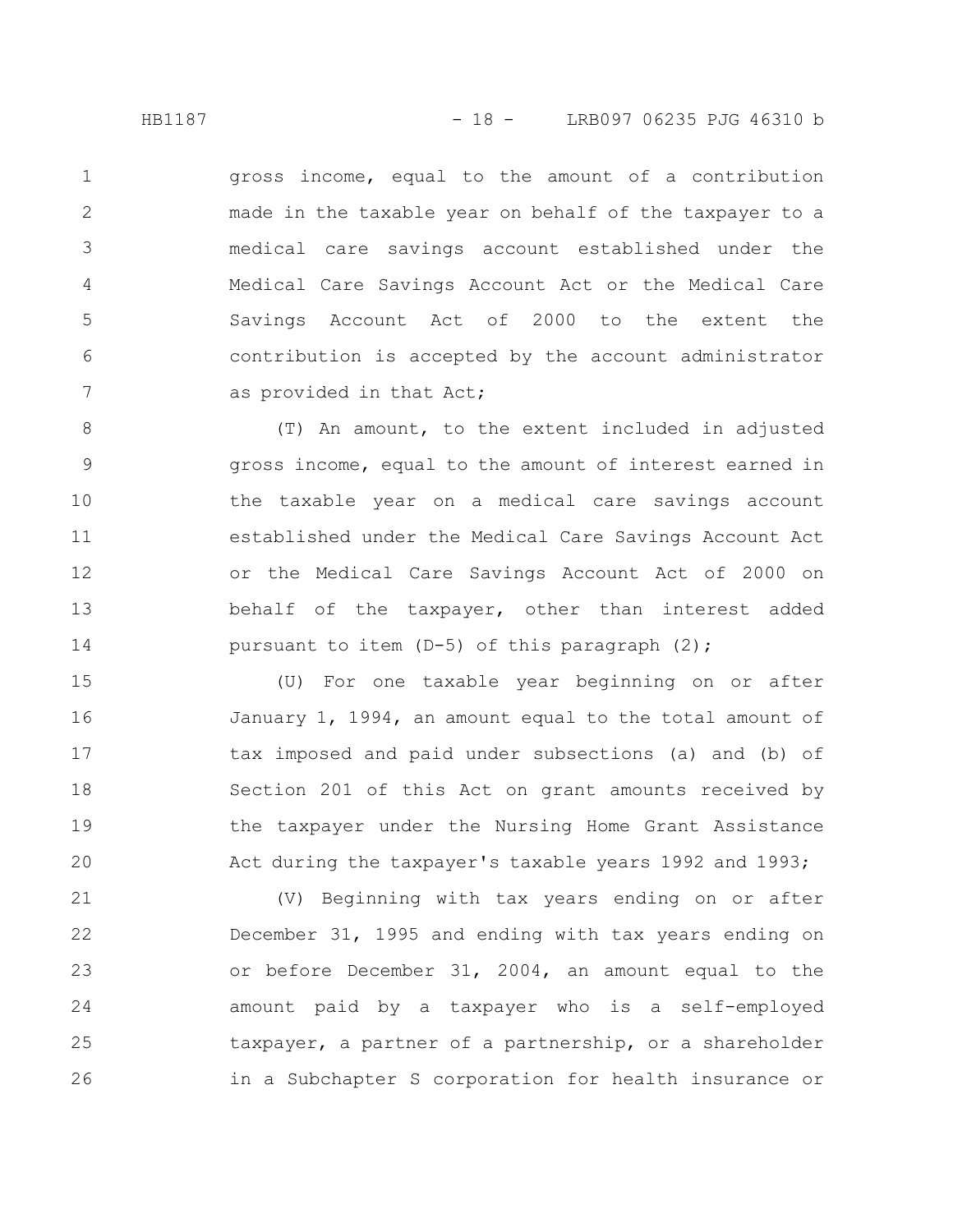gross income, equal to the amount of a contribution made in the taxable year on behalf of the taxpayer to a medical care savings account established under the Medical Care Savings Account Act or the Medical Care Savings Account Act of 2000 to the extent the contribution is accepted by the account administrator as provided in that Act;

(T) An amount, to the extent included in adjusted gross income, equal to the amount of interest earned in the taxable year on a medical care savings account established under the Medical Care Savings Account Act or the Medical Care Savings Account Act of 2000 on behalf of the taxpayer, other than interest added pursuant to item (D-5) of this paragraph (2);

(U) For one taxable year beginning on or after January 1, 1994, an amount equal to the total amount of tax imposed and paid under subsections (a) and (b) of Section 201 of this Act on grant amounts received by the taxpayer under the Nursing Home Grant Assistance Act during the taxpayer's taxable years 1992 and 1993;

(V) Beginning with tax years ending on or after December 31, 1995 and ending with tax years ending on or before December 31, 2004, an amount equal to the amount paid by a taxpayer who is a self-employed taxpayer, a partner of a partnership, or a shareholder in a Subchapter S corporation for health insurance or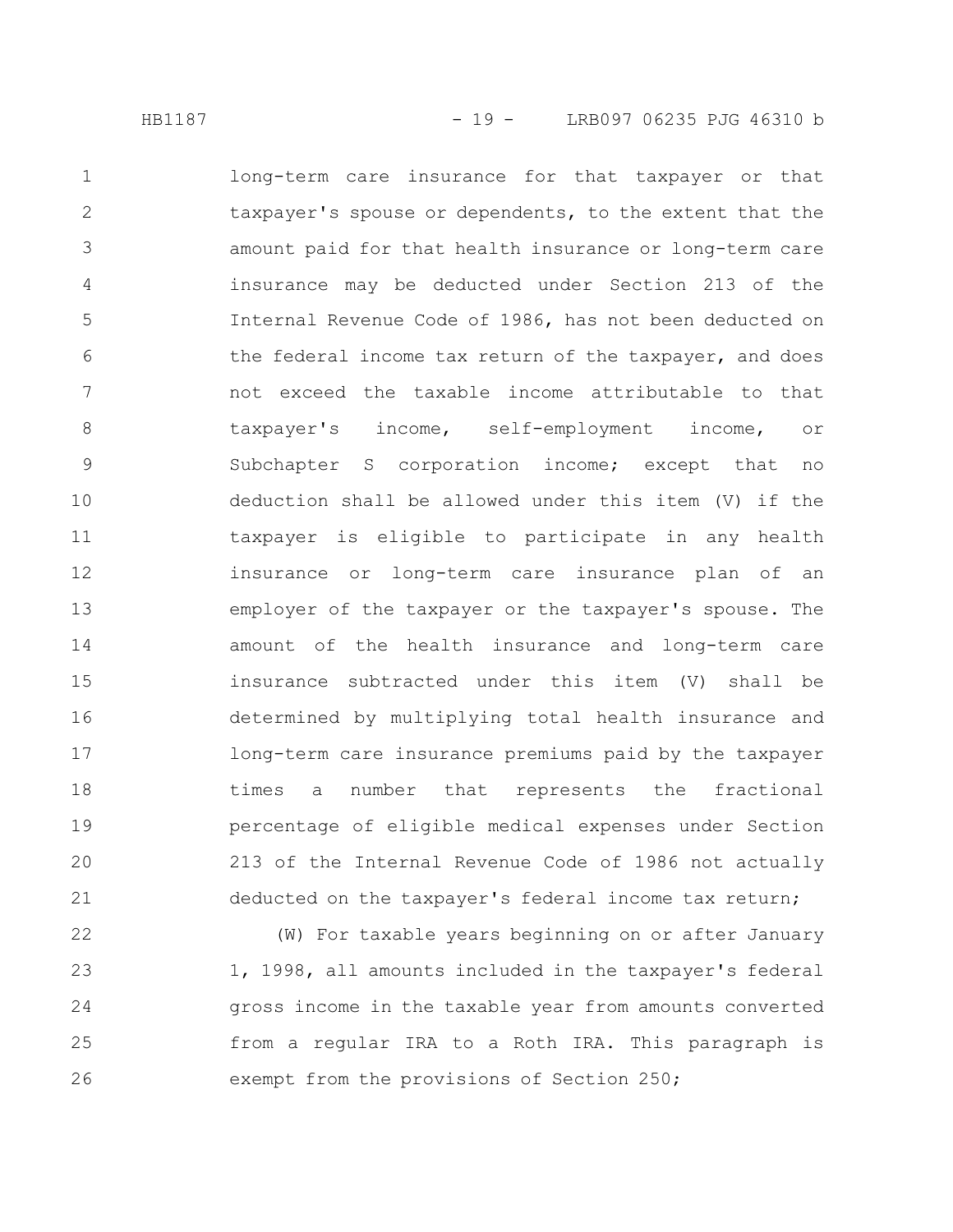long-term care insurance for that taxpayer or that taxpayer's spouse or dependents, to the extent that the amount paid for that health insurance or long-term care insurance may be deducted under Section 213 of the Internal Revenue Code of 1986, has not been deducted on the federal income tax return of the taxpayer, and does not exceed the taxable income attributable to that taxpayer's income, self-employment income, or Subchapter S corporation income; except that no deduction shall be allowed under this item (V) if the taxpayer is eligible to participate in any health insurance or long-term care insurance plan of an employer of the taxpayer or the taxpayer's spouse. The amount of the health insurance and long-term care insurance subtracted under this item (V) shall be determined by multiplying total health insurance and long-term care insurance premiums paid by the taxpayer times a number that represents the fractional percentage of eligible medical expenses under Section 213 of the Internal Revenue Code of 1986 not actually deducted on the taxpayer's federal income tax return;

(W) For taxable years beginning on or after January 1, 1998, all amounts included in the taxpayer's federal gross income in the taxable year from amounts converted from a regular IRA to a Roth IRA. This paragraph is exempt from the provisions of Section 250;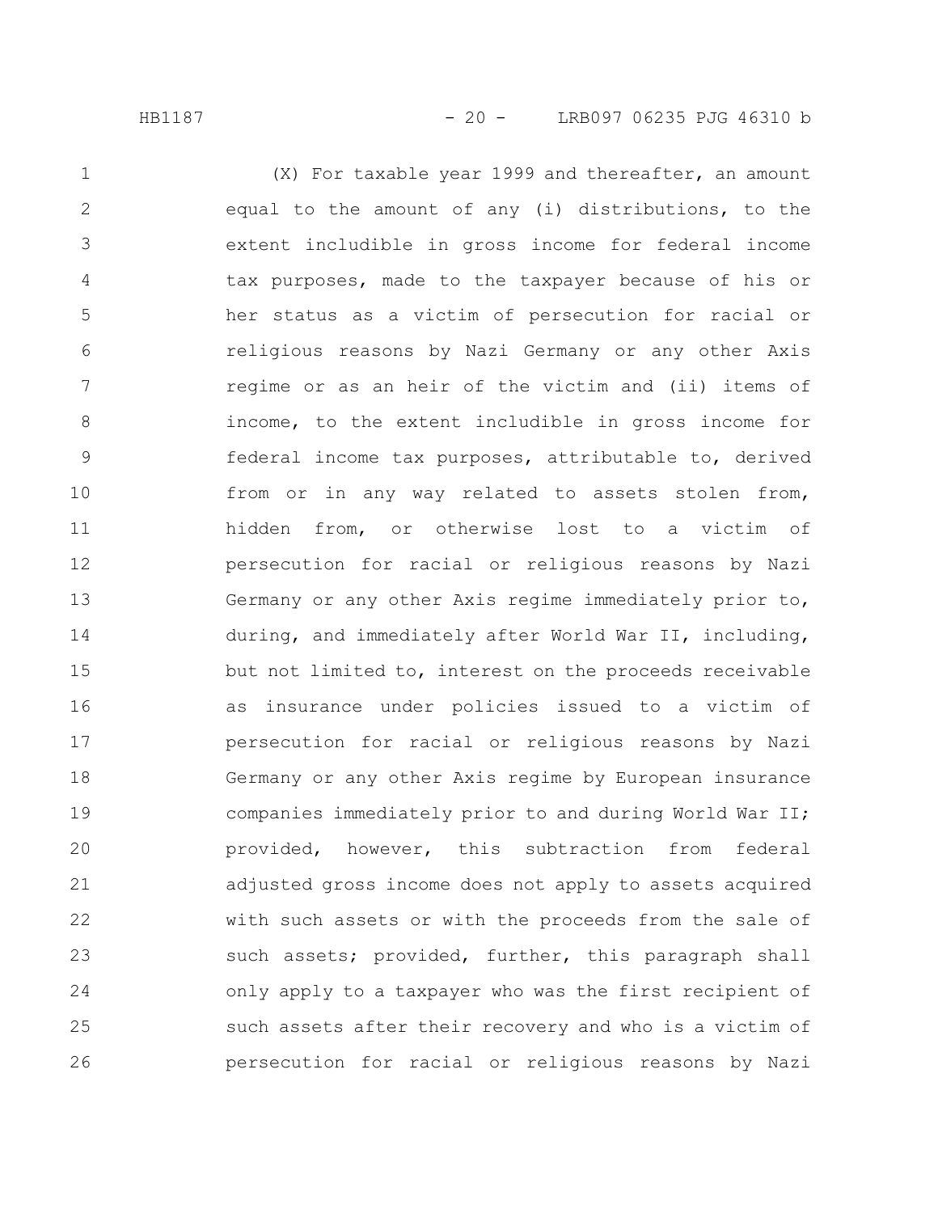(X) For taxable year 1999 and thereafter, an amount equal to the amount of any (i) distributions, to the extent includible in gross income for federal income tax purposes, made to the taxpayer because of his or her status as a victim of persecution for racial or religious reasons by Nazi Germany or any other Axis regime or as an heir of the victim and (ii) items of income, to the extent includible in gross income for federal income tax purposes, attributable to, derived from or in any way related to assets stolen from, hidden from, or otherwise lost to a victim of persecution for racial or religious reasons by Nazi Germany or any other Axis regime immediately prior to, during, and immediately after World War II, including, but not limited to, interest on the proceeds receivable as insurance under policies issued to a victim of persecution for racial or religious reasons by Nazi Germany or any other Axis regime by European insurance companies immediately prior to and during World War II; provided, however, this subtraction from federal adjusted gross income does not apply to assets acquired with such assets or with the proceeds from the sale of such assets; provided, further, this paragraph shall only apply to a taxpayer who was the first recipient of such assets after their recovery and who is a victim of persecution for racial or religious reasons by Nazi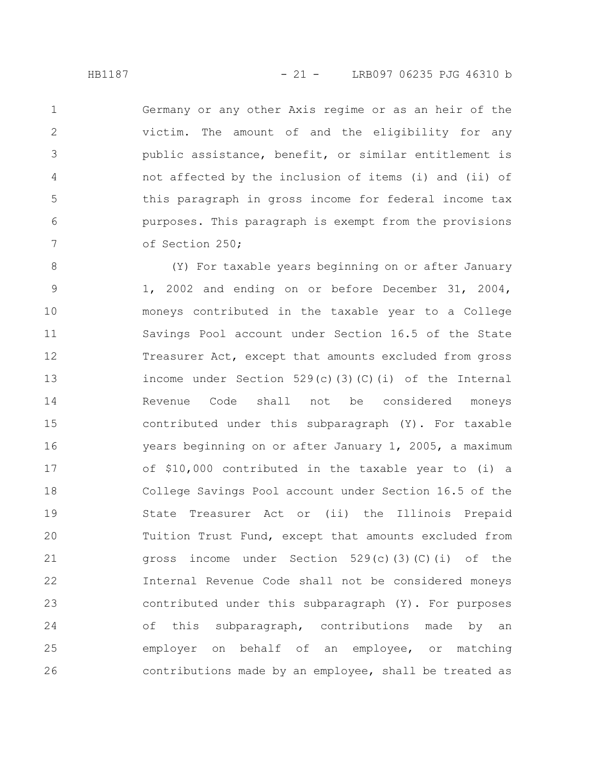Germany or any other Axis regime or as an heir of the victim. The amount of and the eligibility for any public assistance, benefit, or similar entitlement is not affected by the inclusion of items (i) and (ii) of this paragraph in gross income for federal income tax purposes. This paragraph is exempt from the provisions of Section 250;

(Y) For taxable years beginning on or after January 1, 2002 and ending on or before December 31, 2004, moneys contributed in the taxable year to a College Savings Pool account under Section 16.5 of the State Treasurer Act, except that amounts excluded from gross income under Section 529(c)(3)(C)(i) of the Internal Revenue Code shall not be considered moneys contributed under this subparagraph (Y). For taxable years beginning on or after January 1, 2005, a maximum of $10,000 contributed in the taxable year to (i) a College Savings Pool account under Section 16.5 of the State Treasurer Act or (ii) the Illinois Prepaid Tuition Trust Fund, except that amounts excluded from gross income under Section 529(c)(3)(C)(i) of the Internal Revenue Code shall not be considered moneys contributed under this subparagraph (Y). For purposes of this subparagraph, contributions made by an employer on behalf of an employee, or matching contributions made by an employee, shall be treated as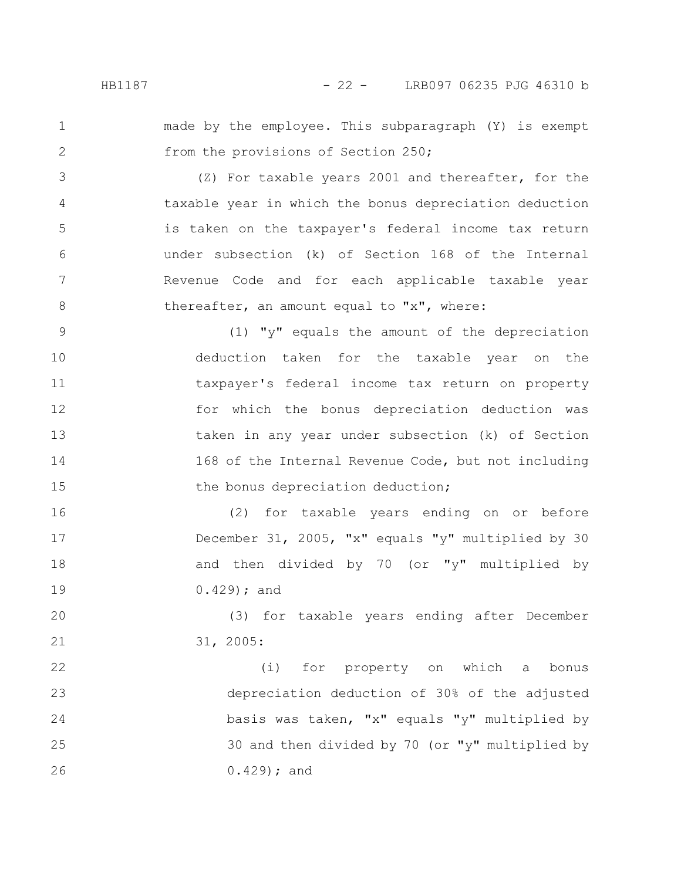made by the employee. This subparagraph (Y) is exempt from the provisions of Section 250;

(Z) For taxable years 2001 and thereafter, for the taxable year in which the bonus depreciation deduction is taken on the taxpayer's federal income tax return under subsection (k) of Section 168 of the Internal Revenue Code and for each applicable taxable year thereafter, an amount equal to "x", where:

(1) "y" equals the amount of the depreciation deduction taken for the taxable year on the taxpayer's federal income tax return on property for which the bonus depreciation deduction was taken in any year under subsection (k) of Section 168 of the Internal Revenue Code, but not including the bonus depreciation deduction;

(2) for taxable years ending on or before December 31, 2005, "x" equals "y" multiplied by 30 and then divided by 70 (or "y" multiplied by 0.429); and

(3) for taxable years ending after December 31, 2005:

(i) for property on which a bonus depreciation deduction of 30% of the adjusted basis was taken, "x" equals "y" multiplied by 30 and then divided by 70 (or "y" multiplied by 0.429); and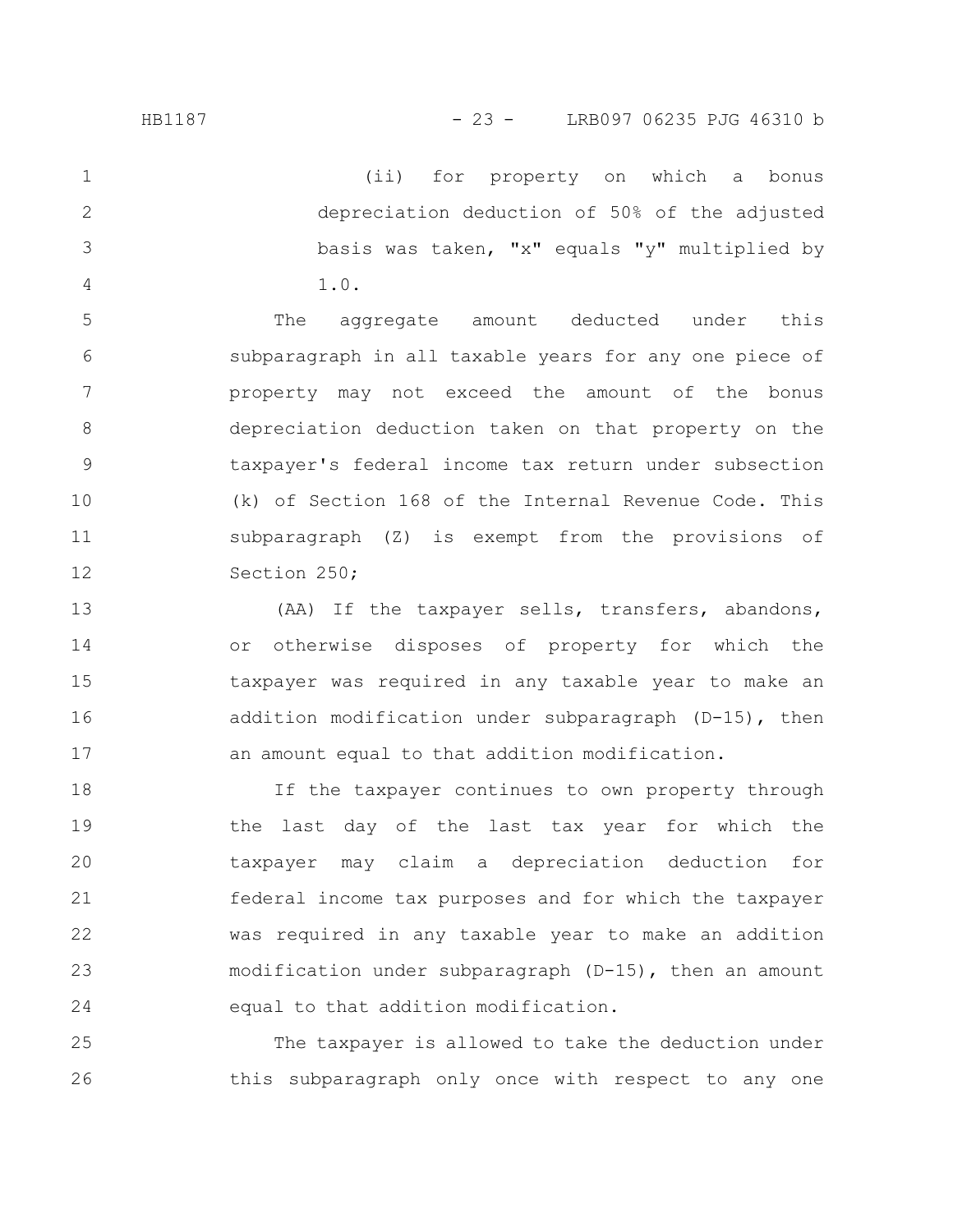(ii) for property on which a bonus depreciation deduction of 50% of the adjusted basis was taken, "x" equals "y" multiplied by 1.0.

The aggregate amount deducted under this subparagraph in all taxable years for any one piece of property may not exceed the amount of the bonus depreciation deduction taken on that property on the taxpayer's federal income tax return under subsection (k) of Section 168 of the Internal Revenue Code. This subparagraph (Z) is exempt from the provisions of Section 250;

(AA) If the taxpayer sells, transfers, abandons, or otherwise disposes of property for which the taxpayer was required in any taxable year to make an addition modification under subparagraph (D-15), then an amount equal to that addition modification.

If the taxpayer continues to own property through the last day of the last tax year for which the taxpayer may claim a depreciation deduction for federal income tax purposes and for which the taxpayer was required in any taxable year to make an addition modification under subparagraph (D-15), then an amount equal to that addition modification.

The taxpayer is allowed to take the deduction under this subparagraph only once with respect to any one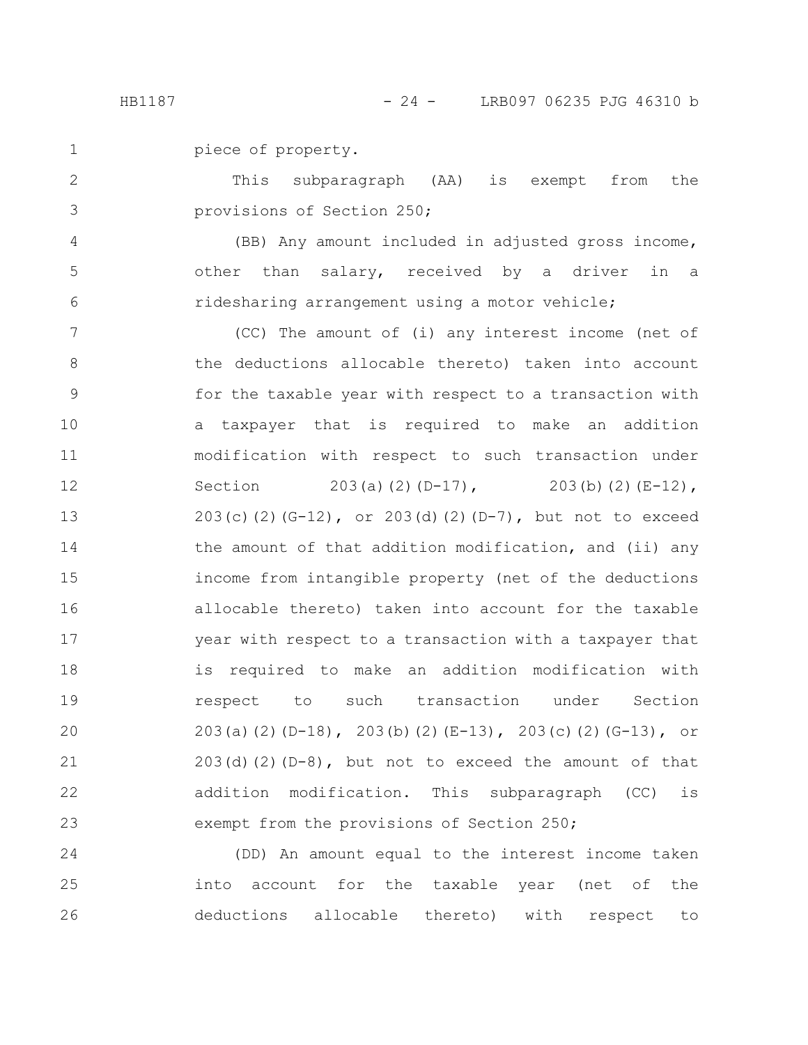piece of property.

This subparagraph (AA) is exempt from the provisions of Section 250;

(BB) Any amount included in adjusted gross income, other than salary, received by a driver in a ridesharing arrangement using a motor vehicle;

(CC) The amount of (i) any interest income (net of the deductions allocable thereto) taken into account for the taxable year with respect to a transaction with a taxpayer that is required to make an addition modification with respect to such transaction under Section 203(a)(2)(D-17), 203(b)(2)(E-12), 203(c)(2)(G-12), or 203(d)(2)(D-7), but not to exceed the amount of that addition modification, and (ii) any income from intangible property (net of the deductions allocable thereto) taken into account for the taxable year with respect to a transaction with a taxpayer that is required to make an addition modification with respect to such transaction under Section 203(a)(2)(D-18), 203(b)(2)(E-13), 203(c)(2)(G-13), or 203(d)(2)(D-8), but not to exceed the amount of that addition modification. This subparagraph (CC) is exempt from the provisions of Section 250;

(DD) An amount equal to the interest income taken into account for the taxable year (net of the deductions allocable thereto) with respect to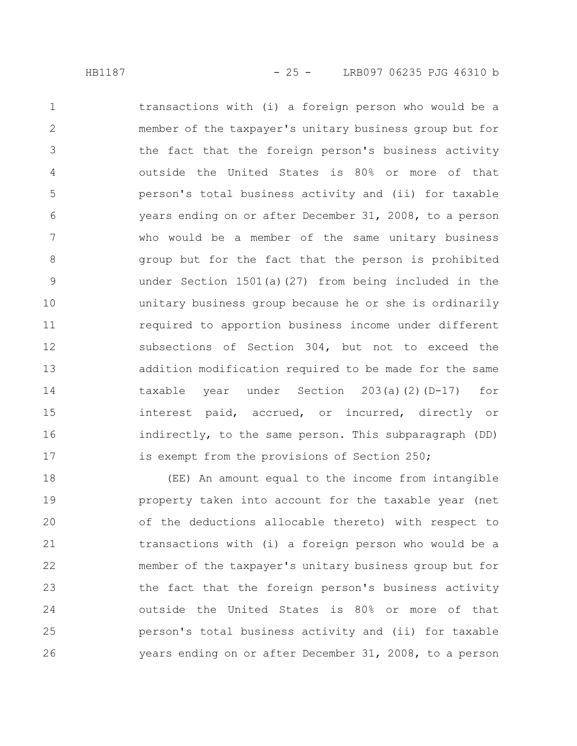transactions with (i) a foreign person who would be a member of the taxpayer's unitary business group but for the fact that the foreign person's business activity outside the United States is 80% or more of that person's total business activity and (ii) for taxable years ending on or after December 31, 2008, to a person who would be a member of the same unitary business group but for the fact that the person is prohibited under Section 1501(a)(27) from being included in the unitary business group because he or she is ordinarily required to apportion business income under different subsections of Section 304, but not to exceed the addition modification required to be made for the same taxable year under Section 203(a)(2)(D-17) for interest paid, accrued, or incurred, directly or indirectly, to the same person. This subparagraph (DD) is exempt from the provisions of Section 250;

(EE) An amount equal to the income from intangible property taken into account for the taxable year (net of the deductions allocable thereto) with respect to transactions with (i) a foreign person who would be a member of the taxpayer's unitary business group but for the fact that the foreign person's business activity outside the United States is 80% or more of that person's total business activity and (ii) for taxable years ending on or after December 31, 2008, to a person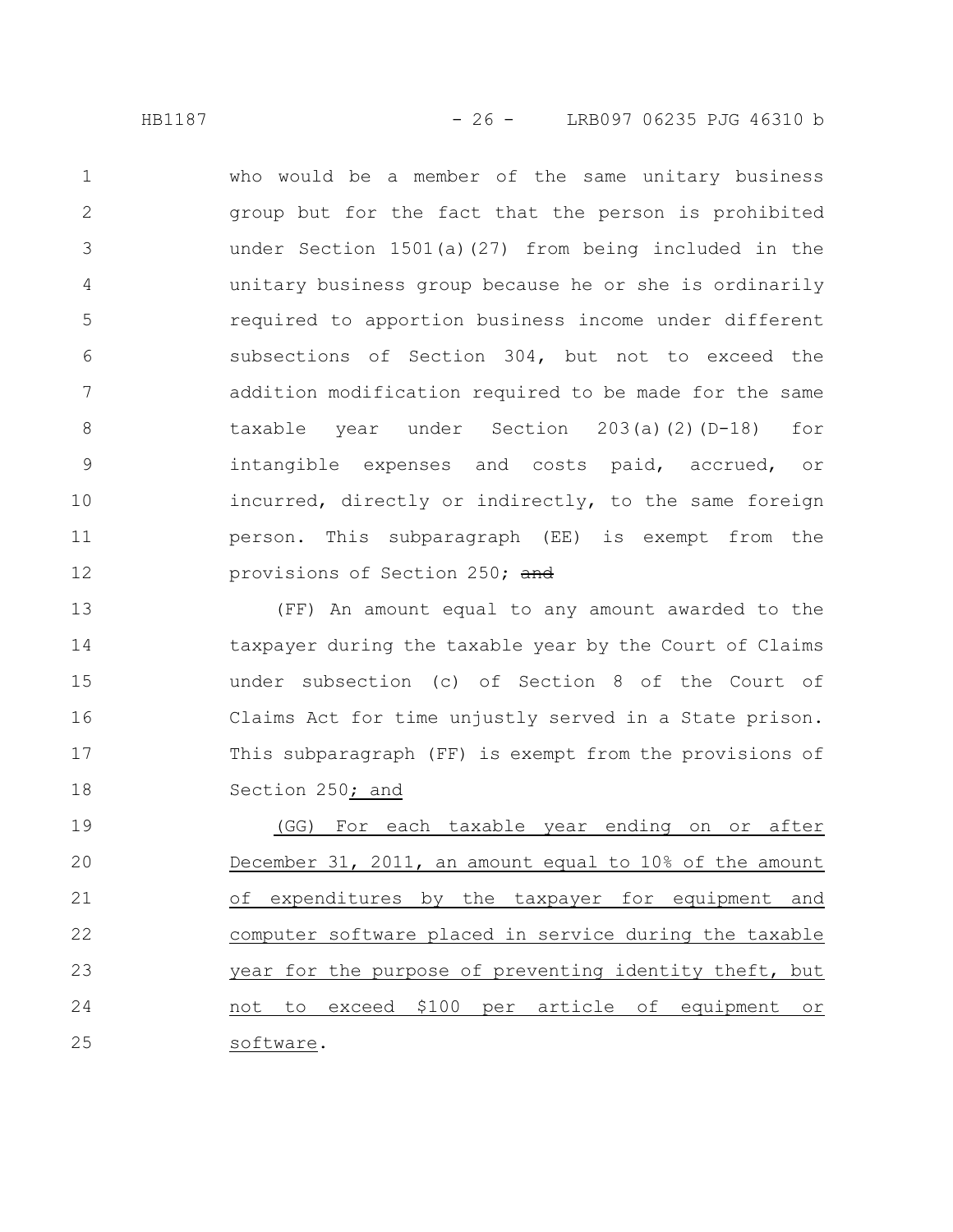who would be a member of the same unitary business group but for the fact that the person is prohibited under Section 1501(a)(27) from being included in the unitary business group because he or she is ordinarily required to apportion business income under different subsections of Section 304, but not to exceed the addition modification required to be made for the same taxable year under Section 203(a)(2)(D-18) for intangible expenses and costs paid, accrued, or incurred, directly or indirectly, to the same foreign person. This subparagraph (EE) is exempt from the provisions of Section 250; ~~and~~

(FF) An amount equal to any amount awarded to the taxpayer during the taxable year by the Court of Claims under subsection (c) of Section 8 of the Court of Claims Act for time unjustly served in a State prison. This subparagraph (FF) is exempt from the provisions of Section 250; and

(GG) For each taxable year ending on or after December 31, 2011, an amount equal to 10% of the amount of expenditures by the taxpayer for equipment and computer software placed in service during the taxable year for the purpose of preventing identity theft, but not to exceed $100 per article of equipment or software.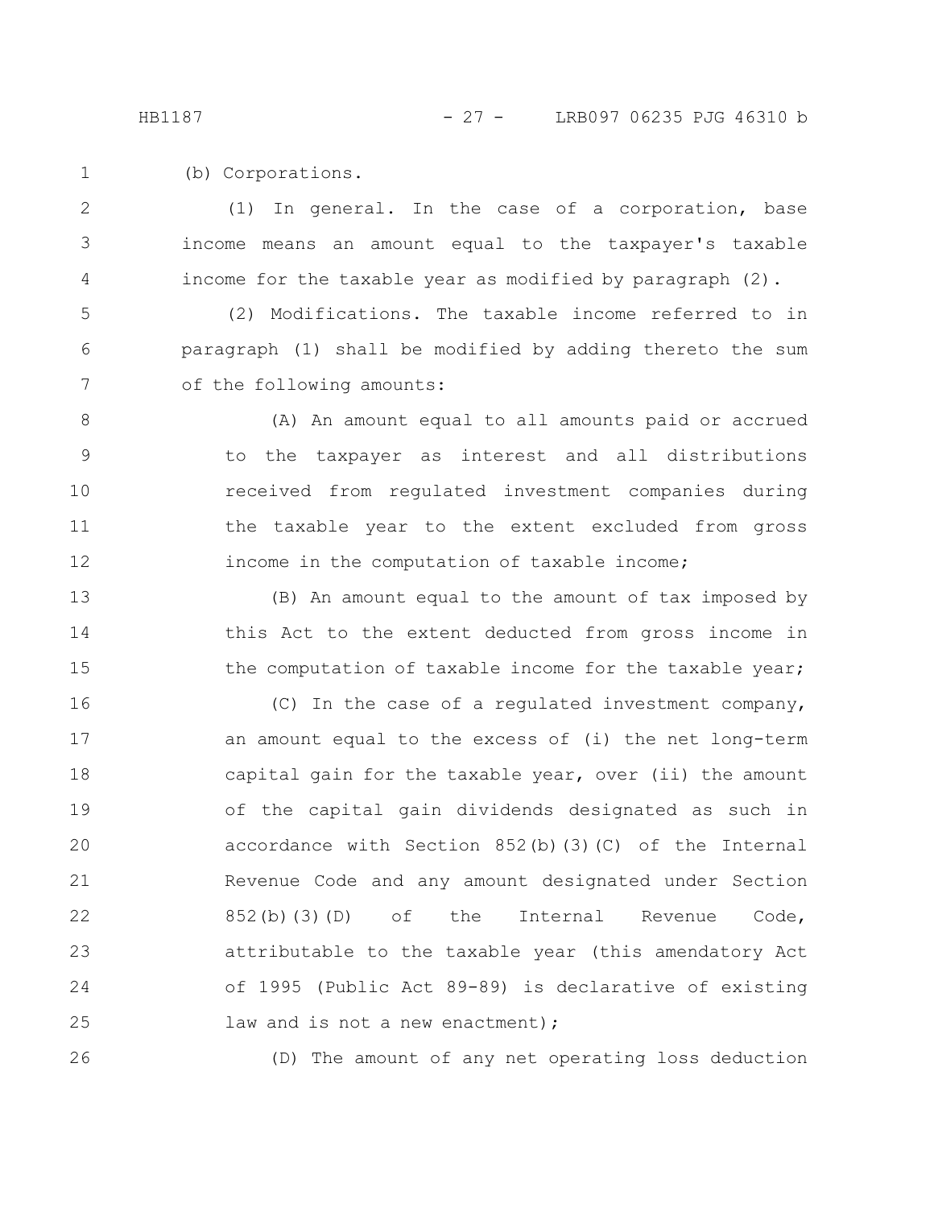(b) Corporations.

(1) In general. In the case of a corporation, base income means an amount equal to the taxpayer's taxable income for the taxable year as modified by paragraph (2).

(2) Modifications. The taxable income referred to in paragraph (1) shall be modified by adding thereto the sum of the following amounts:

(A) An amount equal to all amounts paid or accrued to the taxpayer as interest and all distributions received from regulated investment companies during the taxable year to the extent excluded from gross income in the computation of taxable income;

(B) An amount equal to the amount of tax imposed by this Act to the extent deducted from gross income in the computation of taxable income for the taxable year;

(C) In the case of a regulated investment company, an amount equal to the excess of (i) the net long-term capital gain for the taxable year, over (ii) the amount of the capital gain dividends designated as such in accordance with Section 852(b)(3)(C) of the Internal Revenue Code and any amount designated under Section 852(b)(3)(D) of the Internal Revenue Code, attributable to the taxable year (this amendatory Act of 1995 (Public Act 89-89) is declarative of existing law and is not a new enactment);

(D) The amount of any net operating loss deduction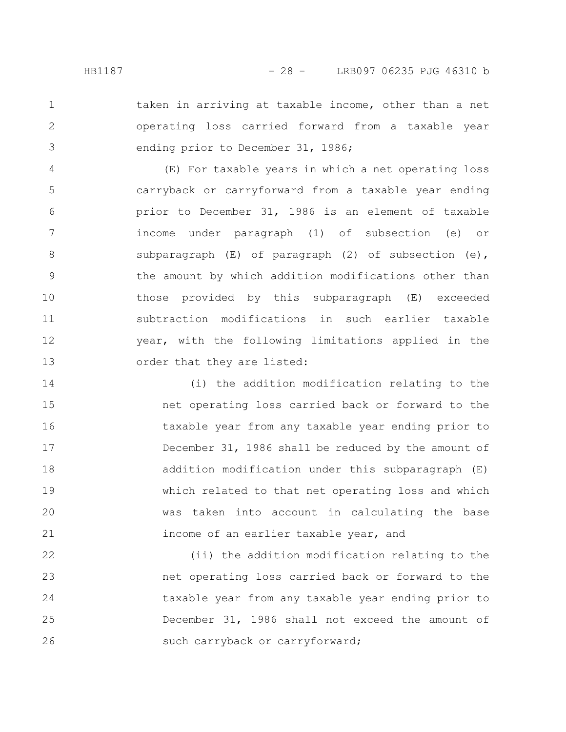taken in arriving at taxable income, other than a net operating loss carried forward from a taxable year ending prior to December 31, 1986;

(E) For taxable years in which a net operating loss carryback or carryforward from a taxable year ending prior to December 31, 1986 is an element of taxable income under paragraph (1) of subsection (e) or subparagraph (E) of paragraph (2) of subsection (e), the amount by which addition modifications other than those provided by this subparagraph (E) exceeded subtraction modifications in such earlier taxable year, with the following limitations applied in the order that they are listed:

(i) the addition modification relating to the net operating loss carried back or forward to the taxable year from any taxable year ending prior to December 31, 1986 shall be reduced by the amount of addition modification under this subparagraph (E) which related to that net operating loss and which was taken into account in calculating the base income of an earlier taxable year, and

(ii) the addition modification relating to the net operating loss carried back or forward to the taxable year from any taxable year ending prior to December 31, 1986 shall not exceed the amount of such carryback or carryforward;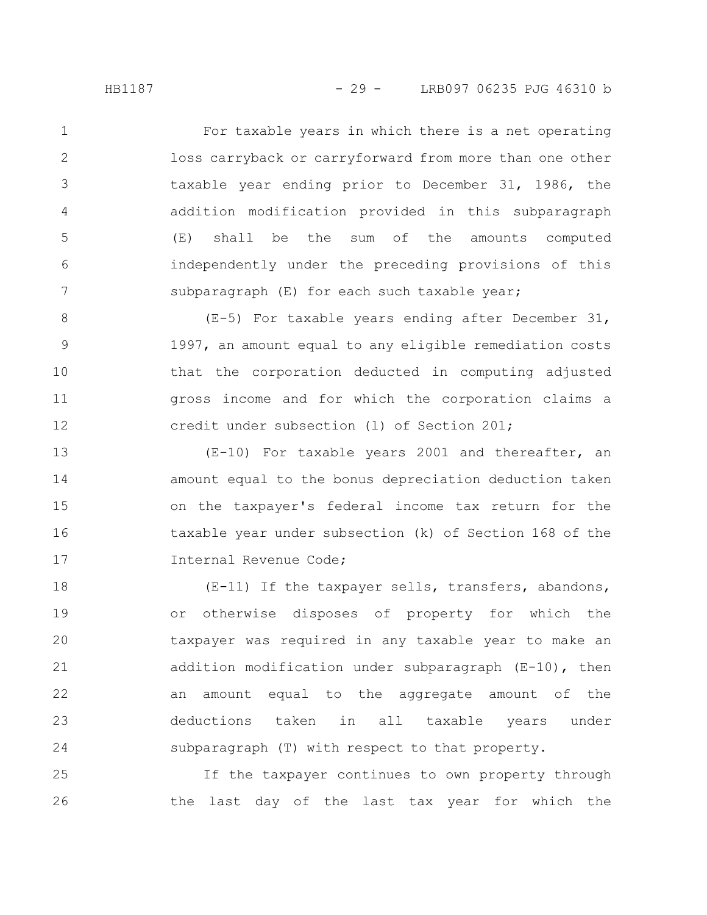For taxable years in which there is a net operating loss carryback or carryforward from more than one other taxable year ending prior to December 31, 1986, the addition modification provided in this subparagraph (E) shall be the sum of the amounts computed independently under the preceding provisions of this subparagraph (E) for each such taxable year;

(E-5) For taxable years ending after December 31, 1997, an amount equal to any eligible remediation costs that the corporation deducted in computing adjusted gross income and for which the corporation claims a credit under subsection (l) of Section 201;

(E-10) For taxable years 2001 and thereafter, an amount equal to the bonus depreciation deduction taken on the taxpayer's federal income tax return for the taxable year under subsection (k) of Section 168 of the Internal Revenue Code;

(E-11) If the taxpayer sells, transfers, abandons, or otherwise disposes of property for which the taxpayer was required in any taxable year to make an addition modification under subparagraph (E-10), then an amount equal to the aggregate amount of the deductions taken in all taxable years under subparagraph (T) with respect to that property.

If the taxpayer continues to own property through the last day of the last tax year for which the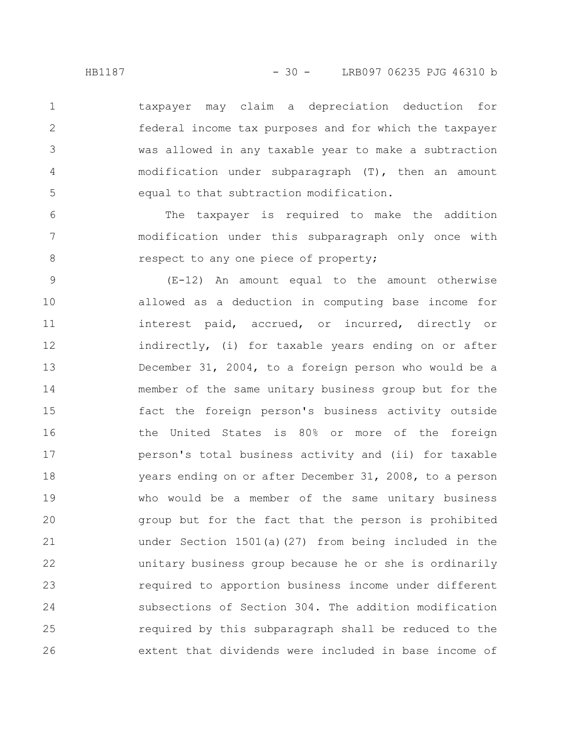taxpayer may claim a depreciation deduction for federal income tax purposes and for which the taxpayer was allowed in any taxable year to make a subtraction modification under subparagraph (T), then an amount equal to that subtraction modification.

The taxpayer is required to make the addition modification under this subparagraph only once with respect to any one piece of property;

(E-12) An amount equal to the amount otherwise allowed as a deduction in computing base income for interest paid, accrued, or incurred, directly or indirectly, (i) for taxable years ending on or after December 31, 2004, to a foreign person who would be a member of the same unitary business group but for the fact the foreign person's business activity outside the United States is 80% or more of the foreign person's total business activity and (ii) for taxable years ending on or after December 31, 2008, to a person who would be a member of the same unitary business group but for the fact that the person is prohibited under Section 1501(a)(27) from being included in the unitary business group because he or she is ordinarily required to apportion business income under different subsections of Section 304. The addition modification required by this subparagraph shall be reduced to the extent that dividends were included in base income of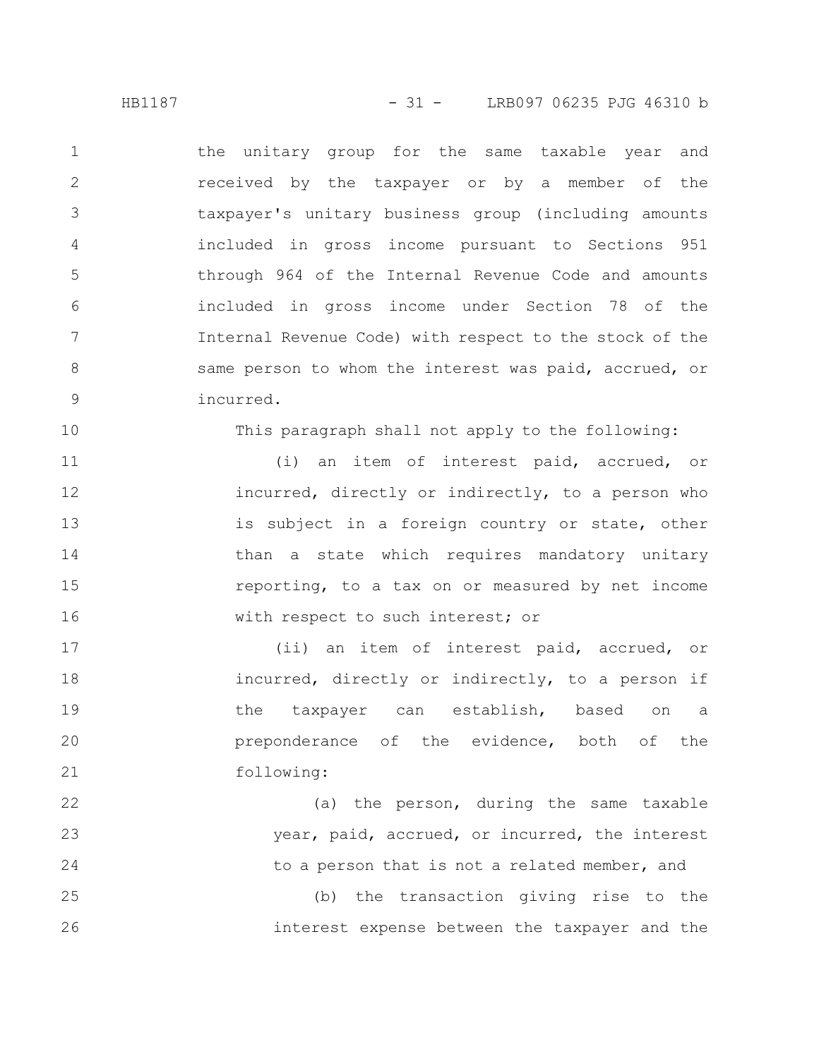the unitary group for the same taxable year and received by the taxpayer or by a member of the taxpayer's unitary business group (including amounts included in gross income pursuant to Sections 951 through 964 of the Internal Revenue Code and amounts included in gross income under Section 78 of the Internal Revenue Code) with respect to the stock of the same person to whom the interest was paid, accrued, or incurred.

This paragraph shall not apply to the following:

(i) an item of interest paid, accrued, or incurred, directly or indirectly, to a person who is subject in a foreign country or state, other than a state which requires mandatory unitary reporting, to a tax on or measured by net income with respect to such interest; or

(ii) an item of interest paid, accrued, or incurred, directly or indirectly, to a person if the taxpayer can establish, based on a preponderance of the evidence, both of the following:

(a) the person, during the same taxable year, paid, accrued, or incurred, the interest to a person that is not a related member, and

(b) the transaction giving rise to the interest expense between the taxpayer and the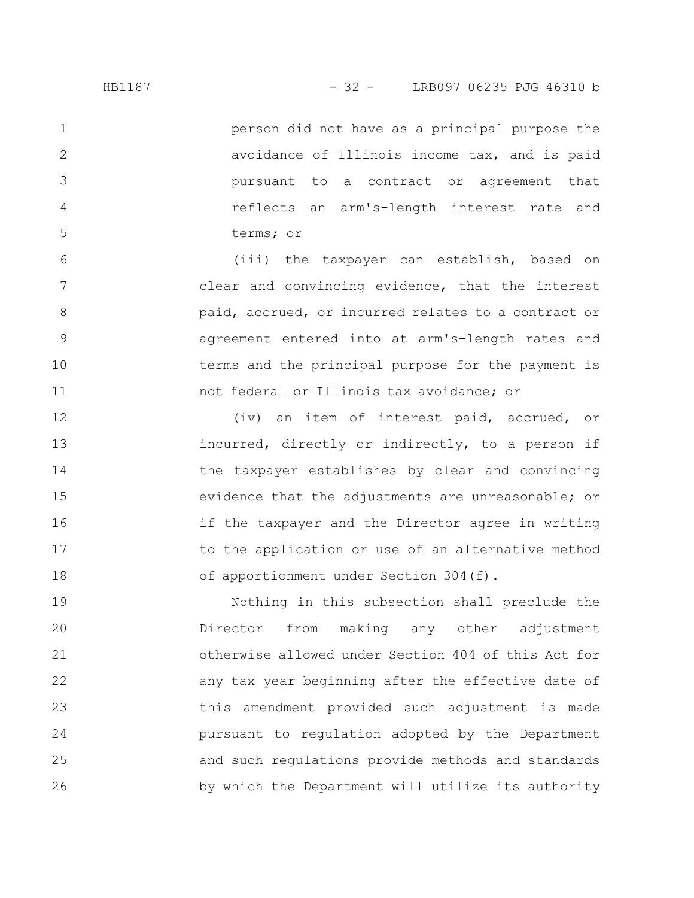person did not have as a principal purpose the avoidance of Illinois income tax, and is paid pursuant to a contract or agreement that reflects an arm's-length interest rate and terms; or

(iii) the taxpayer can establish, based on clear and convincing evidence, that the interest paid, accrued, or incurred relates to a contract or agreement entered into at arm's-length rates and terms and the principal purpose for the payment is not federal or Illinois tax avoidance; or

(iv) an item of interest paid, accrued, or incurred, directly or indirectly, to a person if the taxpayer establishes by clear and convincing evidence that the adjustments are unreasonable; or if the taxpayer and the Director agree in writing to the application or use of an alternative method of apportionment under Section 304(f).

Nothing in this subsection shall preclude the Director from making any other adjustment otherwise allowed under Section 404 of this Act for any tax year beginning after the effective date of this amendment provided such adjustment is made pursuant to regulation adopted by the Department and such regulations provide methods and standards by which the Department will utilize its authority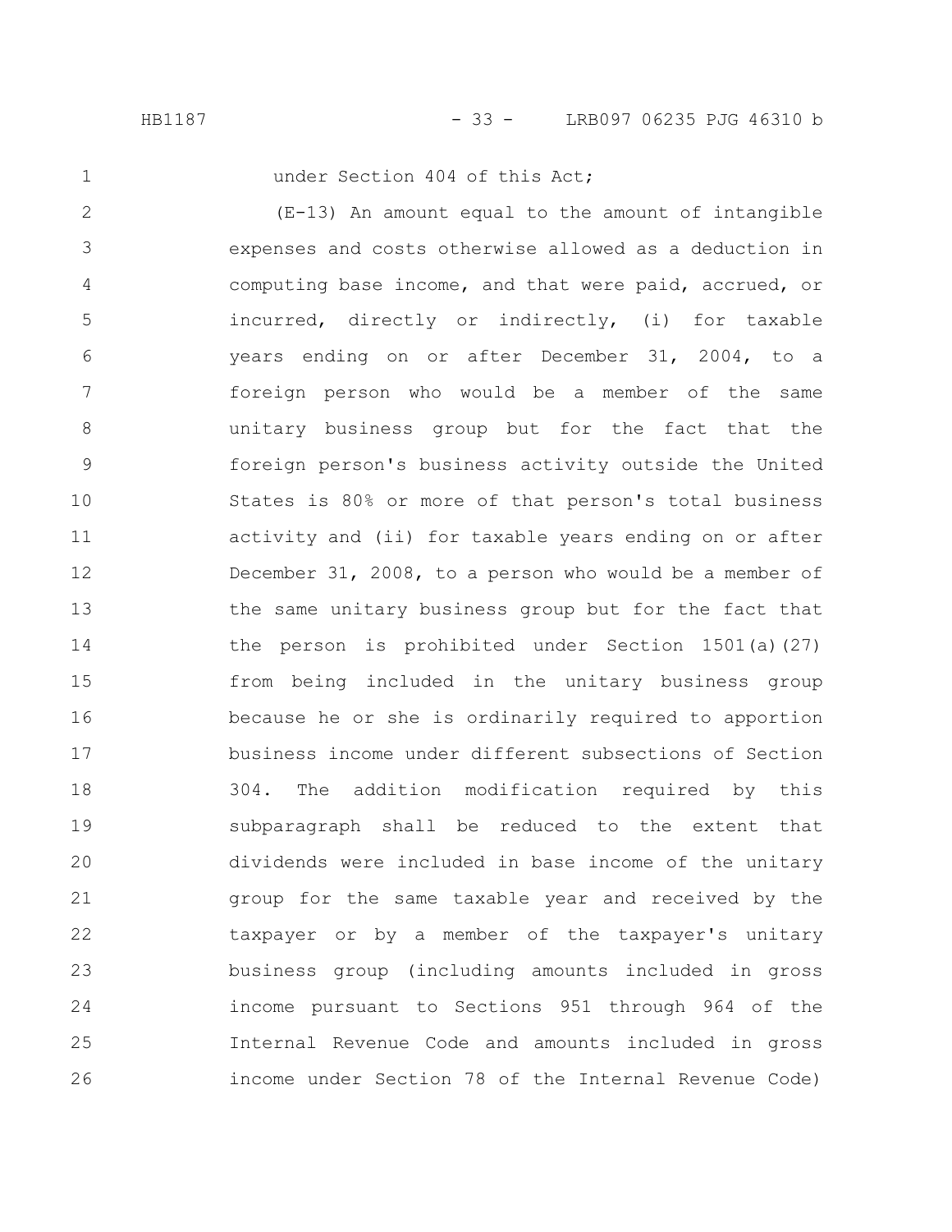under Section 404 of this Act;

(E-13) An amount equal to the amount of intangible expenses and costs otherwise allowed as a deduction in computing base income, and that were paid, accrued, or incurred, directly or indirectly, (i) for taxable years ending on or after December 31, 2004, to a foreign person who would be a member of the same unitary business group but for the fact that the foreign person's business activity outside the United States is 80% or more of that person's total business activity and (ii) for taxable years ending on or after December 31, 2008, to a person who would be a member of the same unitary business group but for the fact that the person is prohibited under Section 1501(a)(27) from being included in the unitary business group because he or she is ordinarily required to apportion business income under different subsections of Section 304. The addition modification required by this subparagraph shall be reduced to the extent that dividends were included in base income of the unitary group for the same taxable year and received by the taxpayer or by a member of the taxpayer's unitary business group (including amounts included in gross income pursuant to Sections 951 through 964 of the Internal Revenue Code and amounts included in gross income under Section 78 of the Internal Revenue Code)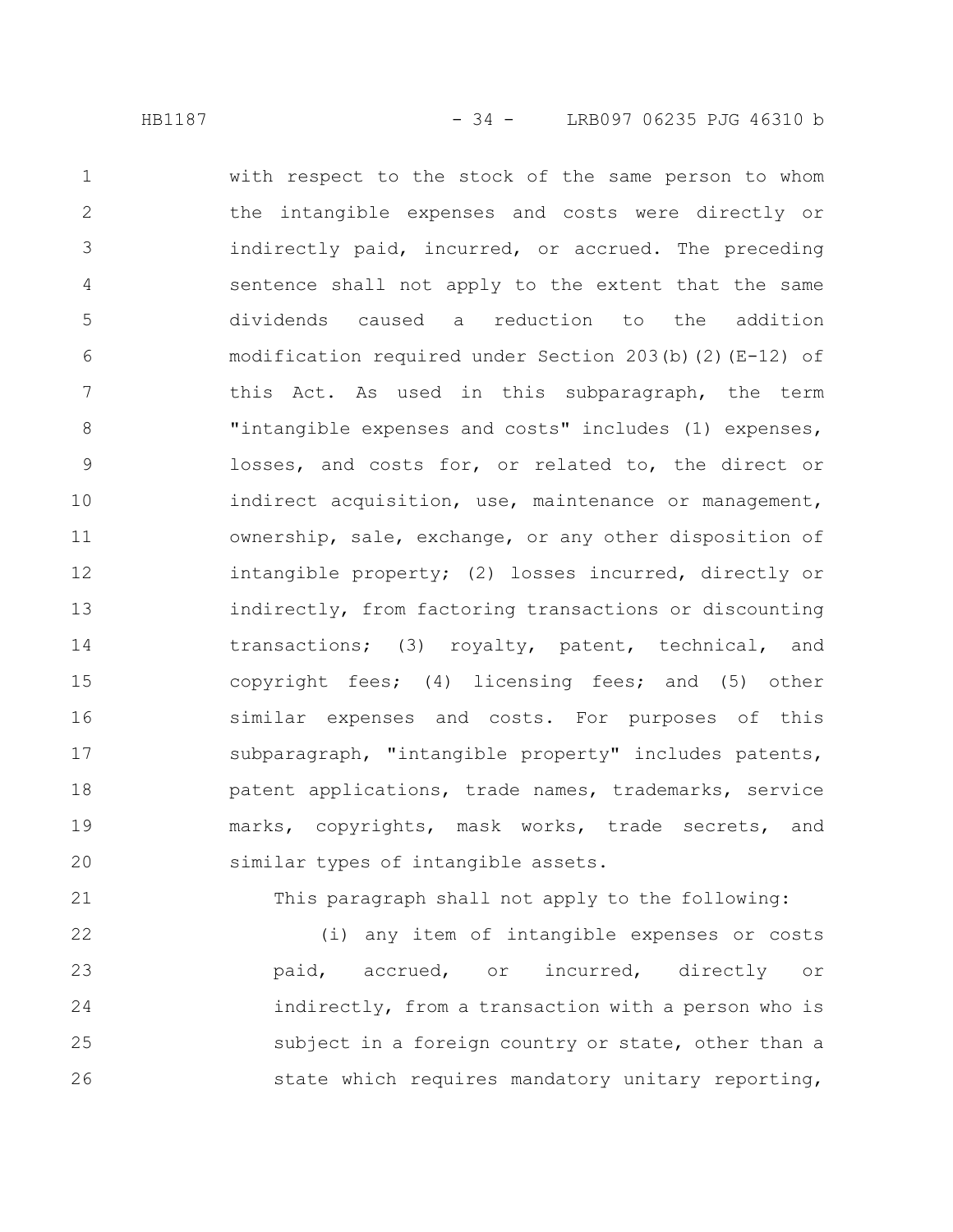with respect to the stock of the same person to whom the intangible expenses and costs were directly or indirectly paid, incurred, or accrued. The preceding sentence shall not apply to the extent that the same dividends caused a reduction to the addition modification required under Section 203(b)(2)(E-12) of this Act. As used in this subparagraph, the term "intangible expenses and costs" includes (1) expenses, losses, and costs for, or related to, the direct or indirect acquisition, use, maintenance or management, ownership, sale, exchange, or any other disposition of intangible property; (2) losses incurred, directly or indirectly, from factoring transactions or discounting transactions; (3) royalty, patent, technical, and copyright fees; (4) licensing fees; and (5) other similar expenses and costs. For purposes of this subparagraph, "intangible property" includes patents, patent applications, trade names, trademarks, service marks, copyrights, mask works, trade secrets, and similar types of intangible assets.

This paragraph shall not apply to the following:

(i) any item of intangible expenses or costs paid, accrued, or incurred, directly or indirectly, from a transaction with a person who is subject in a foreign country or state, other than a state which requires mandatory unitary reporting,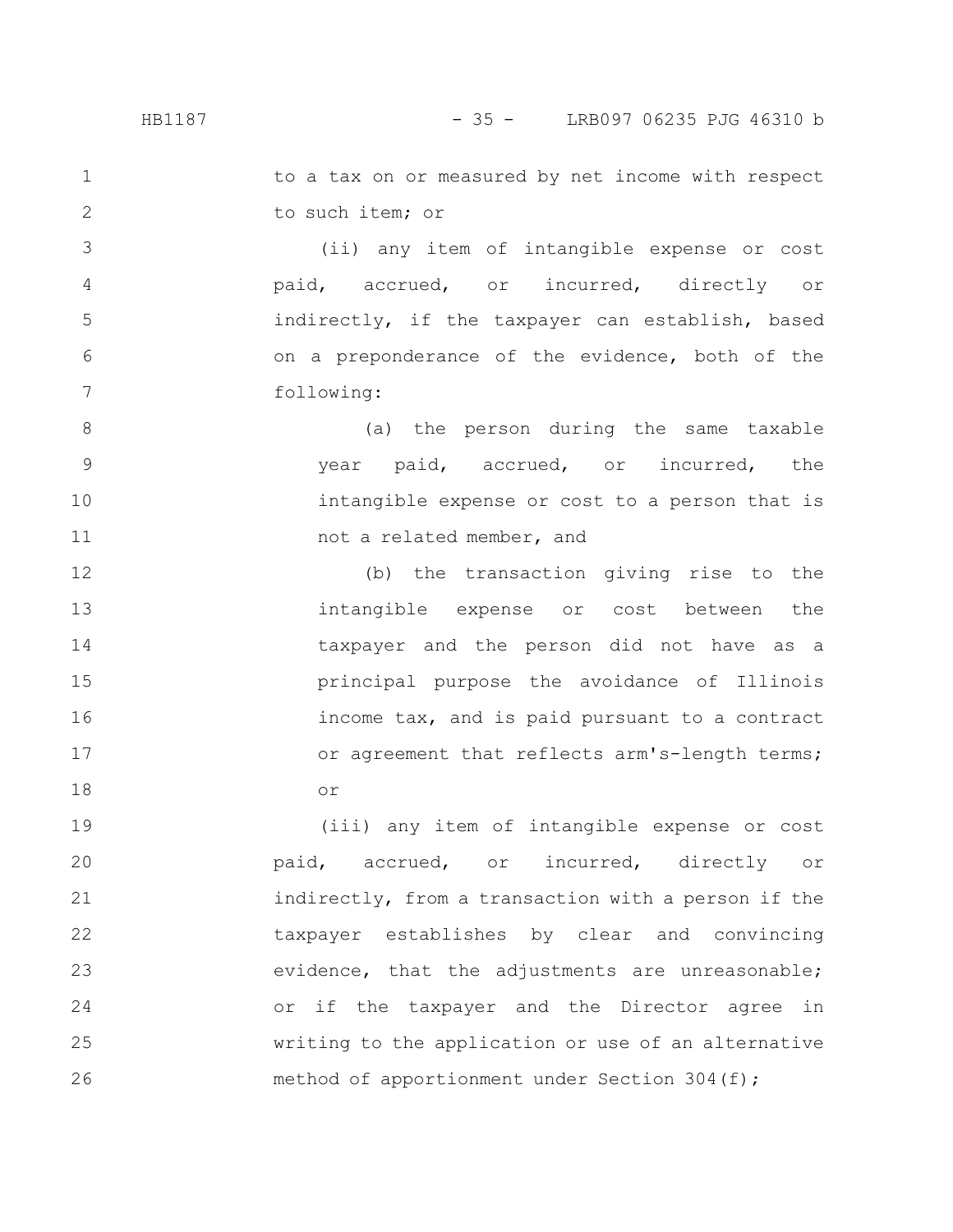to a tax on or measured by net income with respect to such item; or

(ii) any item of intangible expense or cost paid, accrued, or incurred, directly or indirectly, if the taxpayer can establish, based on a preponderance of the evidence, both of the following:

(a) the person during the same taxable year paid, accrued, or incurred, the intangible expense or cost to a person that is not a related member, and

(b) the transaction giving rise to the intangible expense or cost between the taxpayer and the person did not have as a principal purpose the avoidance of Illinois income tax, and is paid pursuant to a contract or agreement that reflects arm's-length terms; or

(iii) any item of intangible expense or cost paid, accrued, or incurred, directly or indirectly, from a transaction with a person if the taxpayer establishes by clear and convincing evidence, that the adjustments are unreasonable; or if the taxpayer and the Director agree in writing to the application or use of an alternative method of apportionment under Section 304(f);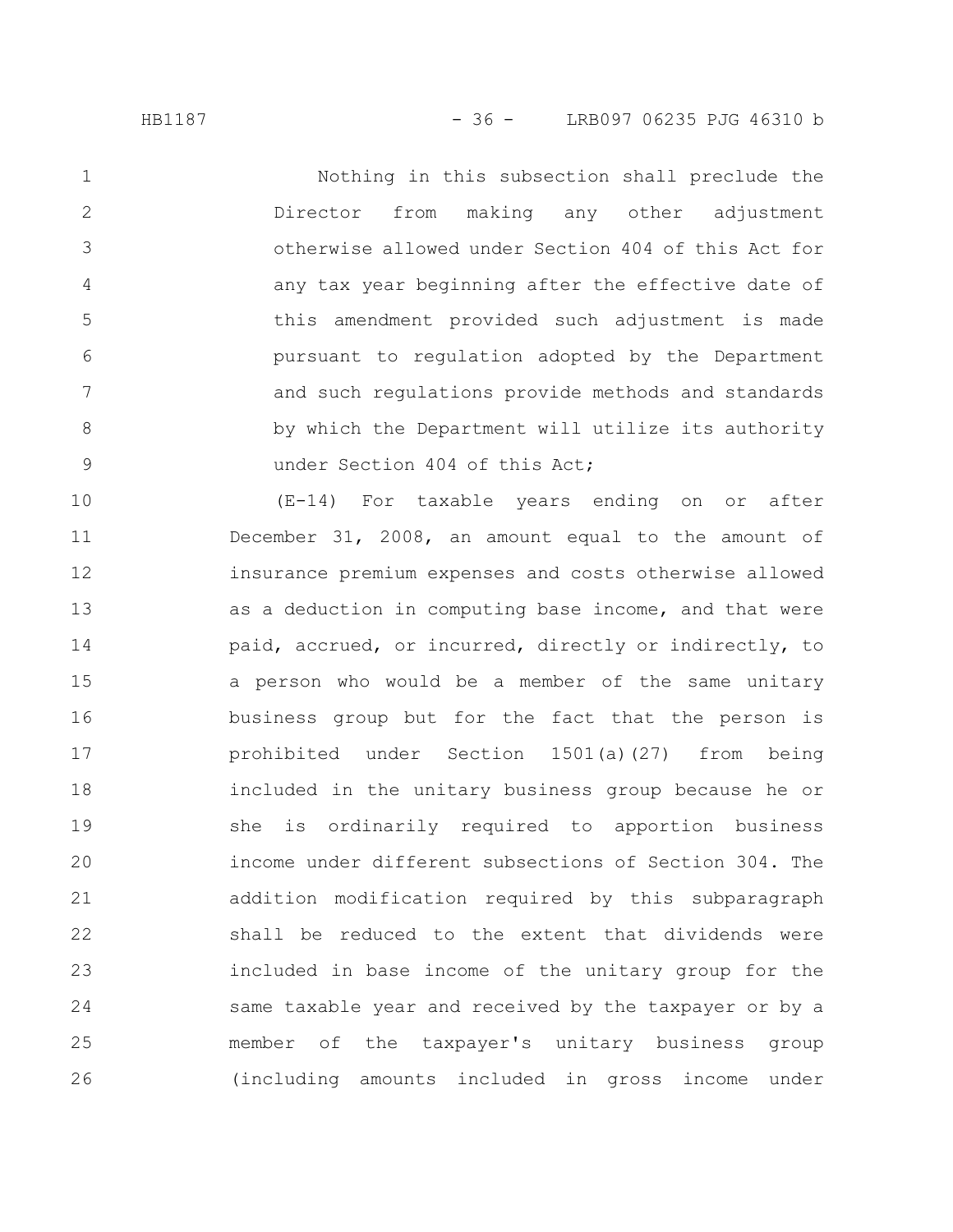Nothing in this subsection shall preclude the Director from making any other adjustment otherwise allowed under Section 404 of this Act for any tax year beginning after the effective date of this amendment provided such adjustment is made pursuant to regulation adopted by the Department and such regulations provide methods and standards by which the Department will utilize its authority under Section 404 of this Act;

(E-14) For taxable years ending on or after December 31, 2008, an amount equal to the amount of insurance premium expenses and costs otherwise allowed as a deduction in computing base income, and that were paid, accrued, or incurred, directly or indirectly, to a person who would be a member of the same unitary business group but for the fact that the person is prohibited under Section 1501(a)(27) from being included in the unitary business group because he or she is ordinarily required to apportion business income under different subsections of Section 304. The addition modification required by this subparagraph shall be reduced to the extent that dividends were included in base income of the unitary group for the same taxable year and received by the taxpayer or by a member of the taxpayer's unitary business group (including amounts included in gross income under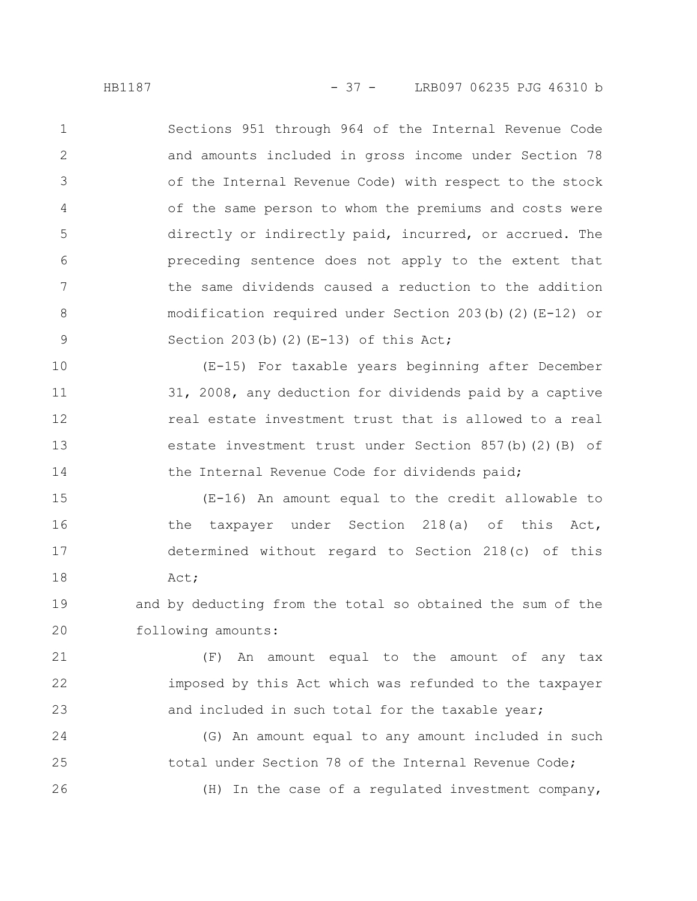Sections 951 through 964 of the Internal Revenue Code and amounts included in gross income under Section 78 of the Internal Revenue Code) with respect to the stock of the same person to whom the premiums and costs were directly or indirectly paid, incurred, or accrued. The preceding sentence does not apply to the extent that the same dividends caused a reduction to the addition modification required under Section 203(b)(2)(E-12) or Section 203(b)(2)(E-13) of this Act;

(E-15) For taxable years beginning after December 31, 2008, any deduction for dividends paid by a captive real estate investment trust that is allowed to a real estate investment trust under Section 857(b)(2)(B) of the Internal Revenue Code for dividends paid;

(E-16) An amount equal to the credit allowable to the taxpayer under Section 218(a) of this Act, determined without regard to Section 218(c) of this Act;

and by deducting from the total so obtained the sum of the following amounts:

(F) An amount equal to the amount of any tax imposed by this Act which was refunded to the taxpayer and included in such total for the taxable year;

(G) An amount equal to any amount included in such total under Section 78 of the Internal Revenue Code;

(H) In the case of a regulated investment company,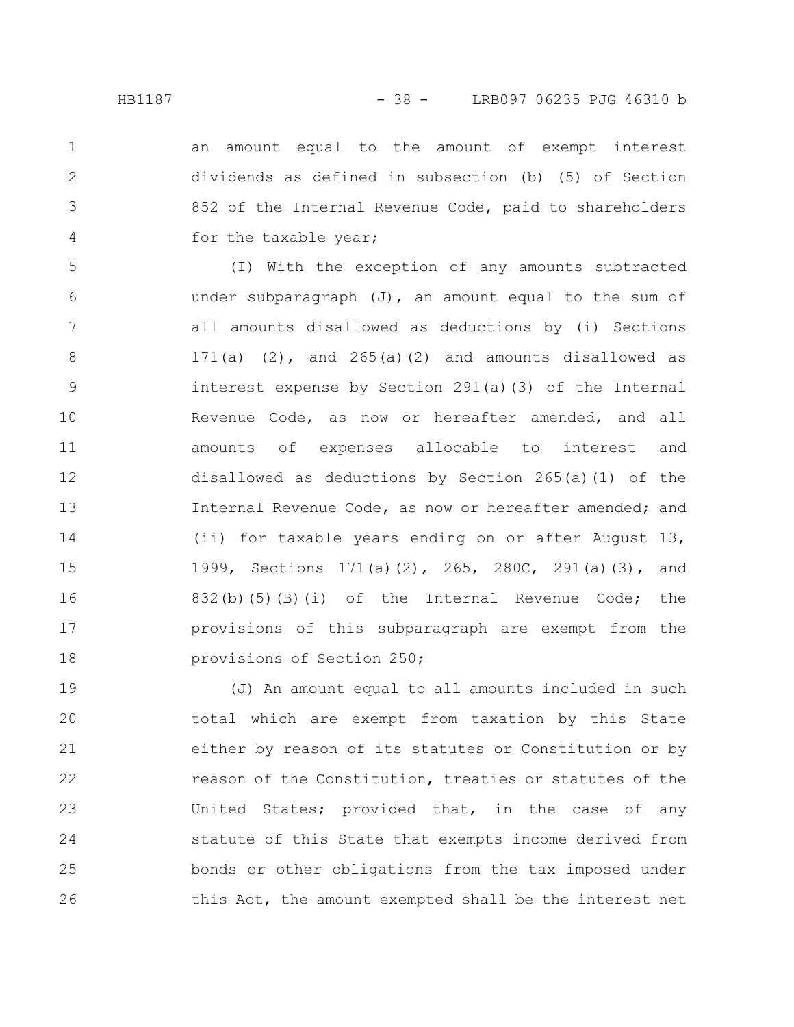an amount equal to the amount of exempt interest dividends as defined in subsection (b) (5) of Section 852 of the Internal Revenue Code, paid to shareholders for the taxable year;

(I) With the exception of any amounts subtracted under subparagraph (J), an amount equal to the sum of all amounts disallowed as deductions by (i) Sections 171(a) (2), and 265(a)(2) and amounts disallowed as interest expense by Section 291(a)(3) of the Internal Revenue Code, as now or hereafter amended, and all amounts of expenses allocable to interest and disallowed as deductions by Section 265(a)(1) of the Internal Revenue Code, as now or hereafter amended; and (ii) for taxable years ending on or after August 13, 1999, Sections 171(a)(2), 265, 280C, 291(a)(3), and 832(b)(5)(B)(i) of the Internal Revenue Code; the provisions of this subparagraph are exempt from the provisions of Section 250;

(J) An amount equal to all amounts included in such total which are exempt from taxation by this State either by reason of its statutes or Constitution or by reason of the Constitution, treaties or statutes of the United States; provided that, in the case of any statute of this State that exempts income derived from bonds or other obligations from the tax imposed under this Act, the amount exempted shall be the interest net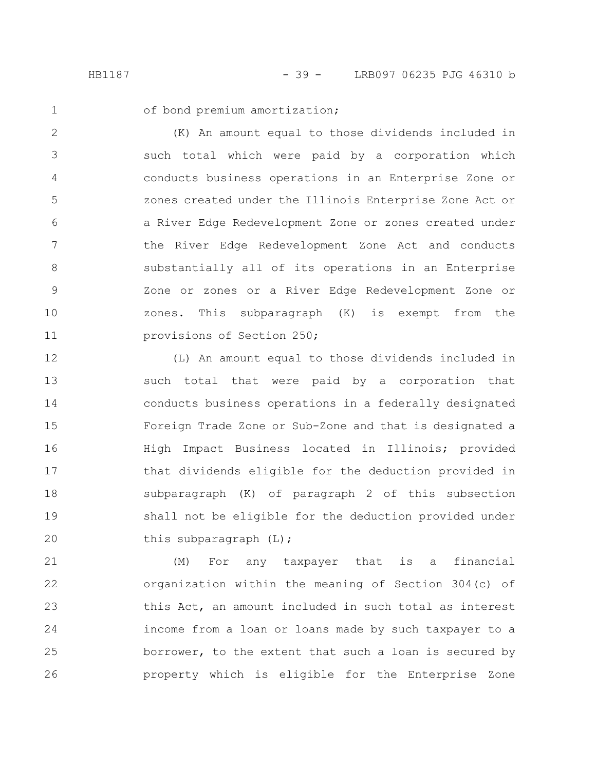of bond premium amortization;

(K) An amount equal to those dividends included in such total which were paid by a corporation which conducts business operations in an Enterprise Zone or zones created under the Illinois Enterprise Zone Act or a River Edge Redevelopment Zone or zones created under the River Edge Redevelopment Zone Act and conducts substantially all of its operations in an Enterprise Zone or zones or a River Edge Redevelopment Zone or zones. This subparagraph (K) is exempt from the provisions of Section 250;

(L) An amount equal to those dividends included in such total that were paid by a corporation that conducts business operations in a federally designated Foreign Trade Zone or Sub-Zone and that is designated a High Impact Business located in Illinois; provided that dividends eligible for the deduction provided in subparagraph (K) of paragraph 2 of this subsection shall not be eligible for the deduction provided under this subparagraph (L);

(M) For any taxpayer that is a financial organization within the meaning of Section 304(c) of this Act, an amount included in such total as interest income from a loan or loans made by such taxpayer to a borrower, to the extent that such a loan is secured by property which is eligible for the Enterprise Zone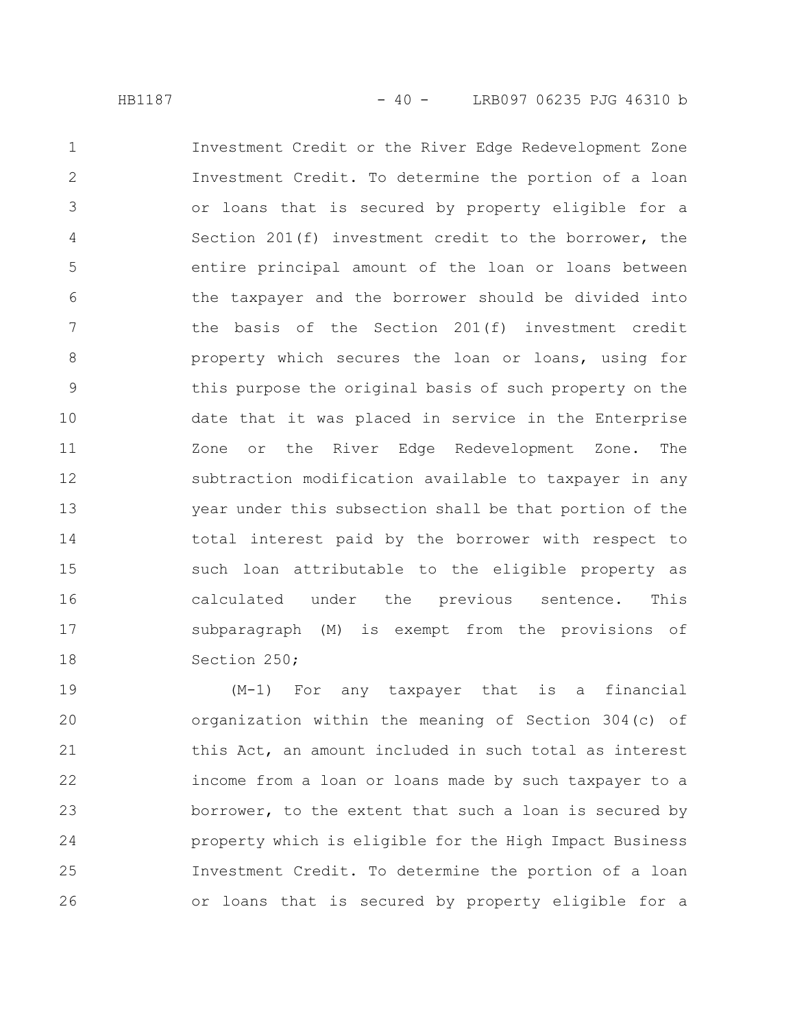Investment Credit or the River Edge Redevelopment Zone Investment Credit. To determine the portion of a loan or loans that is secured by property eligible for a Section 201(f) investment credit to the borrower, the entire principal amount of the loan or loans between the taxpayer and the borrower should be divided into the basis of the Section 201(f) investment credit property which secures the loan or loans, using for this purpose the original basis of such property on the date that it was placed in service in the Enterprise Zone or the River Edge Redevelopment Zone. The subtraction modification available to taxpayer in any year under this subsection shall be that portion of the total interest paid by the borrower with respect to such loan attributable to the eligible property as calculated under the previous sentence. This subparagraph (M) is exempt from the provisions of Section 250;

(M-1) For any taxpayer that is a financial organization within the meaning of Section 304(c) of this Act, an amount included in such total as interest income from a loan or loans made by such taxpayer to a borrower, to the extent that such a loan is secured by property which is eligible for the High Impact Business Investment Credit. To determine the portion of a loan or loans that is secured by property eligible for a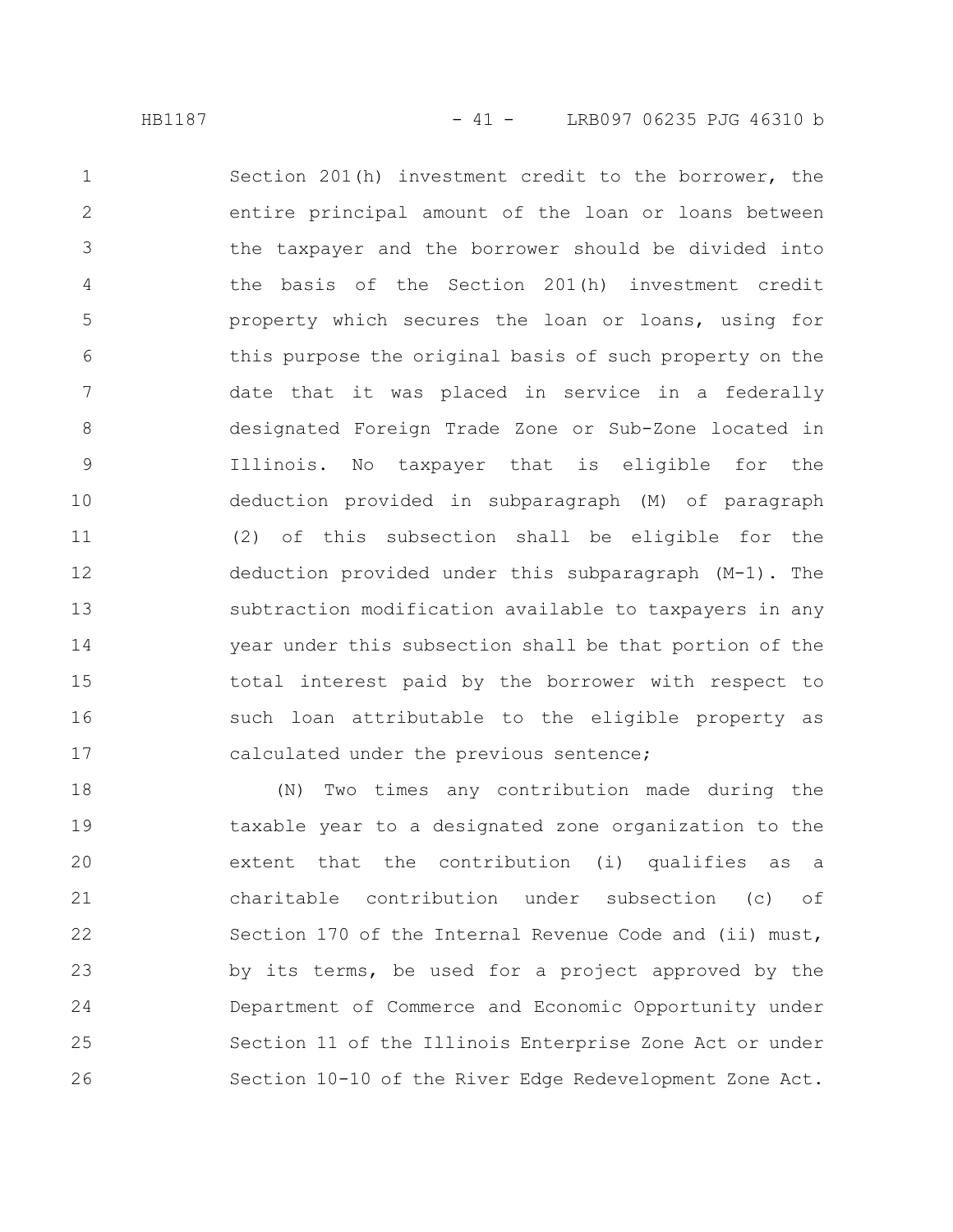Section 201(h) investment credit to the borrower, the entire principal amount of the loan or loans between the taxpayer and the borrower should be divided into the basis of the Section 201(h) investment credit property which secures the loan or loans, using for this purpose the original basis of such property on the date that it was placed in service in a federally designated Foreign Trade Zone or Sub-Zone located in Illinois. No taxpayer that is eligible for the deduction provided in subparagraph (M) of paragraph (2) of this subsection shall be eligible for the deduction provided under this subparagraph (M-1). The subtraction modification available to taxpayers in any year under this subsection shall be that portion of the total interest paid by the borrower with respect to such loan attributable to the eligible property as calculated under the previous sentence;

(N) Two times any contribution made during the taxable year to a designated zone organization to the extent that the contribution (i) qualifies as a charitable contribution under subsection (c) of Section 170 of the Internal Revenue Code and (ii) must, by its terms, be used for a project approved by the Department of Commerce and Economic Opportunity under Section 11 of the Illinois Enterprise Zone Act or under Section 10-10 of the River Edge Redevelopment Zone Act.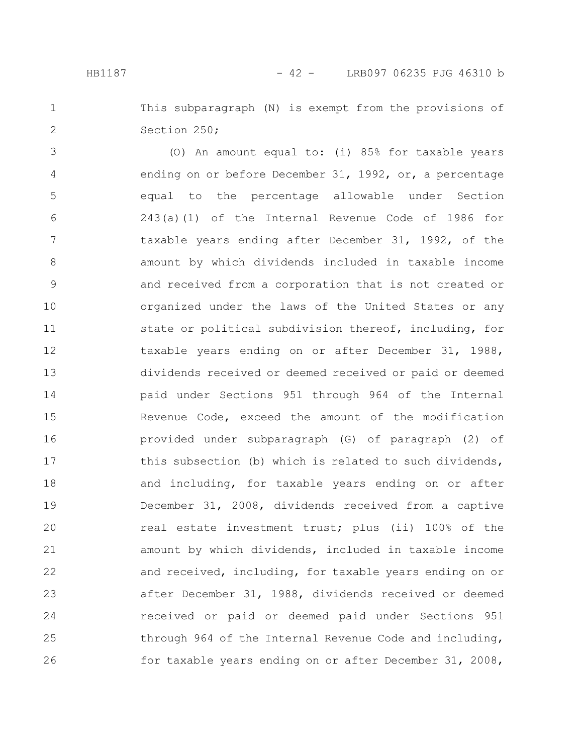This subparagraph (N) is exempt from the provisions of Section 250;

(O) An amount equal to: (i) 85% for taxable years ending on or before December 31, 1992, or, a percentage equal to the percentage allowable under Section 243(a)(1) of the Internal Revenue Code of 1986 for taxable years ending after December 31, 1992, of the amount by which dividends included in taxable income and received from a corporation that is not created or organized under the laws of the United States or any state or political subdivision thereof, including, for taxable years ending on or after December 31, 1988, dividends received or deemed received or paid or deemed paid under Sections 951 through 964 of the Internal Revenue Code, exceed the amount of the modification provided under subparagraph (G) of paragraph (2) of this subsection (b) which is related to such dividends, and including, for taxable years ending on or after December 31, 2008, dividends received from a captive real estate investment trust; plus (ii) 100% of the amount by which dividends, included in taxable income and received, including, for taxable years ending on or after December 31, 1988, dividends received or deemed received or paid or deemed paid under Sections 951 through 964 of the Internal Revenue Code and including, for taxable years ending on or after December 31, 2008,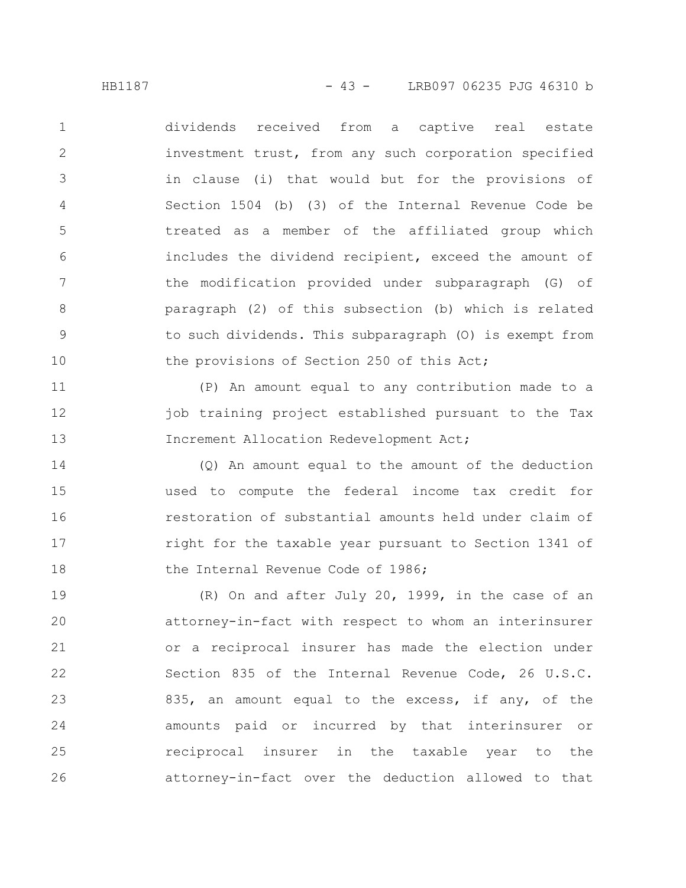dividends received from a captive real estate investment trust, from any such corporation specified in clause (i) that would but for the provisions of Section 1504 (b) (3) of the Internal Revenue Code be treated as a member of the affiliated group which includes the dividend recipient, exceed the amount of the modification provided under subparagraph (G) of paragraph (2) of this subsection (b) which is related to such dividends. This subparagraph (O) is exempt from the provisions of Section 250 of this Act;

(P) An amount equal to any contribution made to a job training project established pursuant to the Tax Increment Allocation Redevelopment Act;

(Q) An amount equal to the amount of the deduction used to compute the federal income tax credit for restoration of substantial amounts held under claim of right for the taxable year pursuant to Section 1341 of the Internal Revenue Code of 1986;

(R) On and after July 20, 1999, in the case of an attorney-in-fact with respect to whom an interinsurer or a reciprocal insurer has made the election under Section 835 of the Internal Revenue Code, 26 U.S.C. 835, an amount equal to the excess, if any, of the amounts paid or incurred by that interinsurer or reciprocal insurer in the taxable year to the attorney-in-fact over the deduction allowed to that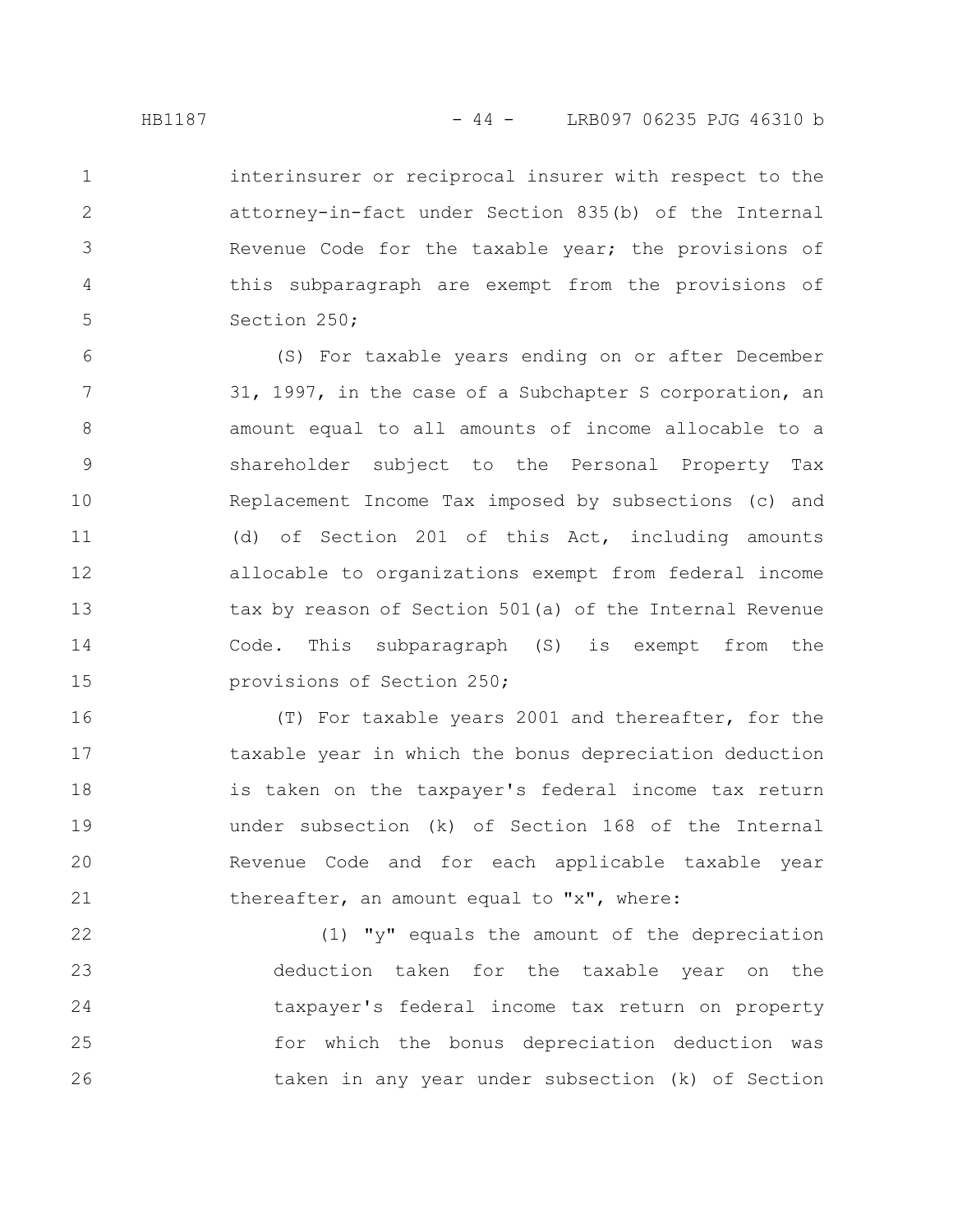interinsurer or reciprocal insurer with respect to the attorney-in-fact under Section 835(b) of the Internal Revenue Code for the taxable year; the provisions of this subparagraph are exempt from the provisions of Section 250;

(S) For taxable years ending on or after December 31, 1997, in the case of a Subchapter S corporation, an amount equal to all amounts of income allocable to a shareholder subject to the Personal Property Tax Replacement Income Tax imposed by subsections (c) and (d) of Section 201 of this Act, including amounts allocable to organizations exempt from federal income tax by reason of Section 501(a) of the Internal Revenue Code. This subparagraph (S) is exempt from the provisions of Section 250;

(T) For taxable years 2001 and thereafter, for the taxable year in which the bonus depreciation deduction is taken on the taxpayer's federal income tax return under subsection (k) of Section 168 of the Internal Revenue Code and for each applicable taxable year thereafter, an amount equal to "x", where:

(1) "y" equals the amount of the depreciation deduction taken for the taxable year on the taxpayer's federal income tax return on property for which the bonus depreciation deduction was taken in any year under subsection (k) of Section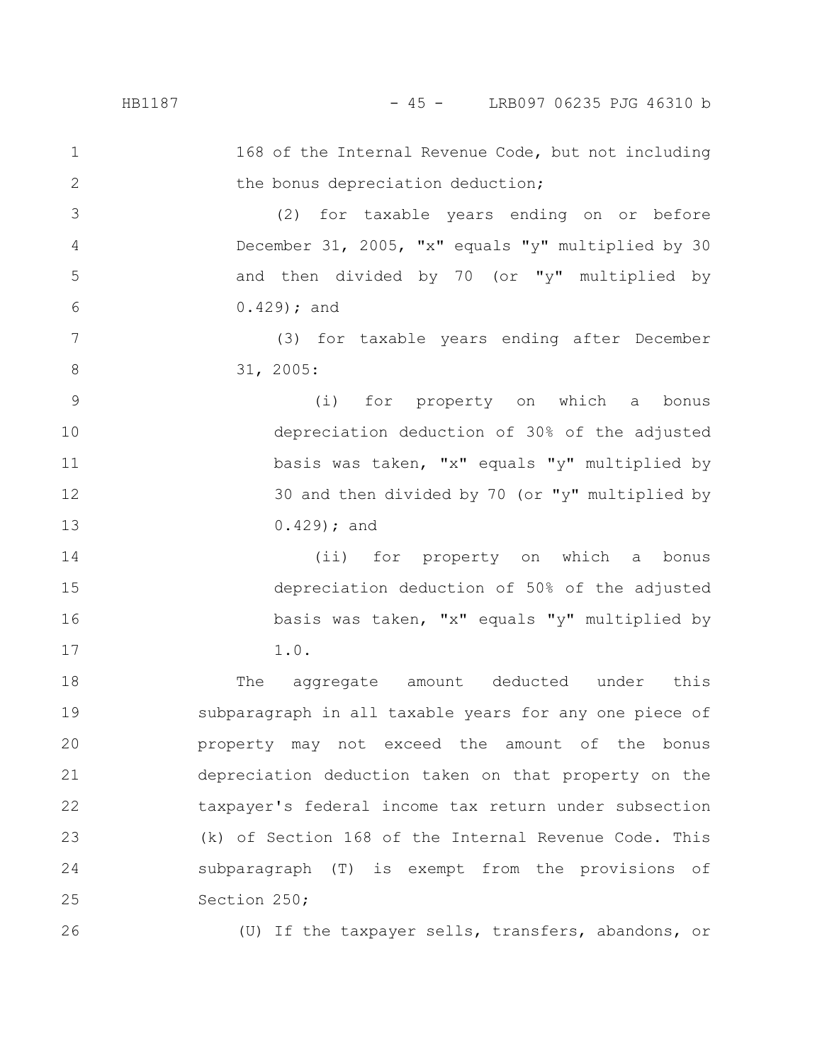168 of the Internal Revenue Code, but not including the bonus depreciation deduction;

(2) for taxable years ending on or before December 31, 2005, "x" equals "y" multiplied by 30 and then divided by 70 (or "y" multiplied by 0.429); and

(3) for taxable years ending after December 31, 2005:

(i) for property on which a bonus depreciation deduction of 30% of the adjusted basis was taken, "x" equals "y" multiplied by 30 and then divided by 70 (or "y" multiplied by 0.429); and

(ii) for property on which a bonus depreciation deduction of 50% of the adjusted basis was taken, "x" equals "y" multiplied by 1.0.

The aggregate amount deducted under this subparagraph in all taxable years for any one piece of property may not exceed the amount of the bonus depreciation deduction taken on that property on the taxpayer's federal income tax return under subsection (k) of Section 168 of the Internal Revenue Code. This subparagraph (T) is exempt from the provisions of Section 250;

(U) If the taxpayer sells, transfers, abandons, or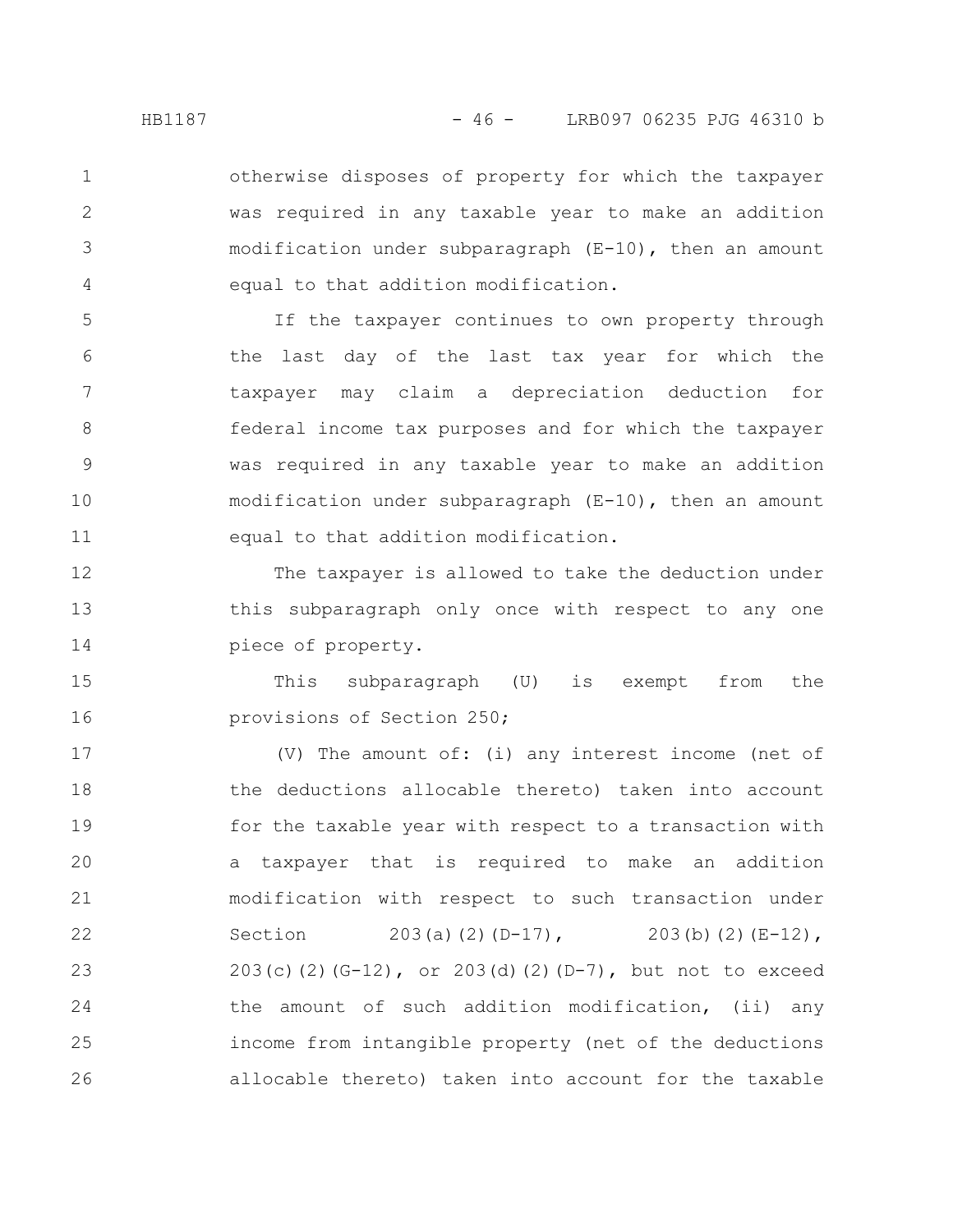otherwise disposes of property for which the taxpayer was required in any taxable year to make an addition modification under subparagraph (E-10), then an amount equal to that addition modification.

If the taxpayer continues to own property through the last day of the last tax year for which the taxpayer may claim a depreciation deduction for federal income tax purposes and for which the taxpayer was required in any taxable year to make an addition modification under subparagraph (E-10), then an amount equal to that addition modification.

The taxpayer is allowed to take the deduction under this subparagraph only once with respect to any one piece of property.

This subparagraph (U) is exempt from the provisions of Section 250;

(V) The amount of: (i) any interest income (net of the deductions allocable thereto) taken into account for the taxable year with respect to a transaction with a taxpayer that is required to make an addition modification with respect to such transaction under Section 203(a)(2)(D-17), 203(b)(2)(E-12), 203(c)(2)(G-12), or 203(d)(2)(D-7), but not to exceed the amount of such addition modification, (ii) any income from intangible property (net of the deductions allocable thereto) taken into account for the taxable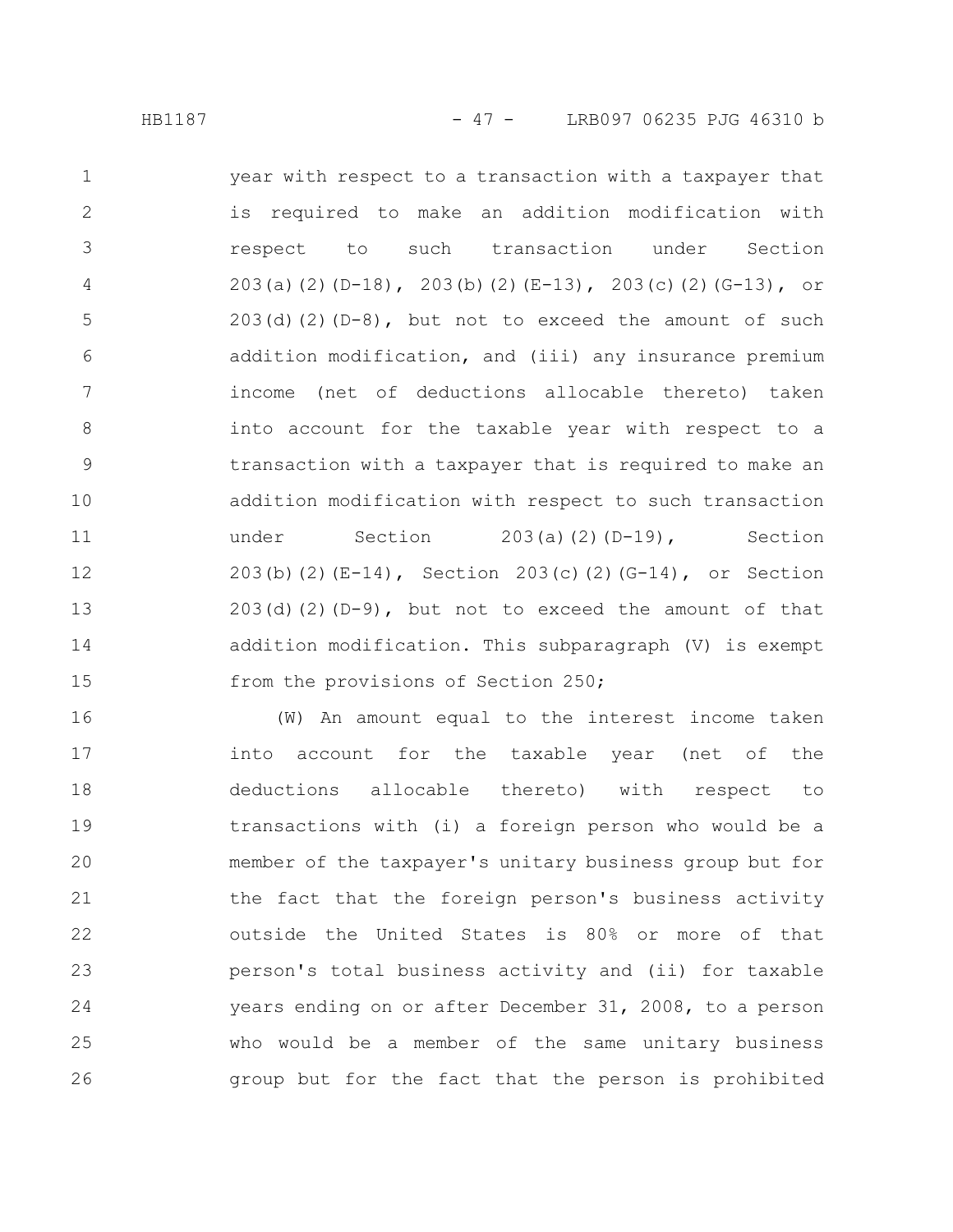year with respect to a transaction with a taxpayer that is required to make an addition modification with respect to such transaction under Section 203(a)(2)(D-18), 203(b)(2)(E-13), 203(c)(2)(G-13), or 203(d)(2)(D-8), but not to exceed the amount of such addition modification, and (iii) any insurance premium income (net of deductions allocable thereto) taken into account for the taxable year with respect to a transaction with a taxpayer that is required to make an addition modification with respect to such transaction under Section 203(a)(2)(D-19), Section 203(b)(2)(E-14), Section 203(c)(2)(G-14), or Section 203(d)(2)(D-9), but not to exceed the amount of that addition modification. This subparagraph (V) is exempt from the provisions of Section 250;

(W) An amount equal to the interest income taken into account for the taxable year (net of the deductions allocable thereto) with respect to transactions with (i) a foreign person who would be a member of the taxpayer's unitary business group but for the fact that the foreign person's business activity outside the United States is 80% or more of that person's total business activity and (ii) for taxable years ending on or after December 31, 2008, to a person who would be a member of the same unitary business group but for the fact that the person is prohibited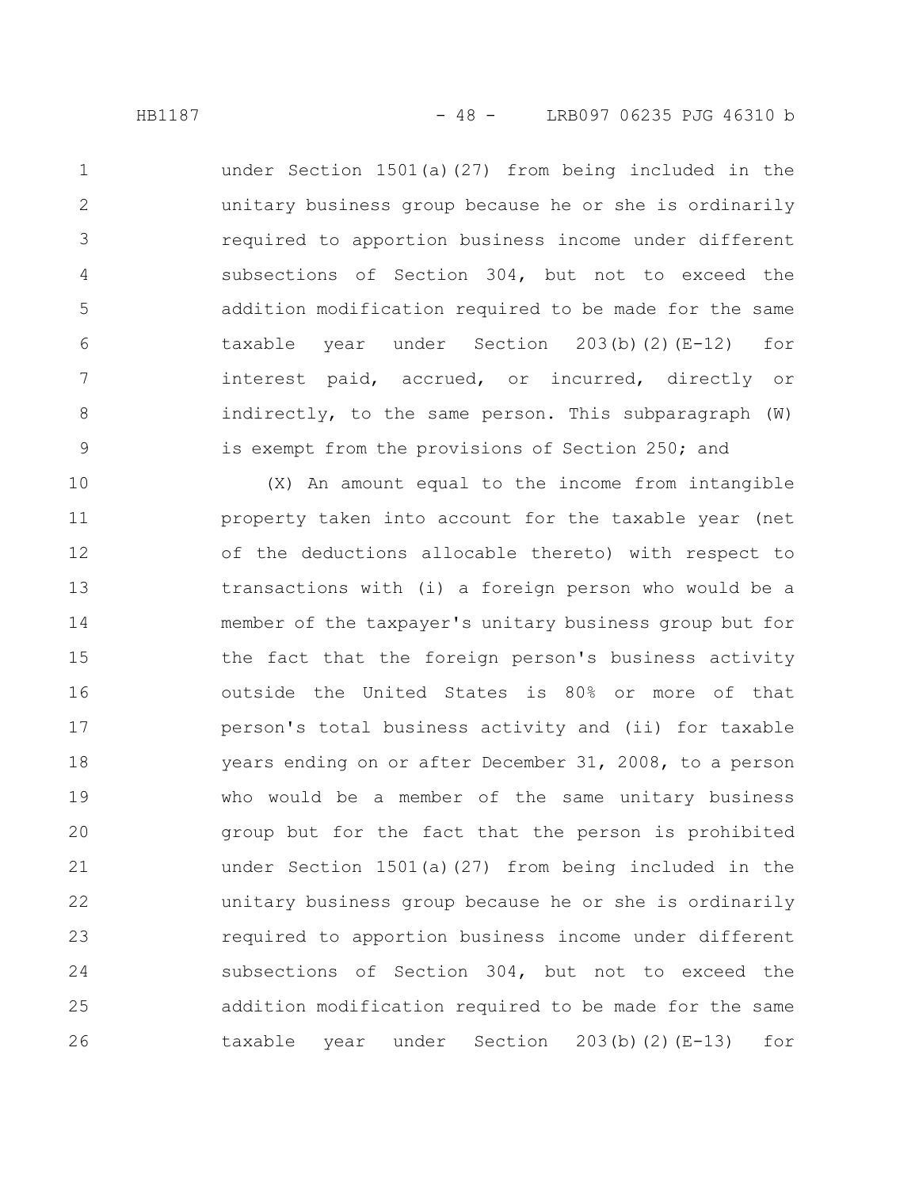under Section 1501(a)(27) from being included in the unitary business group because he or she is ordinarily required to apportion business income under different subsections of Section 304, but not to exceed the addition modification required to be made for the same taxable year under Section 203(b)(2)(E-12) for interest paid, accrued, or incurred, directly or indirectly, to the same person. This subparagraph (W) is exempt from the provisions of Section 250; and

(X) An amount equal to the income from intangible property taken into account for the taxable year (net of the deductions allocable thereto) with respect to transactions with (i) a foreign person who would be a member of the taxpayer's unitary business group but for the fact that the foreign person's business activity outside the United States is 80% or more of that person's total business activity and (ii) for taxable years ending on or after December 31, 2008, to a person who would be a member of the same unitary business group but for the fact that the person is prohibited under Section 1501(a)(27) from being included in the unitary business group because he or she is ordinarily required to apportion business income under different subsections of Section 304, but not to exceed the addition modification required to be made for the same taxable year under Section 203(b)(2)(E-13) for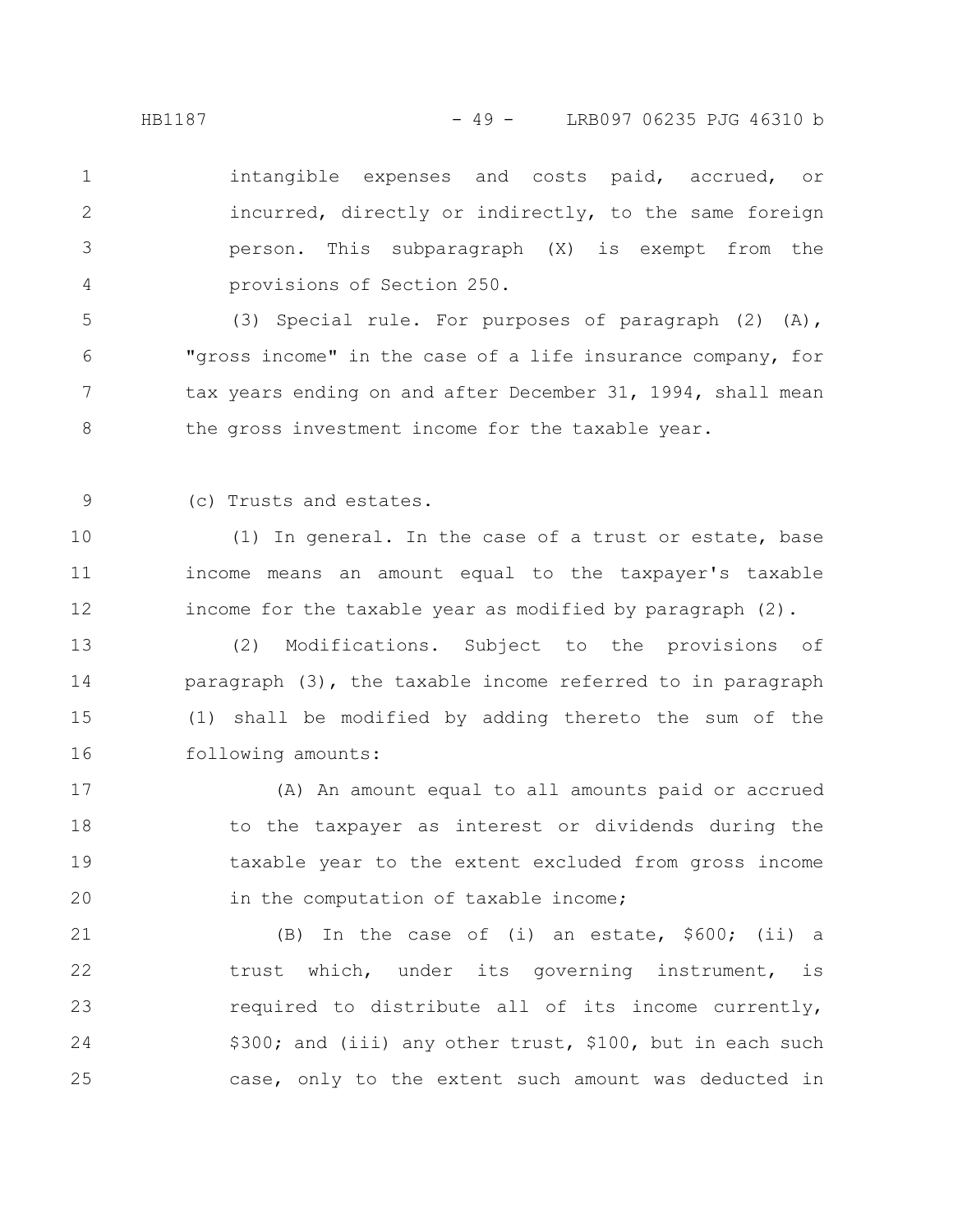intangible expenses and costs paid, accrued, or incurred, directly or indirectly, to the same foreign person. This subparagraph (X) is exempt from the provisions of Section 250.

(3) Special rule. For purposes of paragraph (2) (A), "gross income" in the case of a life insurance company, for tax years ending on and after December 31, 1994, shall mean the gross investment income for the taxable year.

(c) Trusts and estates.

(1) In general. In the case of a trust or estate, base income means an amount equal to the taxpayer's taxable income for the taxable year as modified by paragraph (2).

(2) Modifications. Subject to the provisions of paragraph (3), the taxable income referred to in paragraph (1) shall be modified by adding thereto the sum of the following amounts:

(A) An amount equal to all amounts paid or accrued to the taxpayer as interest or dividends during the taxable year to the extent excluded from gross income in the computation of taxable income;

(B) In the case of (i) an estate, $600; (ii) a trust which, under its governing instrument, is required to distribute all of its income currently, $300; and (iii) any other trust, $100, but in each such case, only to the extent such amount was deducted in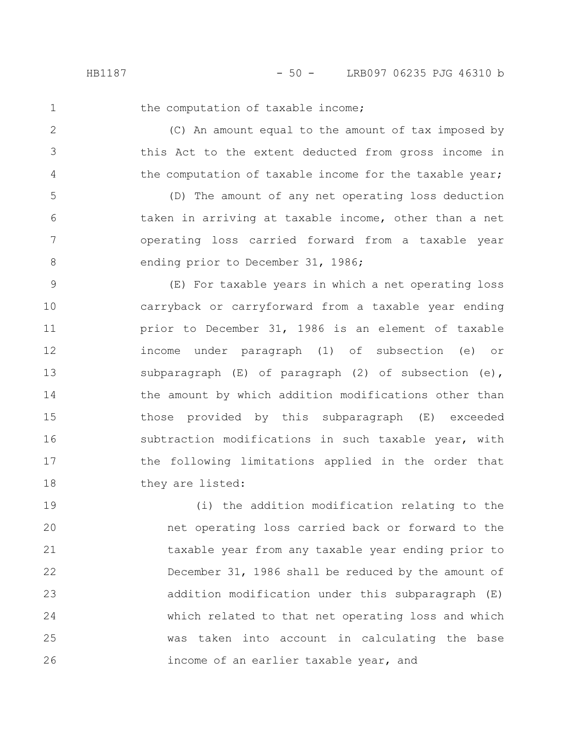the computation of taxable income;

(C) An amount equal to the amount of tax imposed by this Act to the extent deducted from gross income in the computation of taxable income for the taxable year;

(D) The amount of any net operating loss deduction taken in arriving at taxable income, other than a net operating loss carried forward from a taxable year ending prior to December 31, 1986;

(E) For taxable years in which a net operating loss carryback or carryforward from a taxable year ending prior to December 31, 1986 is an element of taxable income under paragraph (1) of subsection (e) or subparagraph (E) of paragraph (2) of subsection (e), the amount by which addition modifications other than those provided by this subparagraph (E) exceeded subtraction modifications in such taxable year, with the following limitations applied in the order that they are listed:

(i) the addition modification relating to the net operating loss carried back or forward to the taxable year from any taxable year ending prior to December 31, 1986 shall be reduced by the amount of addition modification under this subparagraph (E) which related to that net operating loss and which was taken into account in calculating the base income of an earlier taxable year, and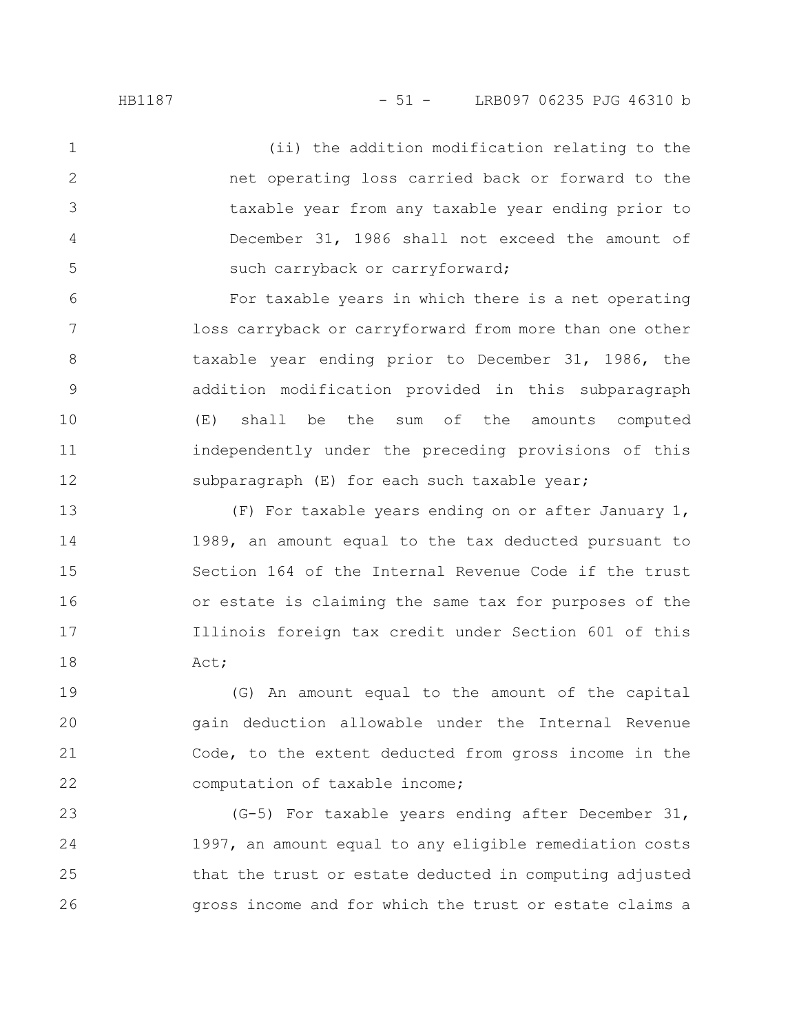(ii) the addition modification relating to the net operating loss carried back or forward to the taxable year from any taxable year ending prior to December 31, 1986 shall not exceed the amount of such carryback or carryforward;

For taxable years in which there is a net operating loss carryback or carryforward from more than one other taxable year ending prior to December 31, 1986, the addition modification provided in this subparagraph (E) shall be the sum of the amounts computed independently under the preceding provisions of this subparagraph (E) for each such taxable year;

(F) For taxable years ending on or after January 1, 1989, an amount equal to the tax deducted pursuant to Section 164 of the Internal Revenue Code if the trust or estate is claiming the same tax for purposes of the Illinois foreign tax credit under Section 601 of this Act;

(G) An amount equal to the amount of the capital gain deduction allowable under the Internal Revenue Code, to the extent deducted from gross income in the computation of taxable income;

(G-5) For taxable years ending after December 31, 1997, an amount equal to any eligible remediation costs that the trust or estate deducted in computing adjusted gross income and for which the trust or estate claims a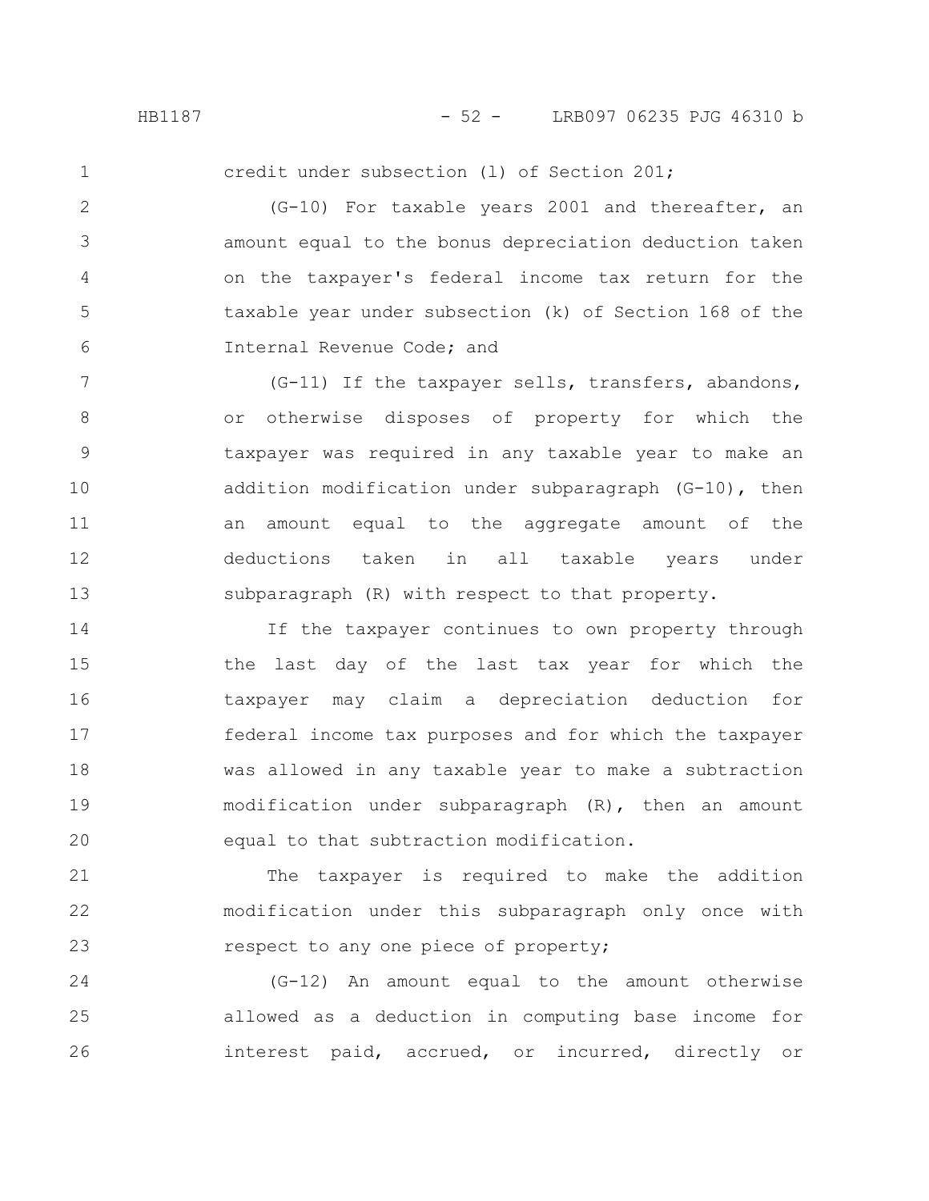credit under subsection (l) of Section 201;

(G-10) For taxable years 2001 and thereafter, an amount equal to the bonus depreciation deduction taken on the taxpayer's federal income tax return for the taxable year under subsection (k) of Section 168 of the Internal Revenue Code; and

(G-11) If the taxpayer sells, transfers, abandons, or otherwise disposes of property for which the taxpayer was required in any taxable year to make an addition modification under subparagraph (G-10), then an amount equal to the aggregate amount of the deductions taken in all taxable years under subparagraph (R) with respect to that property.

If the taxpayer continues to own property through the last day of the last tax year for which the taxpayer may claim a depreciation deduction for federal income tax purposes and for which the taxpayer was allowed in any taxable year to make a subtraction modification under subparagraph (R), then an amount equal to that subtraction modification.

The taxpayer is required to make the addition modification under this subparagraph only once with respect to any one piece of property;

(G-12) An amount equal to the amount otherwise allowed as a deduction in computing base income for interest paid, accrued, or incurred, directly or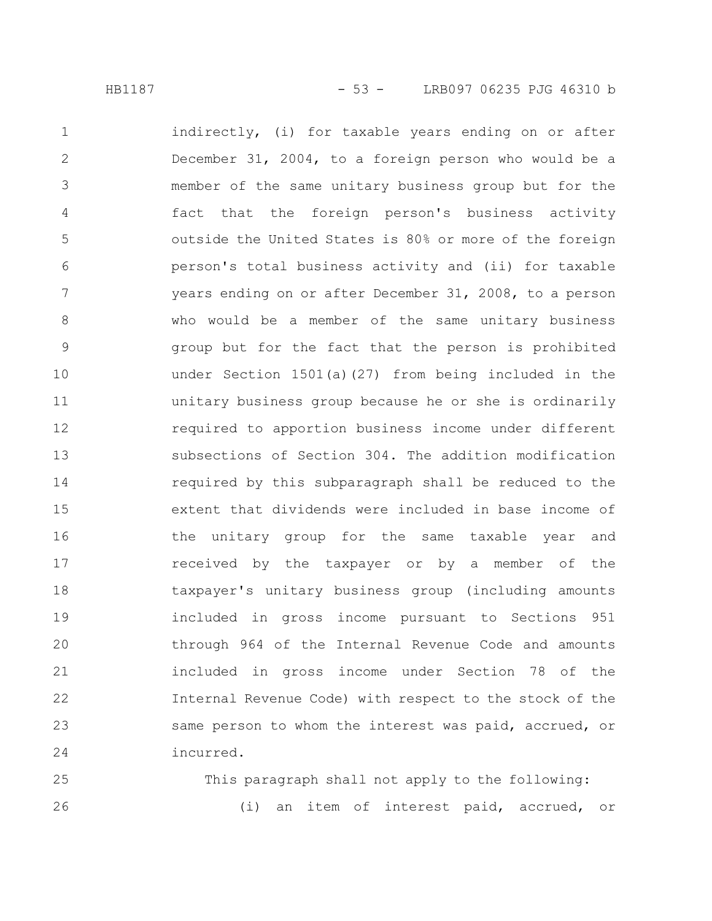indirectly, (i) for taxable years ending on or after December 31, 2004, to a foreign person who would be a member of the same unitary business group but for the fact that the foreign person's business activity outside the United States is 80% or more of the foreign person's total business activity and (ii) for taxable years ending on or after December 31, 2008, to a person who would be a member of the same unitary business group but for the fact that the person is prohibited under Section 1501(a)(27) from being included in the unitary business group because he or she is ordinarily required to apportion business income under different subsections of Section 304. The addition modification required by this subparagraph shall be reduced to the extent that dividends were included in base income of the unitary group for the same taxable year and received by the taxpayer or by a member of the taxpayer's unitary business group (including amounts included in gross income pursuant to Sections 951 through 964 of the Internal Revenue Code and amounts included in gross income under Section 78 of the Internal Revenue Code) with respect to the stock of the same person to whom the interest was paid, accrued, or incurred.

This paragraph shall not apply to the following:

(i) an item of interest paid, accrued, or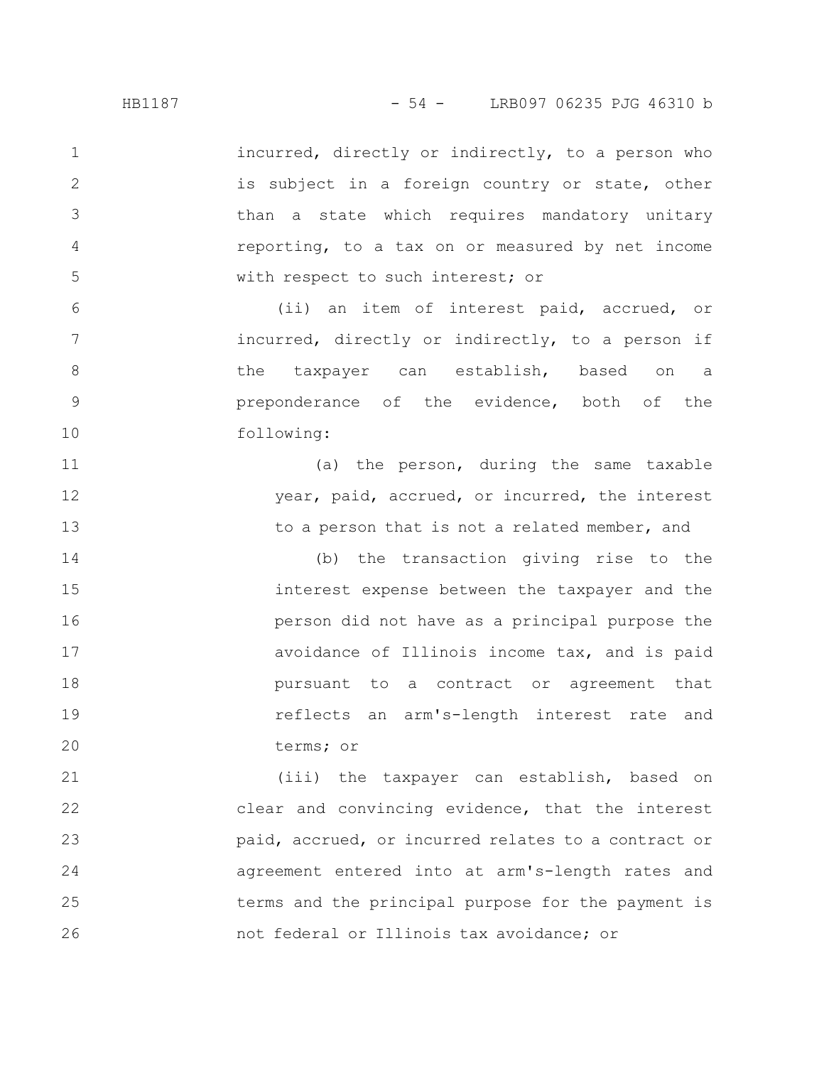incurred, directly or indirectly, to a person who is subject in a foreign country or state, other than a state which requires mandatory unitary reporting, to a tax on or measured by net income with respect to such interest; or

(ii) an item of interest paid, accrued, or incurred, directly or indirectly, to a person if the taxpayer can establish, based on a preponderance of the evidence, both of the following:

(a) the person, during the same taxable year, paid, accrued, or incurred, the interest to a person that is not a related member, and

(b) the transaction giving rise to the interest expense between the taxpayer and the person did not have as a principal purpose the avoidance of Illinois income tax, and is paid pursuant to a contract or agreement that reflects an arm's-length interest rate and terms; or

(iii) the taxpayer can establish, based on clear and convincing evidence, that the interest paid, accrued, or incurred relates to a contract or agreement entered into at arm's-length rates and terms and the principal purpose for the payment is not federal or Illinois tax avoidance; or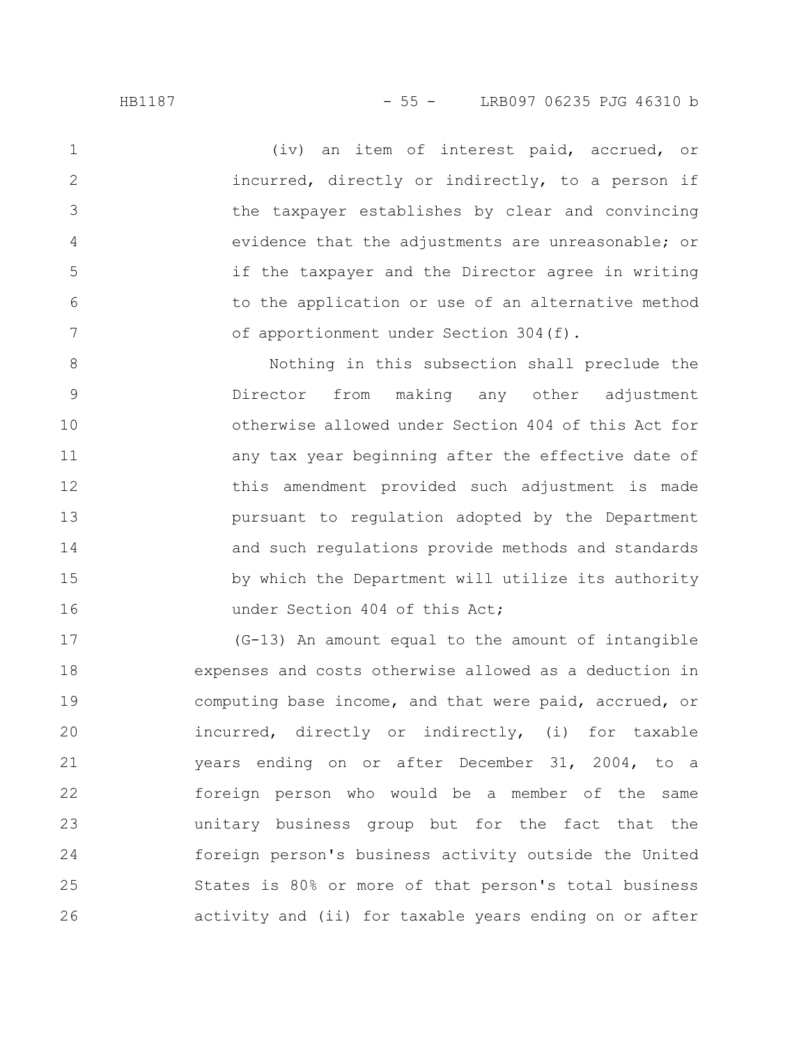(iv) an item of interest paid, accrued, or incurred, directly or indirectly, to a person if the taxpayer establishes by clear and convincing evidence that the adjustments are unreasonable; or if the taxpayer and the Director agree in writing to the application or use of an alternative method of apportionment under Section 304(f).

Nothing in this subsection shall preclude the Director from making any other adjustment otherwise allowed under Section 404 of this Act for any tax year beginning after the effective date of this amendment provided such adjustment is made pursuant to regulation adopted by the Department and such regulations provide methods and standards by which the Department will utilize its authority under Section 404 of this Act;

(G-13) An amount equal to the amount of intangible expenses and costs otherwise allowed as a deduction in computing base income, and that were paid, accrued, or incurred, directly or indirectly, (i) for taxable years ending on or after December 31, 2004, to a foreign person who would be a member of the same unitary business group but for the fact that the foreign person's business activity outside the United States is 80% or more of that person's total business activity and (ii) for taxable years ending on or after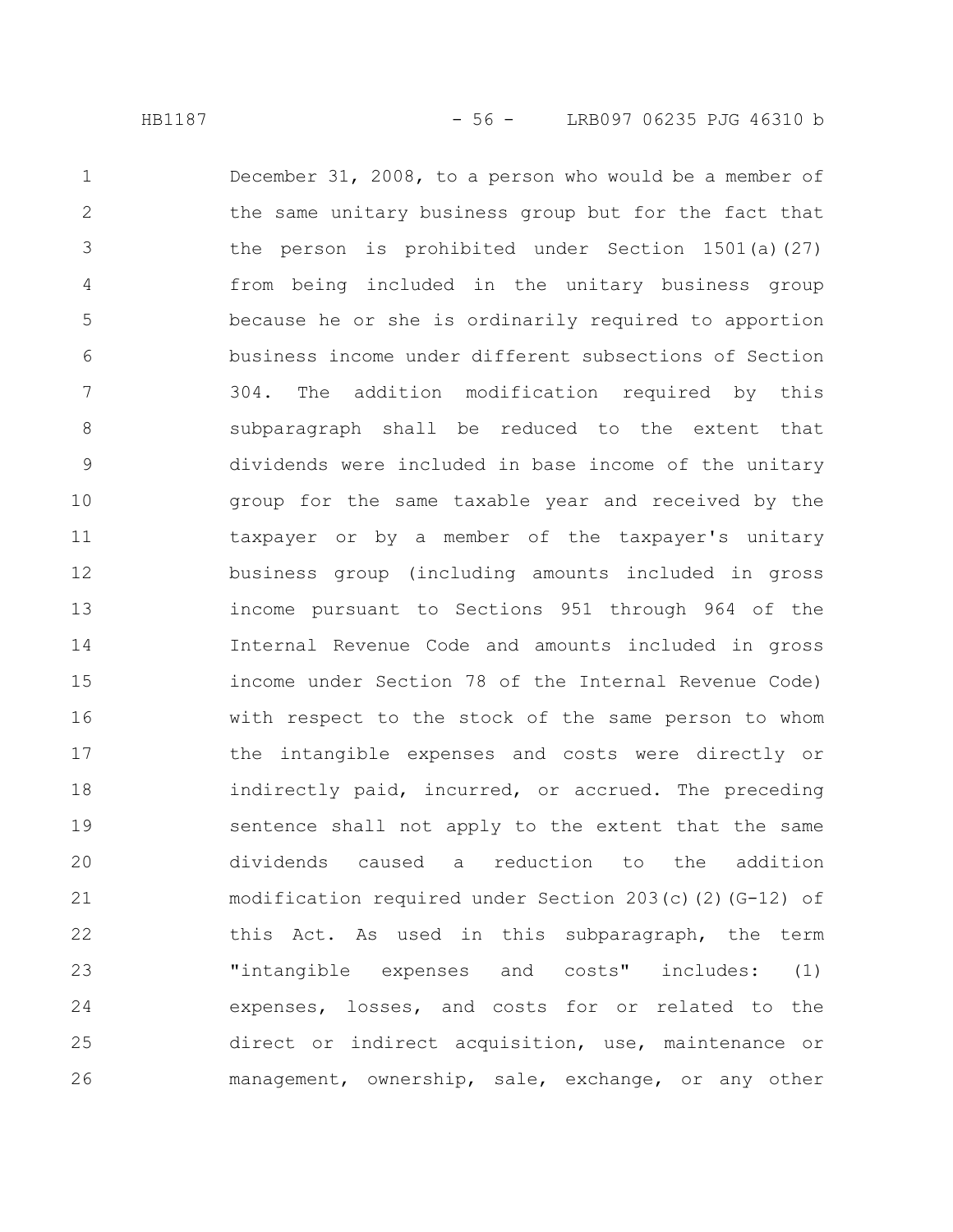December 31, 2008, to a person who would be a member of the same unitary business group but for the fact that the person is prohibited under Section 1501(a)(27) from being included in the unitary business group because he or she is ordinarily required to apportion business income under different subsections of Section 304. The addition modification required by this subparagraph shall be reduced to the extent that dividends were included in base income of the unitary group for the same taxable year and received by the taxpayer or by a member of the taxpayer's unitary business group (including amounts included in gross income pursuant to Sections 951 through 964 of the Internal Revenue Code and amounts included in gross income under Section 78 of the Internal Revenue Code) with respect to the stock of the same person to whom the intangible expenses and costs were directly or indirectly paid, incurred, or accrued. The preceding sentence shall not apply to the extent that the same dividends caused a reduction to the addition modification required under Section 203(c)(2)(G-12) of this Act. As used in this subparagraph, the term "intangible expenses and costs" includes: (1) expenses, losses, and costs for or related to the direct or indirect acquisition, use, maintenance or management, ownership, sale, exchange, or any other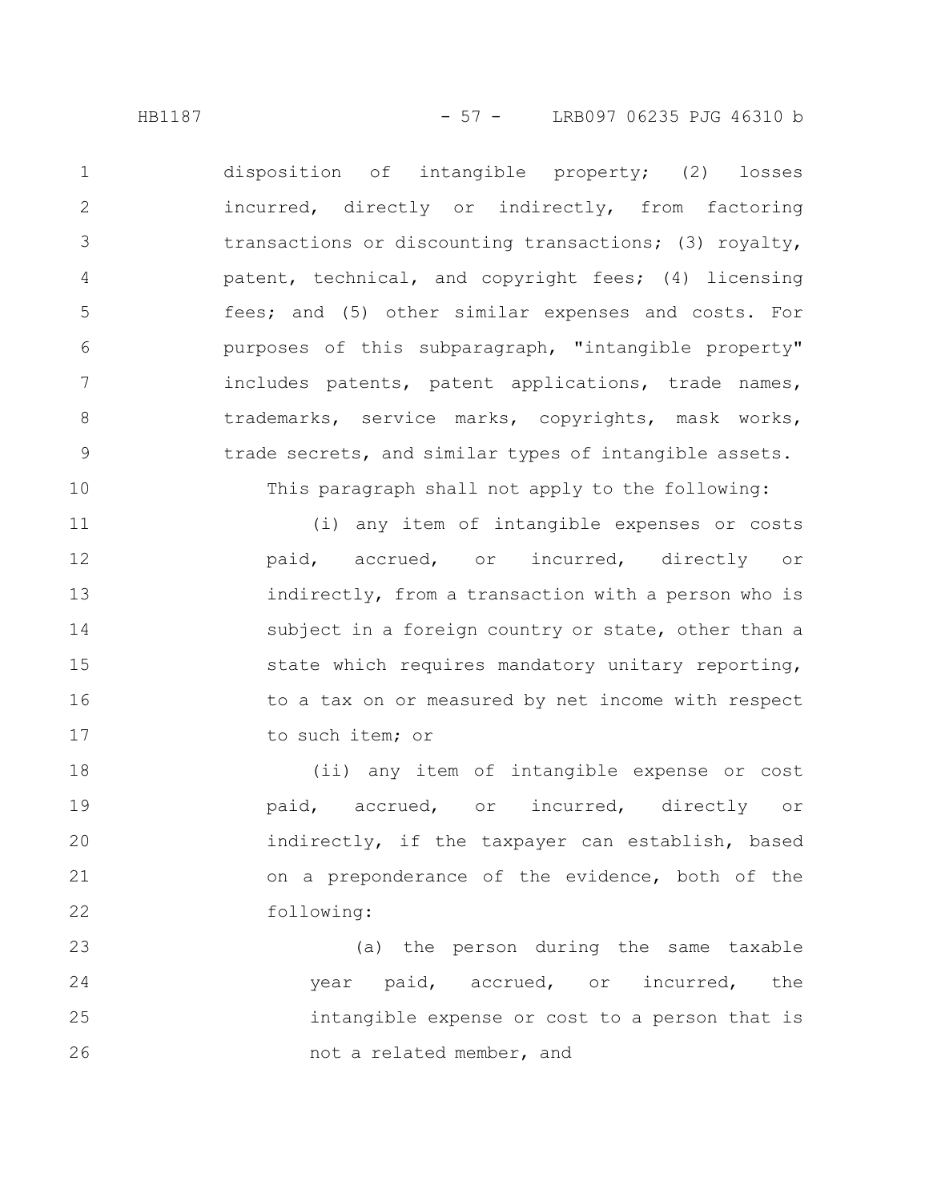disposition of intangible property; (2) losses incurred, directly or indirectly, from factoring transactions or discounting transactions; (3) royalty, patent, technical, and copyright fees; (4) licensing fees; and (5) other similar expenses and costs. For purposes of this subparagraph, "intangible property" includes patents, patent applications, trade names, trademarks, service marks, copyrights, mask works, trade secrets, and similar types of intangible assets.

This paragraph shall not apply to the following:

(i) any item of intangible expenses or costs paid, accrued, or incurred, directly or indirectly, from a transaction with a person who is subject in a foreign country or state, other than a state which requires mandatory unitary reporting, to a tax on or measured by net income with respect to such item; or

(ii) any item of intangible expense or cost paid, accrued, or incurred, directly or indirectly, if the taxpayer can establish, based on a preponderance of the evidence, both of the following:

(a) the person during the same taxable year paid, accrued, or incurred, the intangible expense or cost to a person that is not a related member, and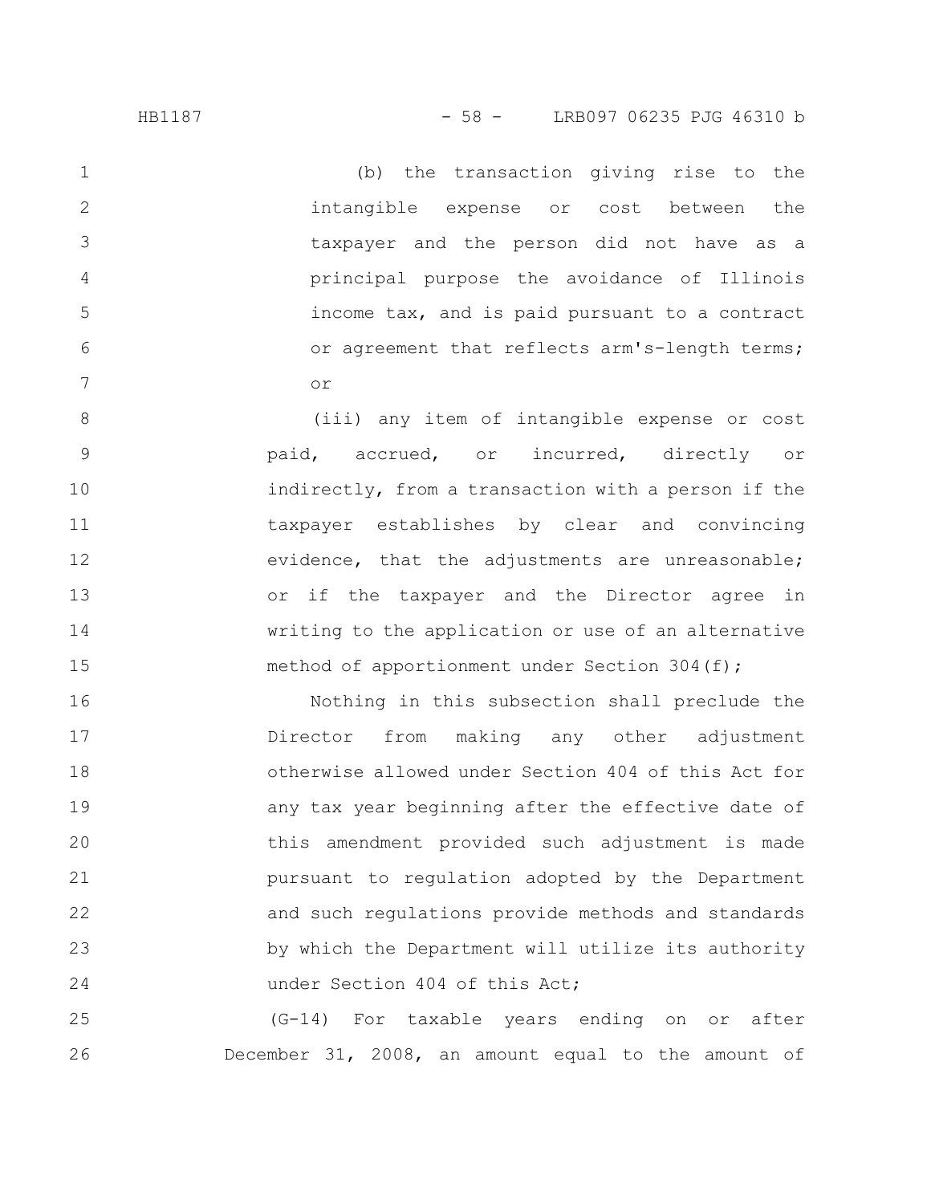(b) the transaction giving rise to the intangible expense or cost between the taxpayer and the person did not have as a principal purpose the avoidance of Illinois income tax, and is paid pursuant to a contract or agreement that reflects arm's-length terms; or

(iii) any item of intangible expense or cost paid, accrued, or incurred, directly or indirectly, from a transaction with a person if the taxpayer establishes by clear and convincing evidence, that the adjustments are unreasonable; or if the taxpayer and the Director agree in writing to the application or use of an alternative method of apportionment under Section 304(f);

Nothing in this subsection shall preclude the Director from making any other adjustment otherwise allowed under Section 404 of this Act for any tax year beginning after the effective date of this amendment provided such adjustment is made pursuant to regulation adopted by the Department and such regulations provide methods and standards by which the Department will utilize its authority under Section 404 of this Act;

(G-14) For taxable years ending on or after December 31, 2008, an amount equal to the amount of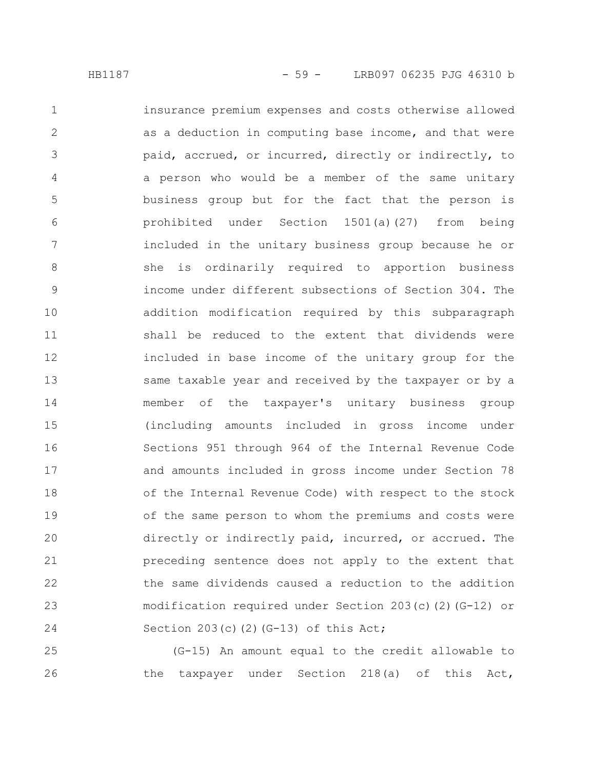insurance premium expenses and costs otherwise allowed as a deduction in computing base income, and that were paid, accrued, or incurred, directly or indirectly, to a person who would be a member of the same unitary business group but for the fact that the person is prohibited under Section 1501(a)(27) from being included in the unitary business group because he or she is ordinarily required to apportion business income under different subsections of Section 304. The addition modification required by this subparagraph shall be reduced to the extent that dividends were included in base income of the unitary group for the same taxable year and received by the taxpayer or by a member of the taxpayer's unitary business group (including amounts included in gross income under Sections 951 through 964 of the Internal Revenue Code and amounts included in gross income under Section 78 of the Internal Revenue Code) with respect to the stock of the same person to whom the premiums and costs were directly or indirectly paid, incurred, or accrued. The preceding sentence does not apply to the extent that the same dividends caused a reduction to the addition modification required under Section 203(c)(2)(G-12) or Section 203(c)(2)(G-13) of this Act;

(G-15) An amount equal to the credit allowable to the taxpayer under Section 218(a) of this Act,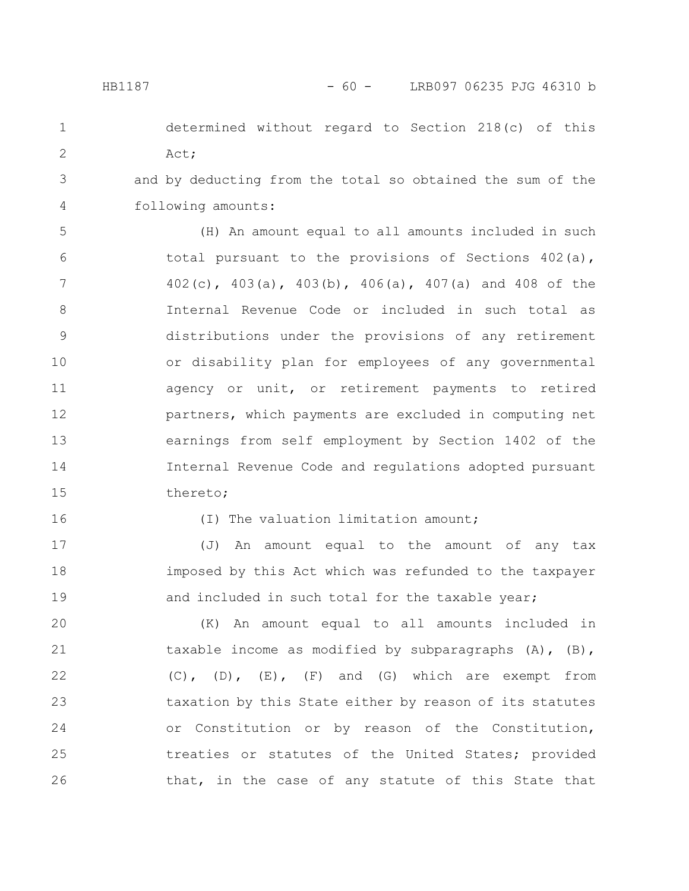determined without regard to Section 218(c) of this Act;

and by deducting from the total so obtained the sum of the following amounts:

(H) An amount equal to all amounts included in such total pursuant to the provisions of Sections 402(a), 402(c), 403(a), 403(b), 406(a), 407(a) and 408 of the Internal Revenue Code or included in such total as distributions under the provisions of any retirement or disability plan for employees of any governmental agency or unit, or retirement payments to retired partners, which payments are excluded in computing net earnings from self employment by Section 1402 of the Internal Revenue Code and regulations adopted pursuant thereto;

(I) The valuation limitation amount;

(J) An amount equal to the amount of any tax imposed by this Act which was refunded to the taxpayer and included in such total for the taxable year;

(K) An amount equal to all amounts included in taxable income as modified by subparagraphs (A), (B), (C), (D), (E), (F) and (G) which are exempt from taxation by this State either by reason of its statutes or Constitution or by reason of the Constitution, treaties or statutes of the United States; provided that, in the case of any statute of this State that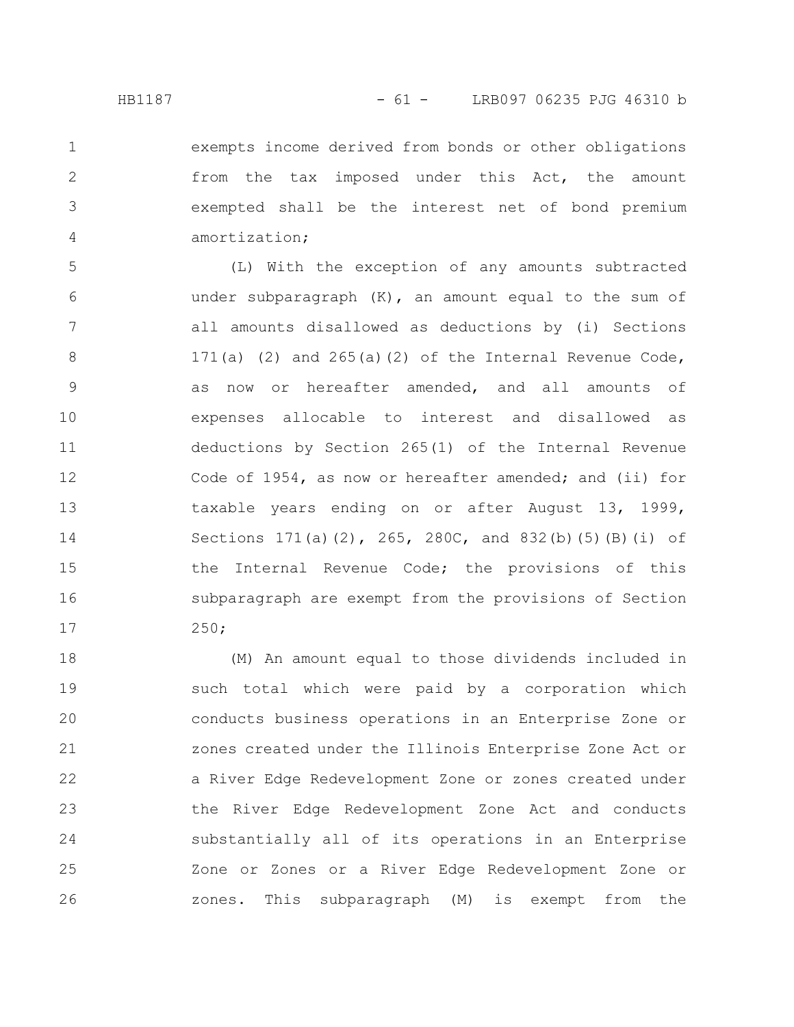exempts income derived from bonds or other obligations from the tax imposed under this Act, the amount exempted shall be the interest net of bond premium amortization;

(L) With the exception of any amounts subtracted under subparagraph (K), an amount equal to the sum of all amounts disallowed as deductions by (i) Sections 171(a) (2) and 265(a)(2) of the Internal Revenue Code, as now or hereafter amended, and all amounts of expenses allocable to interest and disallowed as deductions by Section 265(1) of the Internal Revenue Code of 1954, as now or hereafter amended; and (ii) for taxable years ending on or after August 13, 1999, Sections 171(a)(2), 265, 280C, and 832(b)(5)(B)(i) of the Internal Revenue Code; the provisions of this subparagraph are exempt from the provisions of Section 250;

(M) An amount equal to those dividends included in such total which were paid by a corporation which conducts business operations in an Enterprise Zone or zones created under the Illinois Enterprise Zone Act or a River Edge Redevelopment Zone or zones created under the River Edge Redevelopment Zone Act and conducts substantially all of its operations in an Enterprise Zone or Zones or a River Edge Redevelopment Zone or zones. This subparagraph (M) is exempt from the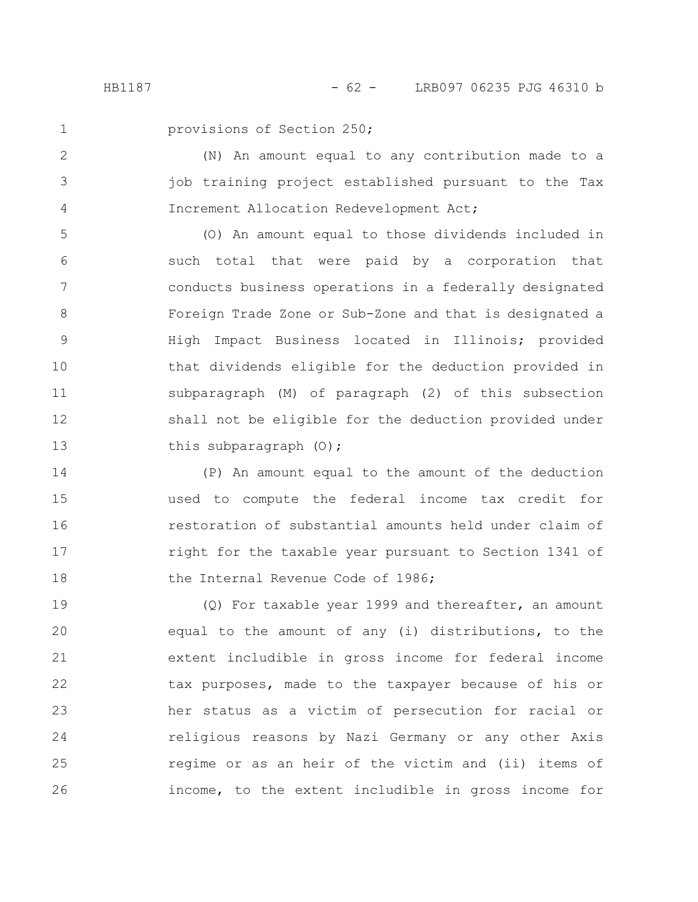provisions of Section 250;

(N) An amount equal to any contribution made to a job training project established pursuant to the Tax Increment Allocation Redevelopment Act;

(O) An amount equal to those dividends included in such total that were paid by a corporation that conducts business operations in a federally designated Foreign Trade Zone or Sub-Zone and that is designated a High Impact Business located in Illinois; provided that dividends eligible for the deduction provided in subparagraph (M) of paragraph (2) of this subsection shall not be eligible for the deduction provided under this subparagraph (O);

(P) An amount equal to the amount of the deduction used to compute the federal income tax credit for restoration of substantial amounts held under claim of right for the taxable year pursuant to Section 1341 of the Internal Revenue Code of 1986;

(Q) For taxable year 1999 and thereafter, an amount equal to the amount of any (i) distributions, to the extent includible in gross income for federal income tax purposes, made to the taxpayer because of his or her status as a victim of persecution for racial or religious reasons by Nazi Germany or any other Axis regime or as an heir of the victim and (ii) items of income, to the extent includible in gross income for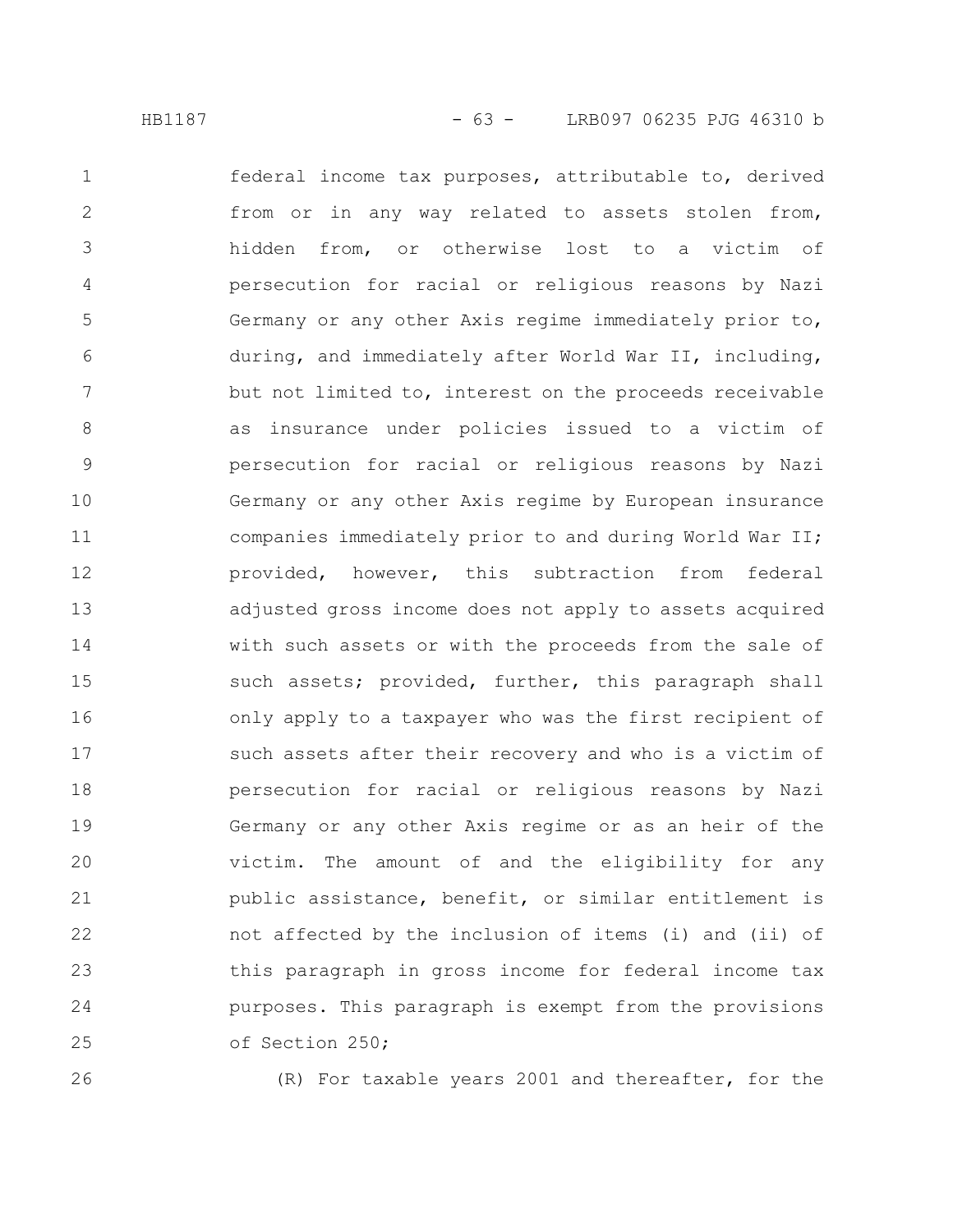federal income tax purposes, attributable to, derived from or in any way related to assets stolen from, hidden from, or otherwise lost to a victim of persecution for racial or religious reasons by Nazi Germany or any other Axis regime immediately prior to, during, and immediately after World War II, including, but not limited to, interest on the proceeds receivable as insurance under policies issued to a victim of persecution for racial or religious reasons by Nazi Germany or any other Axis regime by European insurance companies immediately prior to and during World War II; provided, however, this subtraction from federal adjusted gross income does not apply to assets acquired with such assets or with the proceeds from the sale of such assets; provided, further, this paragraph shall only apply to a taxpayer who was the first recipient of such assets after their recovery and who is a victim of persecution for racial or religious reasons by Nazi Germany or any other Axis regime or as an heir of the victim. The amount of and the eligibility for any public assistance, benefit, or similar entitlement is not affected by the inclusion of items (i) and (ii) of this paragraph in gross income for federal income tax purposes. This paragraph is exempt from the provisions of Section 250;

(R) For taxable years 2001 and thereafter, for the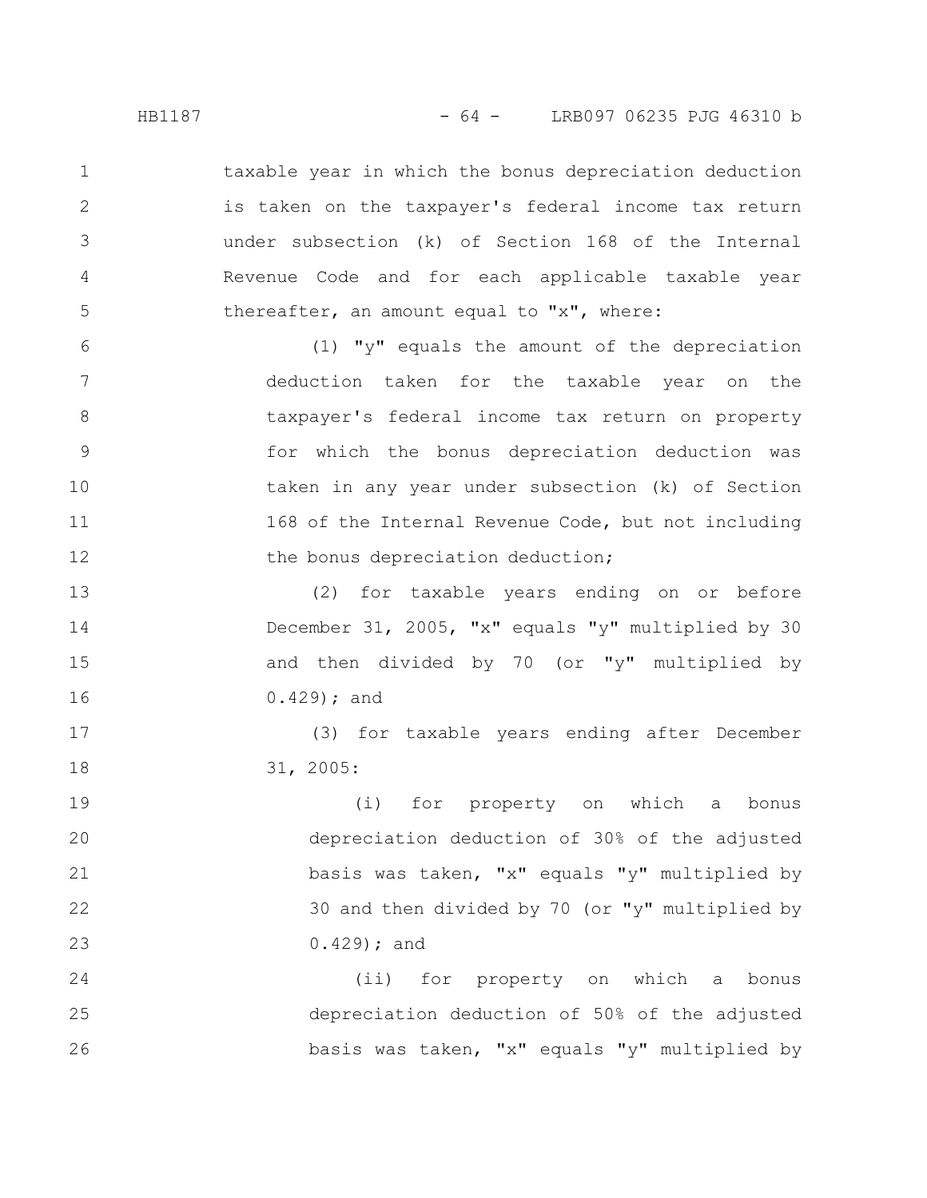taxable year in which the bonus depreciation deduction is taken on the taxpayer's federal income tax return under subsection (k) of Section 168 of the Internal Revenue Code and for each applicable taxable year thereafter, an amount equal to "x", where:

(1) "y" equals the amount of the depreciation deduction taken for the taxable year on the taxpayer's federal income tax return on property for which the bonus depreciation deduction was taken in any year under subsection (k) of Section 168 of the Internal Revenue Code, but not including the bonus depreciation deduction;

(2) for taxable years ending on or before December 31, 2005, "x" equals "y" multiplied by 30 and then divided by 70 (or "y" multiplied by 0.429); and

(3) for taxable years ending after December 31, 2005:

(i) for property on which a bonus depreciation deduction of 30% of the adjusted basis was taken, "x" equals "y" multiplied by 30 and then divided by 70 (or "y" multiplied by 0.429); and

(ii) for property on which a bonus depreciation deduction of 50% of the adjusted basis was taken, "x" equals "y" multiplied by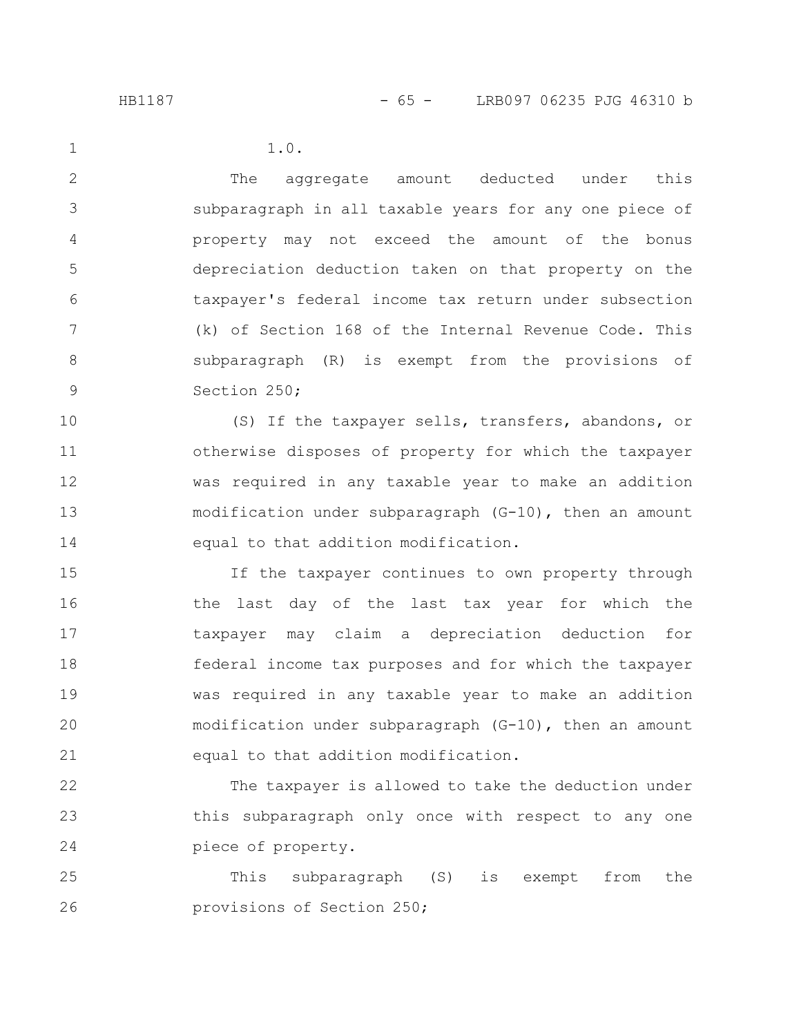1.0.

The aggregate amount deducted under this subparagraph in all taxable years for any one piece of property may not exceed the amount of the bonus depreciation deduction taken on that property on the taxpayer's federal income tax return under subsection (k) of Section 168 of the Internal Revenue Code. This subparagraph (R) is exempt from the provisions of Section 250;

(S) If the taxpayer sells, transfers, abandons, or otherwise disposes of property for which the taxpayer was required in any taxable year to make an addition modification under subparagraph (G-10), then an amount equal to that addition modification.

If the taxpayer continues to own property through the last day of the last tax year for which the taxpayer may claim a depreciation deduction for federal income tax purposes and for which the taxpayer was required in any taxable year to make an addition modification under subparagraph (G-10), then an amount equal to that addition modification.

The taxpayer is allowed to take the deduction under this subparagraph only once with respect to any one piece of property.

This subparagraph (S) is exempt from the provisions of Section 250;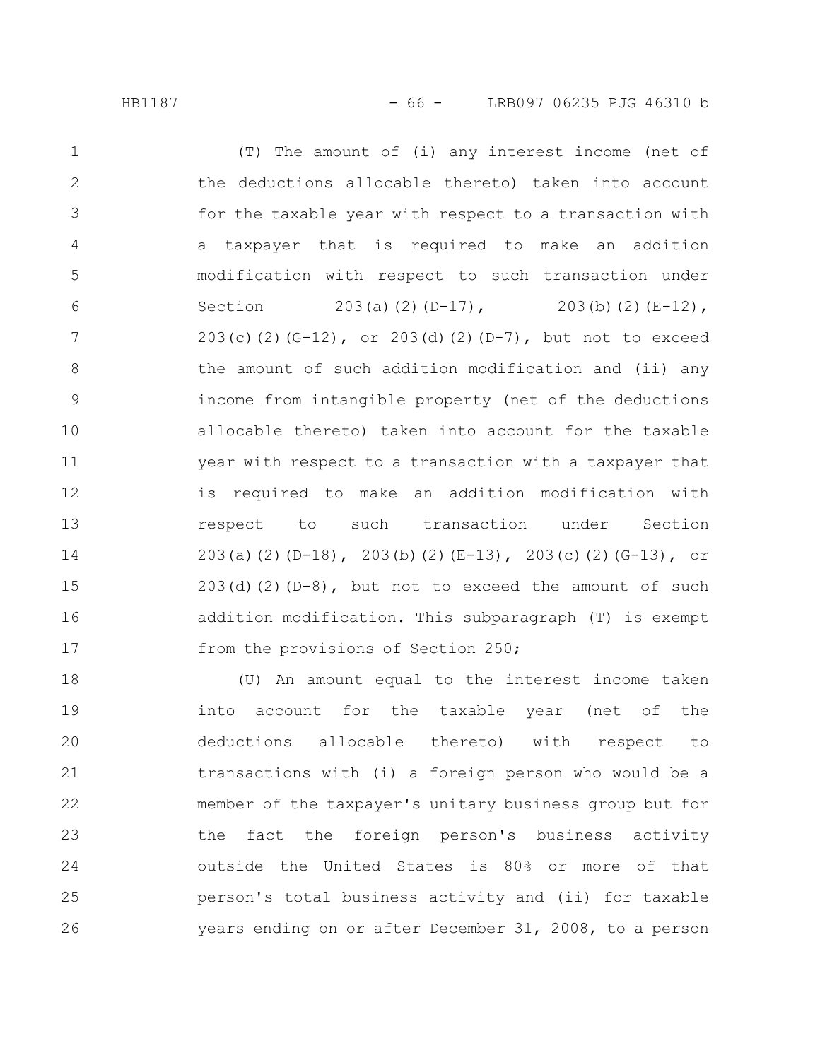(T) The amount of (i) any interest income (net of the deductions allocable thereto) taken into account for the taxable year with respect to a transaction with a taxpayer that is required to make an addition modification with respect to such transaction under Section 203(a)(2)(D-17), 203(b)(2)(E-12), 203(c)(2)(G-12), or 203(d)(2)(D-7), but not to exceed the amount of such addition modification and (ii) any income from intangible property (net of the deductions allocable thereto) taken into account for the taxable year with respect to a transaction with a taxpayer that is required to make an addition modification with respect to such transaction under Section 203(a)(2)(D-18), 203(b)(2)(E-13), 203(c)(2)(G-13), or 203(d)(2)(D-8), but not to exceed the amount of such addition modification. This subparagraph (T) is exempt from the provisions of Section 250;

(U) An amount equal to the interest income taken into account for the taxable year (net of the deductions allocable thereto) with respect to transactions with (i) a foreign person who would be a member of the taxpayer's unitary business group but for the fact the foreign person's business activity outside the United States is 80% or more of that person's total business activity and (ii) for taxable years ending on or after December 31, 2008, to a person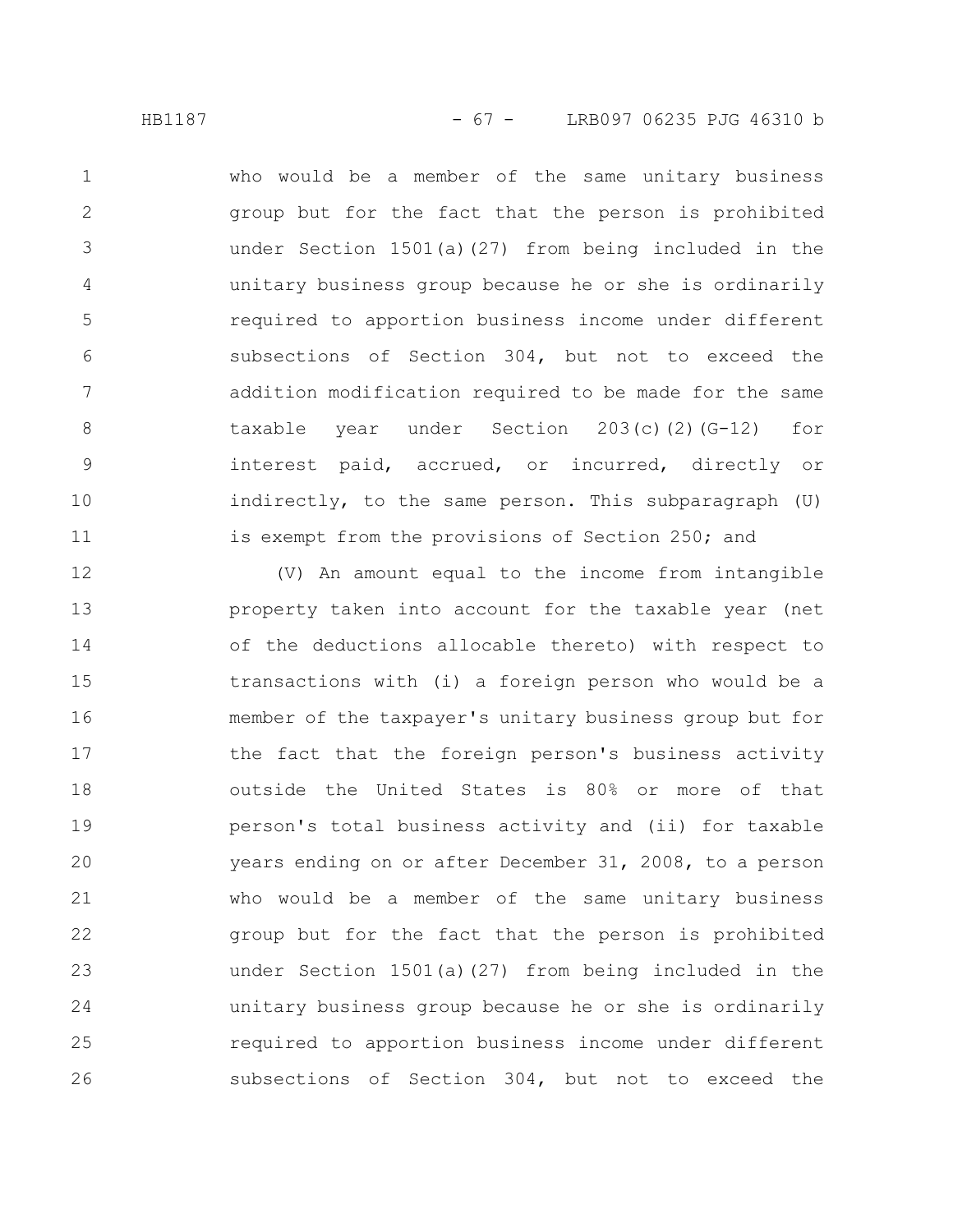who would be a member of the same unitary business group but for the fact that the person is prohibited under Section 1501(a)(27) from being included in the unitary business group because he or she is ordinarily required to apportion business income under different subsections of Section 304, but not to exceed the addition modification required to be made for the same taxable year under Section 203(c)(2)(G-12) for interest paid, accrued, or incurred, directly or indirectly, to the same person. This subparagraph (U) is exempt from the provisions of Section 250; and

(V) An amount equal to the income from intangible property taken into account for the taxable year (net of the deductions allocable thereto) with respect to transactions with (i) a foreign person who would be a member of the taxpayer's unitary business group but for the fact that the foreign person's business activity outside the United States is 80% or more of that person's total business activity and (ii) for taxable years ending on or after December 31, 2008, to a person who would be a member of the same unitary business group but for the fact that the person is prohibited under Section 1501(a)(27) from being included in the unitary business group because he or she is ordinarily required to apportion business income under different subsections of Section 304, but not to exceed the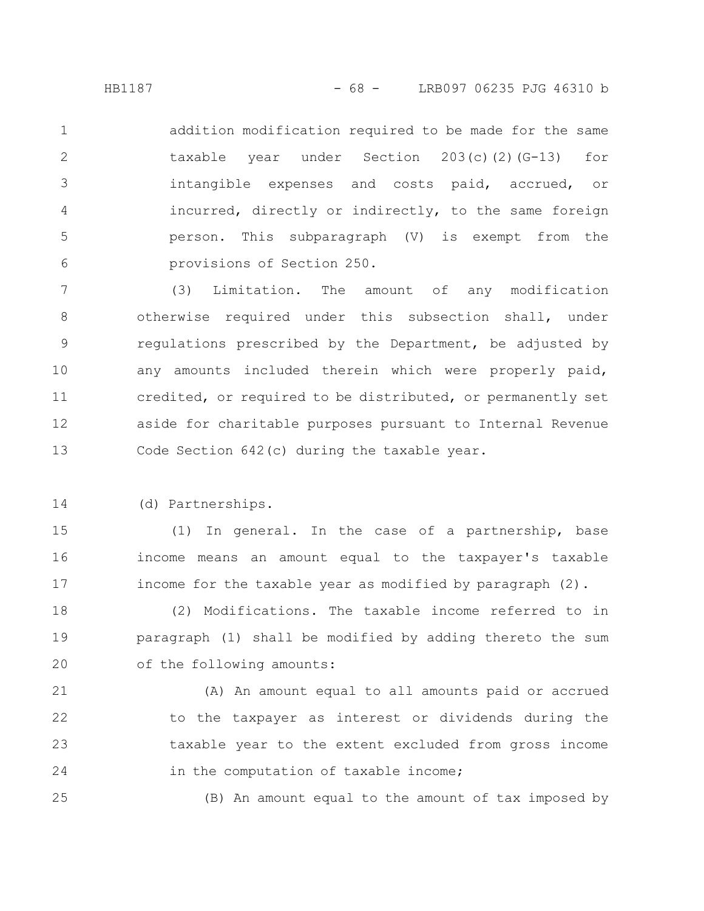addition modification required to be made for the same taxable year under Section 203(c)(2)(G-13) for intangible expenses and costs paid, accrued, or incurred, directly or indirectly, to the same foreign person. This subparagraph (V) is exempt from the provisions of Section 250.

(3) Limitation. The amount of any modification otherwise required under this subsection shall, under regulations prescribed by the Department, be adjusted by any amounts included therein which were properly paid, credited, or required to be distributed, or permanently set aside for charitable purposes pursuant to Internal Revenue Code Section 642(c) during the taxable year.

(d) Partnerships.

(1) In general. In the case of a partnership, base income means an amount equal to the taxpayer's taxable income for the taxable year as modified by paragraph (2).

(2) Modifications. The taxable income referred to in paragraph (1) shall be modified by adding thereto the sum of the following amounts:

(A) An amount equal to all amounts paid or accrued to the taxpayer as interest or dividends during the taxable year to the extent excluded from gross income in the computation of taxable income;

(B) An amount equal to the amount of tax imposed by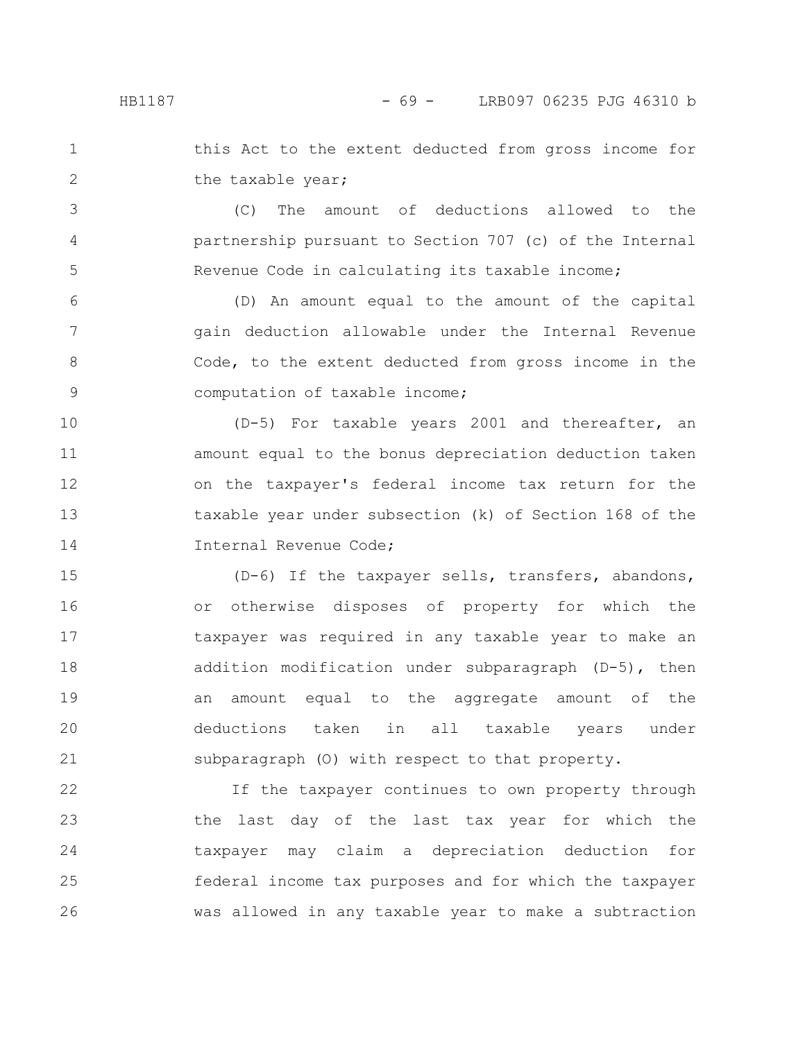this Act to the extent deducted from gross income for the taxable year;

(C) The amount of deductions allowed to the partnership pursuant to Section 707 (c) of the Internal Revenue Code in calculating its taxable income;

(D) An amount equal to the amount of the capital gain deduction allowable under the Internal Revenue Code, to the extent deducted from gross income in the computation of taxable income;

(D-5) For taxable years 2001 and thereafter, an amount equal to the bonus depreciation deduction taken on the taxpayer's federal income tax return for the taxable year under subsection (k) of Section 168 of the Internal Revenue Code;

(D-6) If the taxpayer sells, transfers, abandons, or otherwise disposes of property for which the taxpayer was required in any taxable year to make an addition modification under subparagraph (D-5), then an amount equal to the aggregate amount of the deductions taken in all taxable years under subparagraph (O) with respect to that property.

If the taxpayer continues to own property through the last day of the last tax year for which the taxpayer may claim a depreciation deduction for federal income tax purposes and for which the taxpayer was allowed in any taxable year to make a subtraction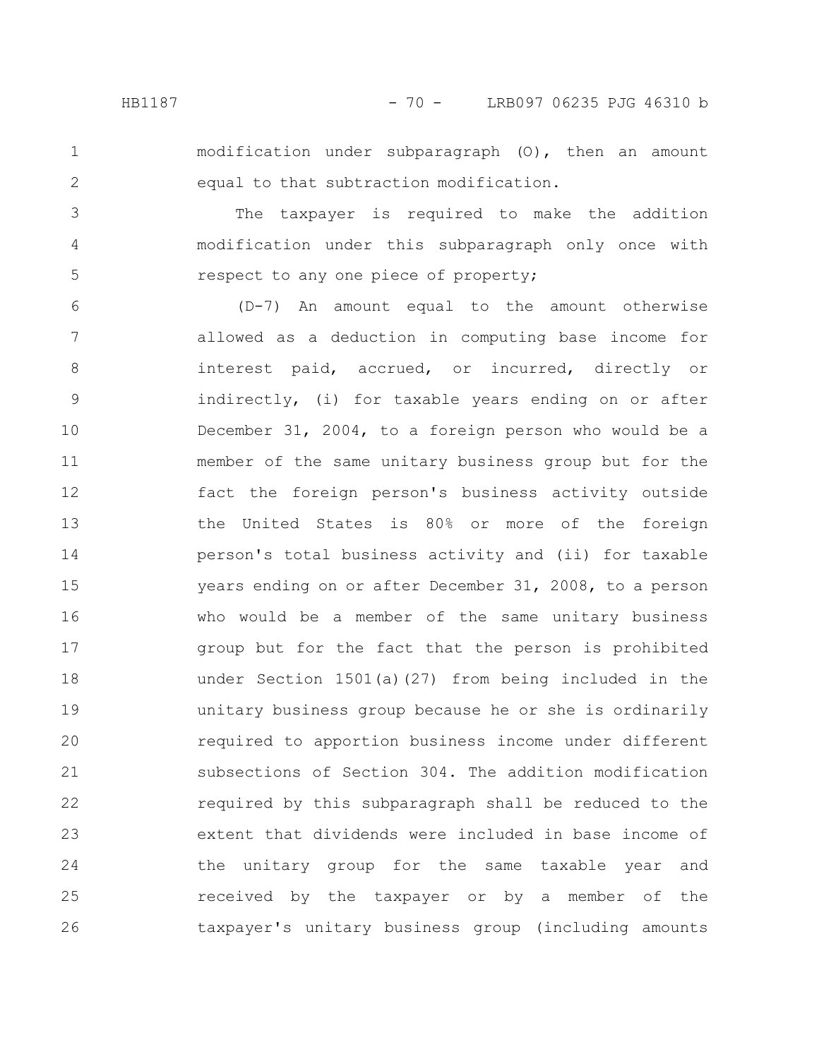modification under subparagraph (O), then an amount equal to that subtraction modification.

The taxpayer is required to make the addition modification under this subparagraph only once with respect to any one piece of property;

(D-7) An amount equal to the amount otherwise allowed as a deduction in computing base income for interest paid, accrued, or incurred, directly or indirectly, (i) for taxable years ending on or after December 31, 2004, to a foreign person who would be a member of the same unitary business group but for the fact the foreign person's business activity outside the United States is 80% or more of the foreign person's total business activity and (ii) for taxable years ending on or after December 31, 2008, to a person who would be a member of the same unitary business group but for the fact that the person is prohibited under Section 1501(a)(27) from being included in the unitary business group because he or she is ordinarily required to apportion business income under different subsections of Section 304. The addition modification required by this subparagraph shall be reduced to the extent that dividends were included in base income of the unitary group for the same taxable year and received by the taxpayer or by a member of the taxpayer's unitary business group (including amounts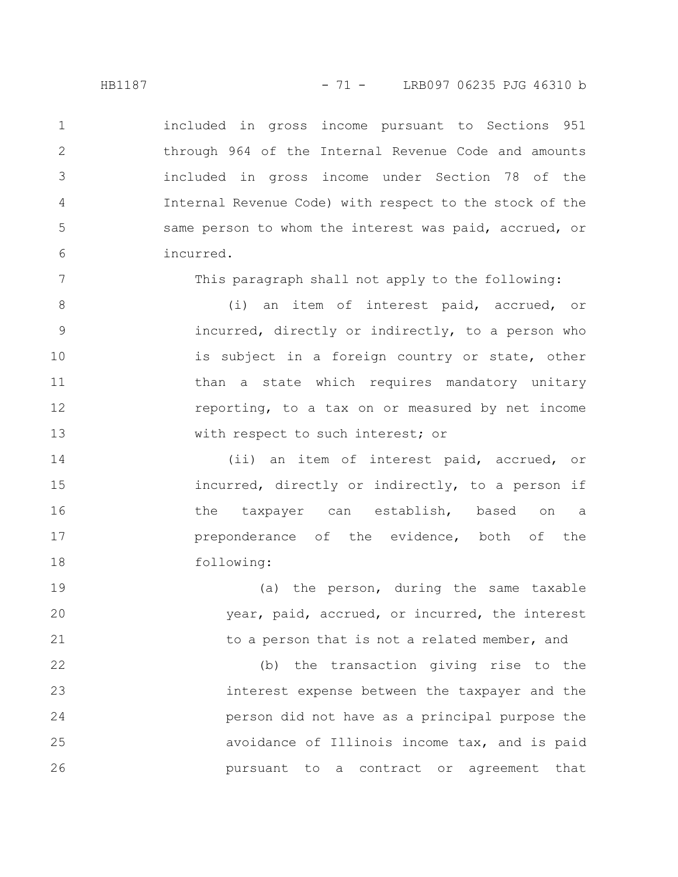included in gross income pursuant to Sections 951 through 964 of the Internal Revenue Code and amounts included in gross income under Section 78 of the Internal Revenue Code) with respect to the stock of the same person to whom the interest was paid, accrued, or incurred.

This paragraph shall not apply to the following:

(i) an item of interest paid, accrued, or incurred, directly or indirectly, to a person who is subject in a foreign country or state, other than a state which requires mandatory unitary reporting, to a tax on or measured by net income with respect to such interest; or

(ii) an item of interest paid, accrued, or incurred, directly or indirectly, to a person if the taxpayer can establish, based on a preponderance of the evidence, both of the following:

(a) the person, during the same taxable year, paid, accrued, or incurred, the interest to a person that is not a related member, and

(b) the transaction giving rise to the interest expense between the taxpayer and the person did not have as a principal purpose the avoidance of Illinois income tax, and is paid pursuant to a contract or agreement that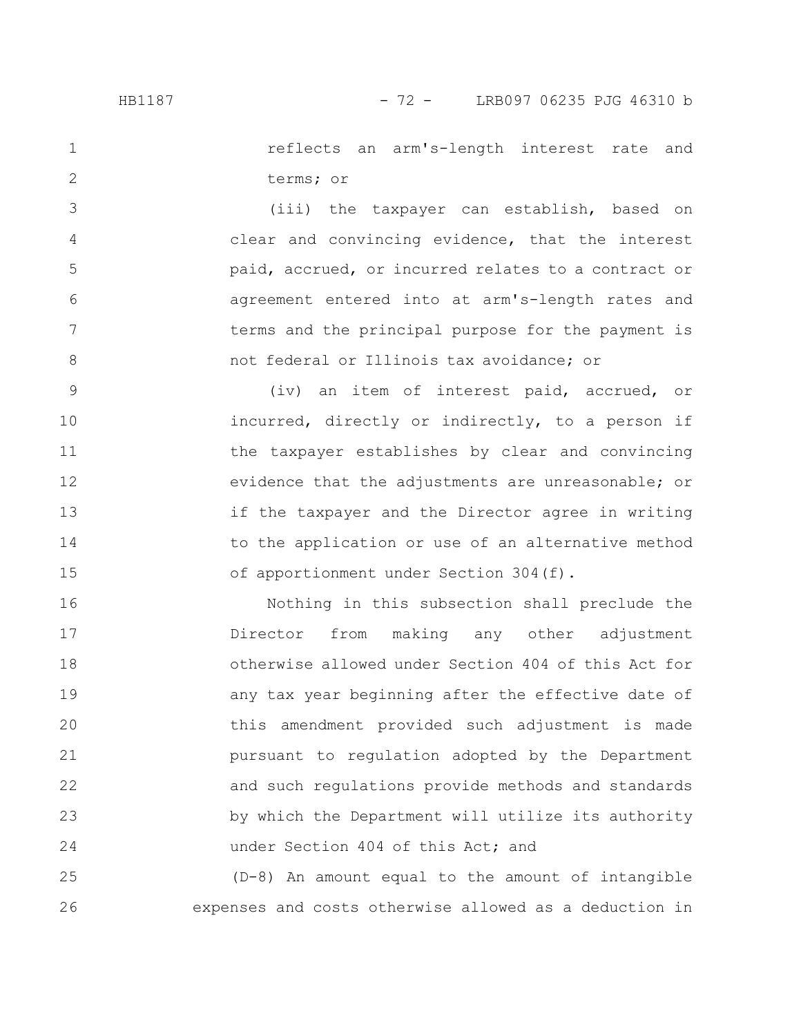reflects an arm's-length interest rate and terms; or

(iii) the taxpayer can establish, based on clear and convincing evidence, that the interest paid, accrued, or incurred relates to a contract or agreement entered into at arm's-length rates and terms and the principal purpose for the payment is not federal or Illinois tax avoidance; or

(iv) an item of interest paid, accrued, or incurred, directly or indirectly, to a person if the taxpayer establishes by clear and convincing evidence that the adjustments are unreasonable; or if the taxpayer and the Director agree in writing to the application or use of an alternative method of apportionment under Section 304(f).

Nothing in this subsection shall preclude the Director from making any other adjustment otherwise allowed under Section 404 of this Act for any tax year beginning after the effective date of this amendment provided such adjustment is made pursuant to regulation adopted by the Department and such regulations provide methods and standards by which the Department will utilize its authority under Section 404 of this Act; and

(D-8) An amount equal to the amount of intangible expenses and costs otherwise allowed as a deduction in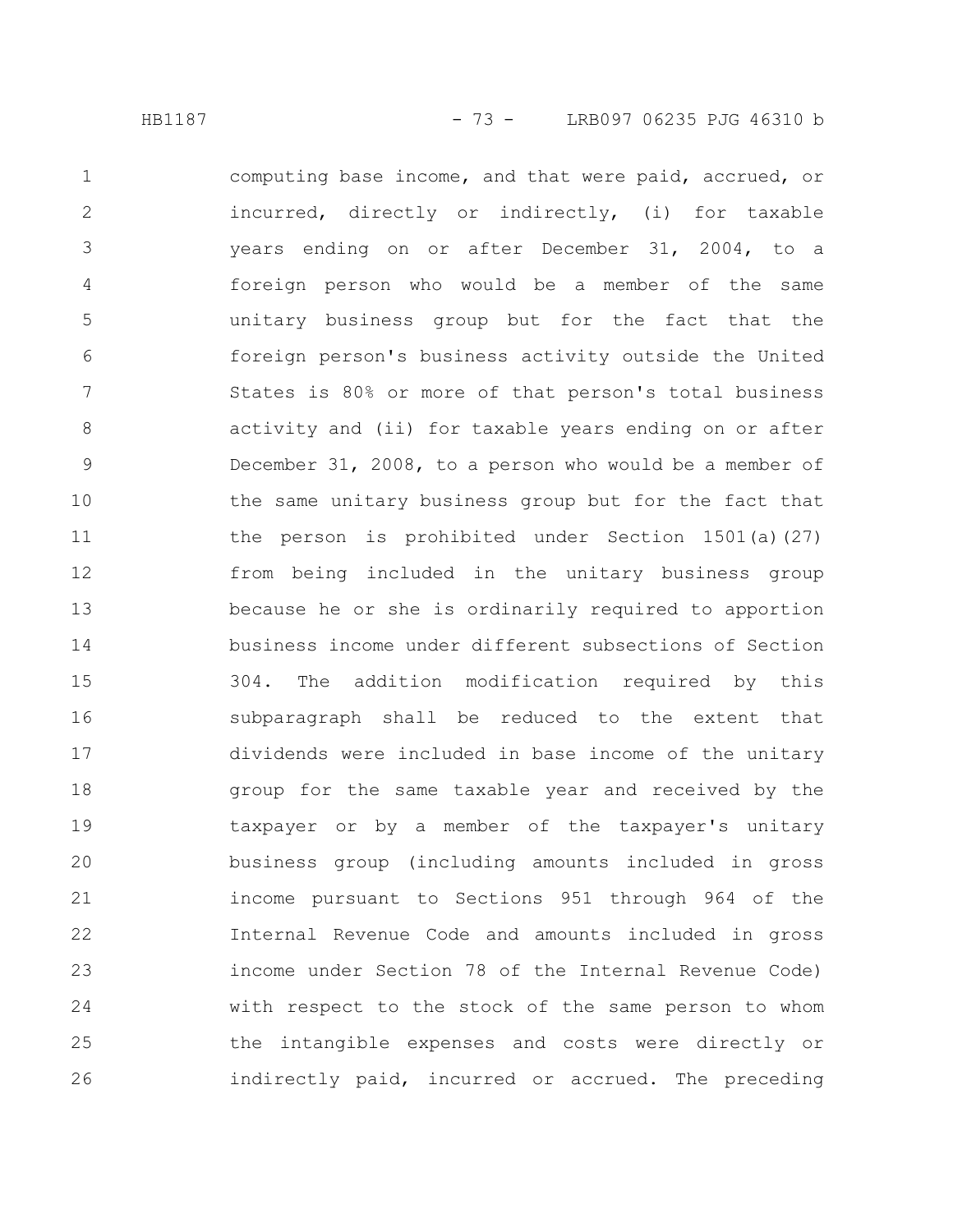computing base income, and that were paid, accrued, or incurred, directly or indirectly, (i) for taxable years ending on or after December 31, 2004, to a foreign person who would be a member of the same unitary business group but for the fact that the foreign person's business activity outside the United States is 80% or more of that person's total business activity and (ii) for taxable years ending on or after December 31, 2008, to a person who would be a member of the same unitary business group but for the fact that the person is prohibited under Section 1501(a)(27) from being included in the unitary business group because he or she is ordinarily required to apportion business income under different subsections of Section 304. The addition modification required by this subparagraph shall be reduced to the extent that dividends were included in base income of the unitary group for the same taxable year and received by the taxpayer or by a member of the taxpayer's unitary business group (including amounts included in gross income pursuant to Sections 951 through 964 of the Internal Revenue Code and amounts included in gross income under Section 78 of the Internal Revenue Code) with respect to the stock of the same person to whom the intangible expenses and costs were directly or indirectly paid, incurred or accrued. The preceding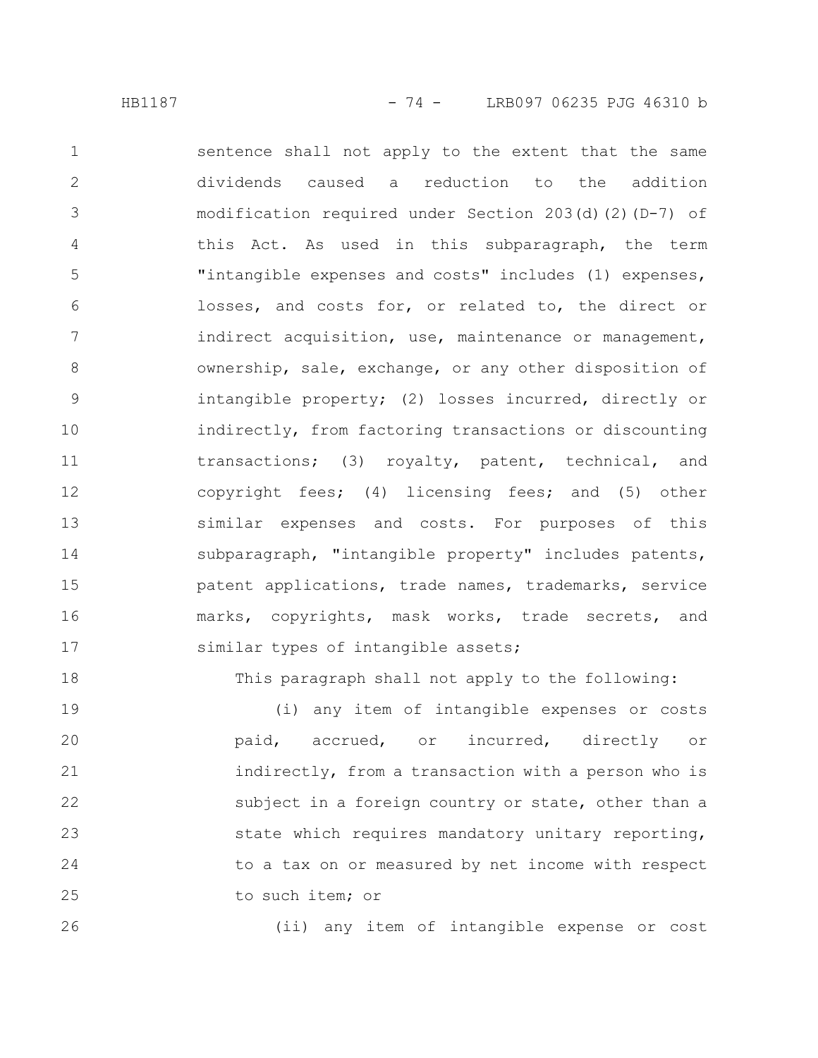sentence shall not apply to the extent that the same dividends caused a reduction to the addition modification required under Section 203(d)(2)(D-7) of this Act. As used in this subparagraph, the term "intangible expenses and costs" includes (1) expenses, losses, and costs for, or related to, the direct or indirect acquisition, use, maintenance or management, ownership, sale, exchange, or any other disposition of intangible property; (2) losses incurred, directly or indirectly, from factoring transactions or discounting transactions; (3) royalty, patent, technical, and copyright fees; (4) licensing fees; and (5) other similar expenses and costs. For purposes of this subparagraph, "intangible property" includes patents, patent applications, trade names, trademarks, service marks, copyrights, mask works, trade secrets, and similar types of intangible assets;

This paragraph shall not apply to the following:

(i) any item of intangible expenses or costs paid, accrued, or incurred, directly or indirectly, from a transaction with a person who is subject in a foreign country or state, other than a state which requires mandatory unitary reporting, to a tax on or measured by net income with respect to such item; or

(ii) any item of intangible expense or cost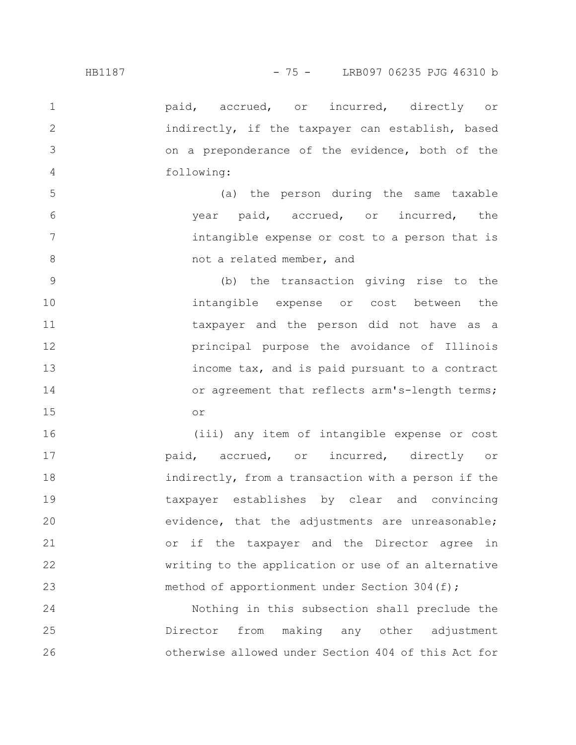paid, accrued, or incurred, directly or indirectly, if the taxpayer can establish, based on a preponderance of the evidence, both of the following:

(a) the person during the same taxable year paid, accrued, or incurred, the intangible expense or cost to a person that is not a related member, and

(b) the transaction giving rise to the intangible expense or cost between the taxpayer and the person did not have as a principal purpose the avoidance of Illinois income tax, and is paid pursuant to a contract or agreement that reflects arm's-length terms; or

(iii) any item of intangible expense or cost paid, accrued, or incurred, directly or indirectly, from a transaction with a person if the taxpayer establishes by clear and convincing evidence, that the adjustments are unreasonable; or if the taxpayer and the Director agree in writing to the application or use of an alternative method of apportionment under Section 304(f);

Nothing in this subsection shall preclude the Director from making any other adjustment otherwise allowed under Section 404 of this Act for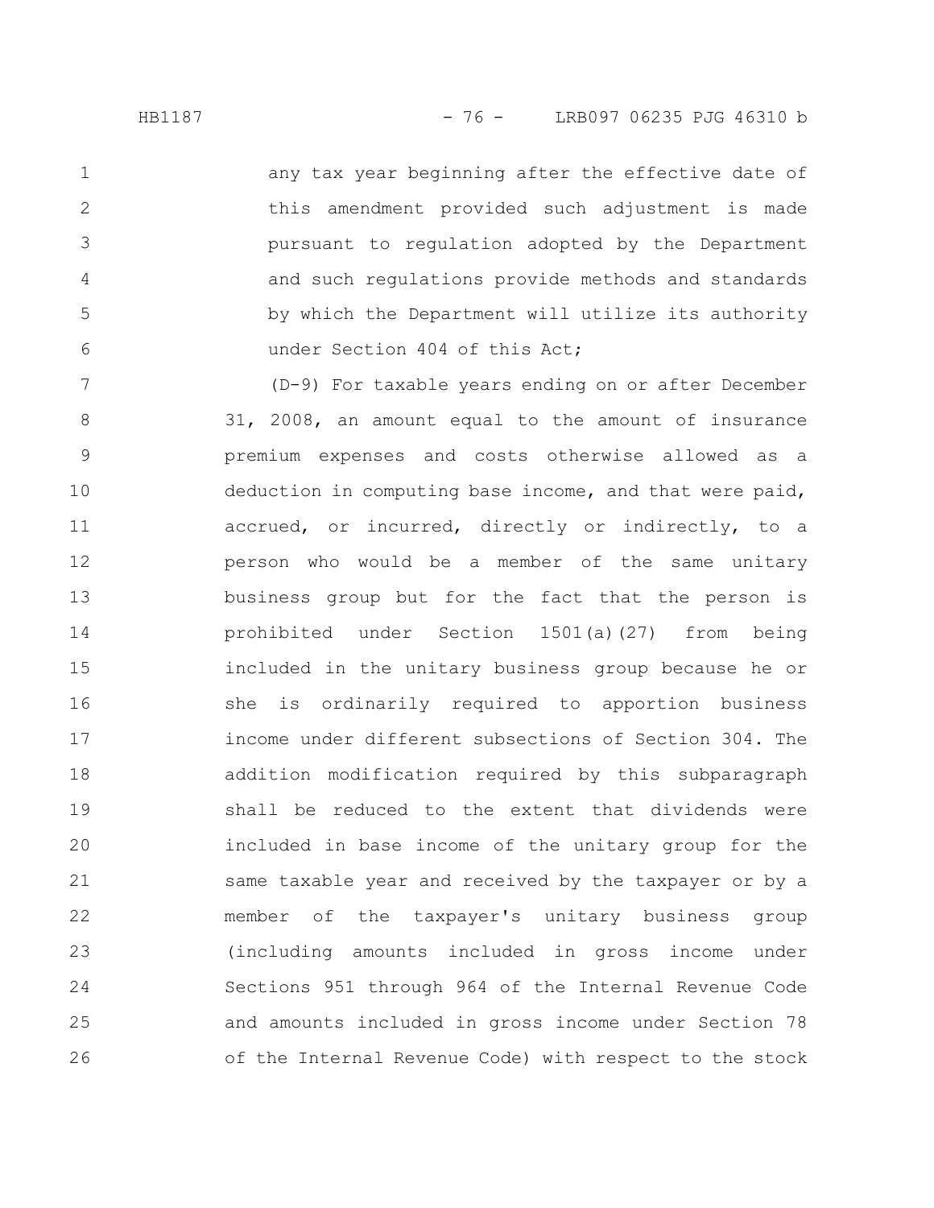any tax year beginning after the effective date of this amendment provided such adjustment is made pursuant to regulation adopted by the Department and such regulations provide methods and standards by which the Department will utilize its authority under Section 404 of this Act;

(D-9) For taxable years ending on or after December 31, 2008, an amount equal to the amount of insurance premium expenses and costs otherwise allowed as a deduction in computing base income, and that were paid, accrued, or incurred, directly or indirectly, to a person who would be a member of the same unitary business group but for the fact that the person is prohibited under Section 1501(a)(27) from being included in the unitary business group because he or she is ordinarily required to apportion business income under different subsections of Section 304. The addition modification required by this subparagraph shall be reduced to the extent that dividends were included in base income of the unitary group for the same taxable year and received by the taxpayer or by a member of the taxpayer's unitary business group (including amounts included in gross income under Sections 951 through 964 of the Internal Revenue Code and amounts included in gross income under Section 78 of the Internal Revenue Code) with respect to the stock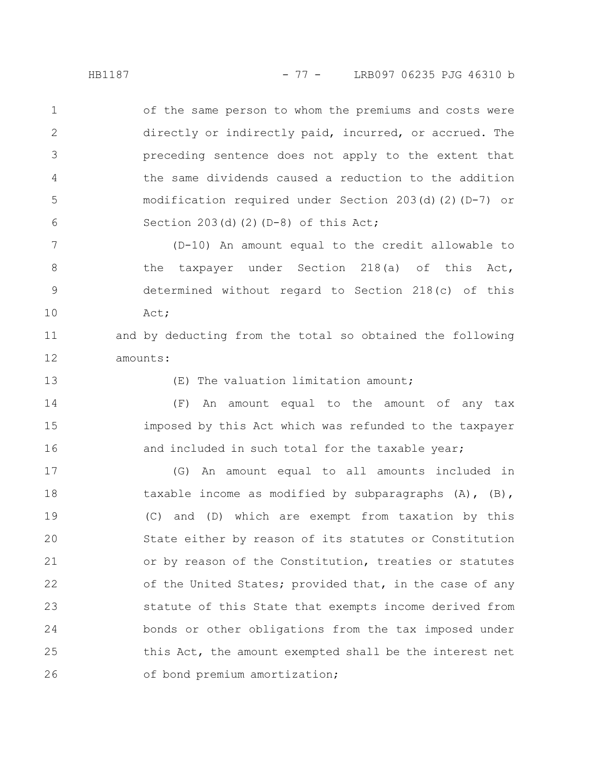of the same person to whom the premiums and costs were directly or indirectly paid, incurred, or accrued. The preceding sentence does not apply to the extent that the same dividends caused a reduction to the addition modification required under Section 203(d)(2)(D-7) or Section 203(d)(2)(D-8) of this Act;

(D-10) An amount equal to the credit allowable to the taxpayer under Section 218(a) of this Act, determined without regard to Section 218(c) of this Act;

and by deducting from the total so obtained the following amounts:

(E) The valuation limitation amount;

(F) An amount equal to the amount of any tax imposed by this Act which was refunded to the taxpayer and included in such total for the taxable year;

(G) An amount equal to all amounts included in taxable income as modified by subparagraphs (A), (B), (C) and (D) which are exempt from taxation by this State either by reason of its statutes or Constitution or by reason of the Constitution, treaties or statutes of the United States; provided that, in the case of any statute of this State that exempts income derived from bonds or other obligations from the tax imposed under this Act, the amount exempted shall be the interest net of bond premium amortization;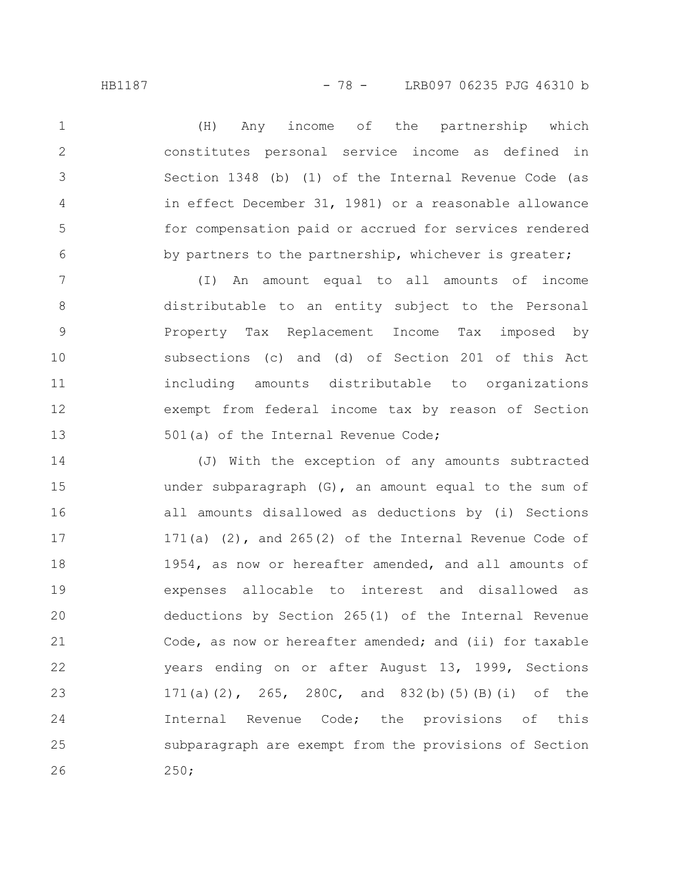(H) Any income of the partnership which constitutes personal service income as defined in Section 1348 (b) (1) of the Internal Revenue Code (as in effect December 31, 1981) or a reasonable allowance for compensation paid or accrued for services rendered by partners to the partnership, whichever is greater;

(I) An amount equal to all amounts of income distributable to an entity subject to the Personal Property Tax Replacement Income Tax imposed by subsections (c) and (d) of Section 201 of this Act including amounts distributable to organizations exempt from federal income tax by reason of Section 501(a) of the Internal Revenue Code;

(J) With the exception of any amounts subtracted under subparagraph (G), an amount equal to the sum of all amounts disallowed as deductions by (i) Sections 171(a) (2), and 265(2) of the Internal Revenue Code of 1954, as now or hereafter amended, and all amounts of expenses allocable to interest and disallowed as deductions by Section 265(1) of the Internal Revenue Code, as now or hereafter amended; and (ii) for taxable years ending on or after August 13, 1999, Sections 171(a)(2), 265, 280C, and 832(b)(5)(B)(i) of the Internal Revenue Code; the provisions of this subparagraph are exempt from the provisions of Section 250;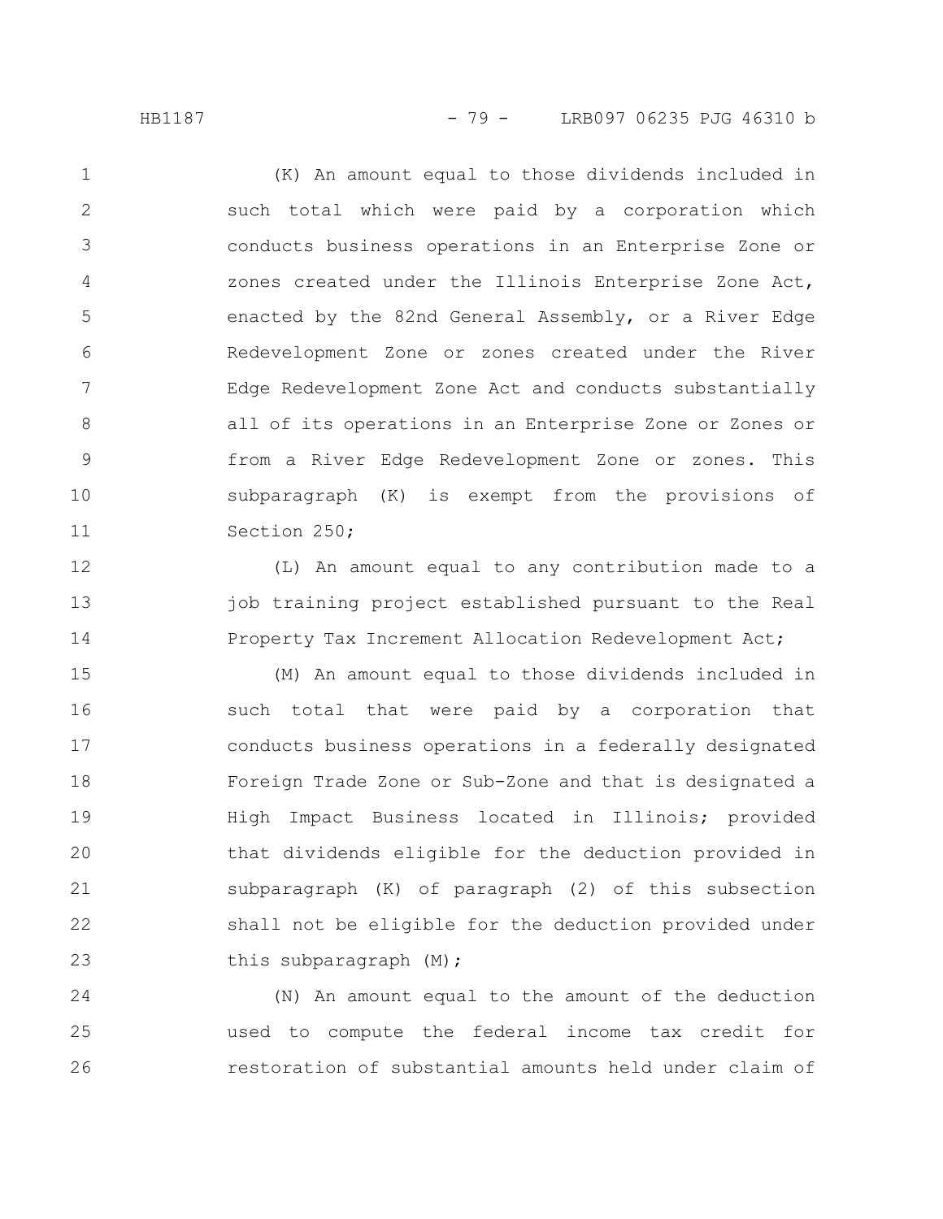(K) An amount equal to those dividends included in such total which were paid by a corporation which conducts business operations in an Enterprise Zone or zones created under the Illinois Enterprise Zone Act, enacted by the 82nd General Assembly, or a River Edge Redevelopment Zone or zones created under the River Edge Redevelopment Zone Act and conducts substantially all of its operations in an Enterprise Zone or Zones or from a River Edge Redevelopment Zone or zones. This subparagraph (K) is exempt from the provisions of Section 250;

(L) An amount equal to any contribution made to a job training project established pursuant to the Real Property Tax Increment Allocation Redevelopment Act;

(M) An amount equal to those dividends included in such total that were paid by a corporation that conducts business operations in a federally designated Foreign Trade Zone or Sub-Zone and that is designated a High Impact Business located in Illinois; provided that dividends eligible for the deduction provided in subparagraph (K) of paragraph (2) of this subsection shall not be eligible for the deduction provided under this subparagraph (M);

(N) An amount equal to the amount of the deduction used to compute the federal income tax credit for restoration of substantial amounts held under claim of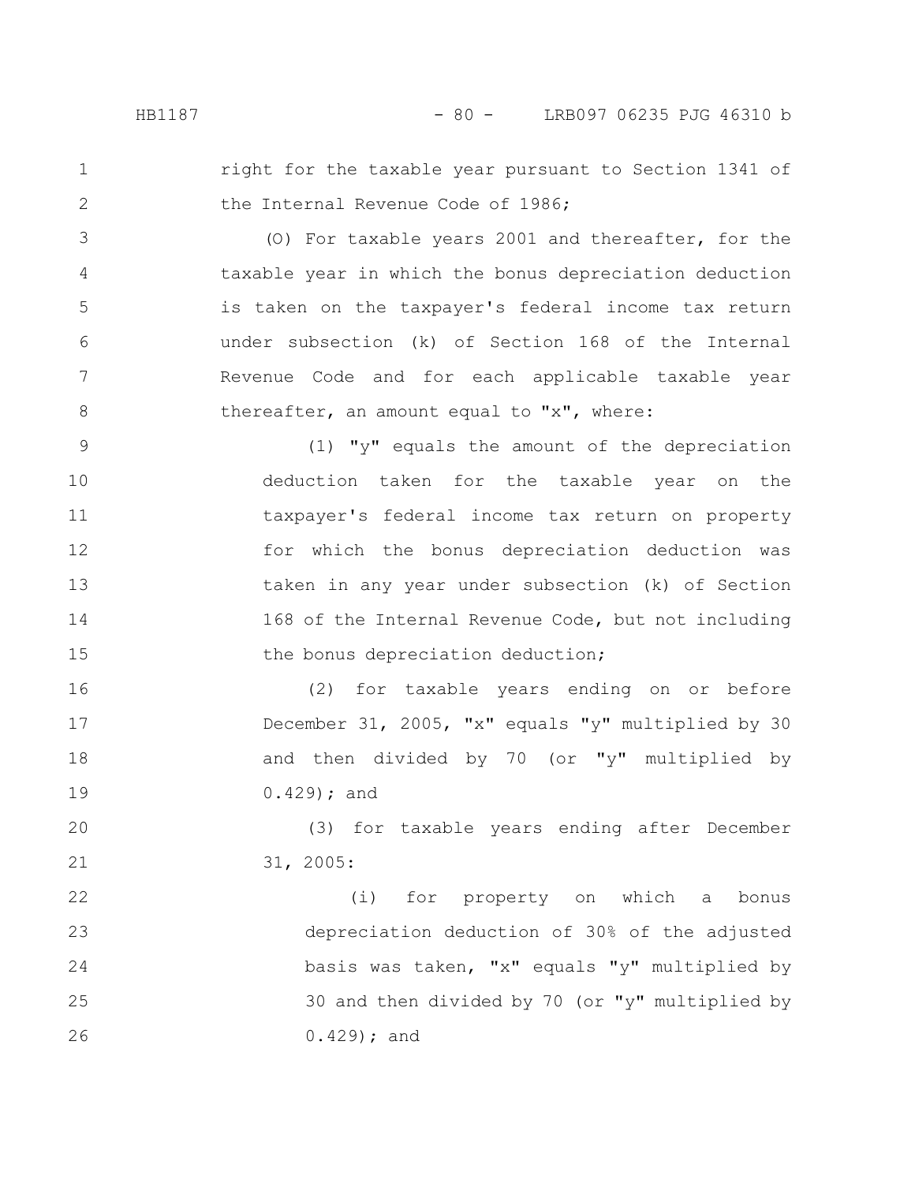right for the taxable year pursuant to Section 1341 of the Internal Revenue Code of 1986;

(O) For taxable years 2001 and thereafter, for the taxable year in which the bonus depreciation deduction is taken on the taxpayer's federal income tax return under subsection (k) of Section 168 of the Internal Revenue Code and for each applicable taxable year thereafter, an amount equal to "x", where:

(1) "y" equals the amount of the depreciation deduction taken for the taxable year on the taxpayer's federal income tax return on property for which the bonus depreciation deduction was taken in any year under subsection (k) of Section 168 of the Internal Revenue Code, but not including the bonus depreciation deduction;

(2) for taxable years ending on or before December 31, 2005, "x" equals "y" multiplied by 30 and then divided by 70 (or "y" multiplied by 0.429); and

(3) for taxable years ending after December 31, 2005:

(i) for property on which a bonus depreciation deduction of 30% of the adjusted basis was taken, "x" equals "y" multiplied by 30 and then divided by 70 (or "y" multiplied by 0.429); and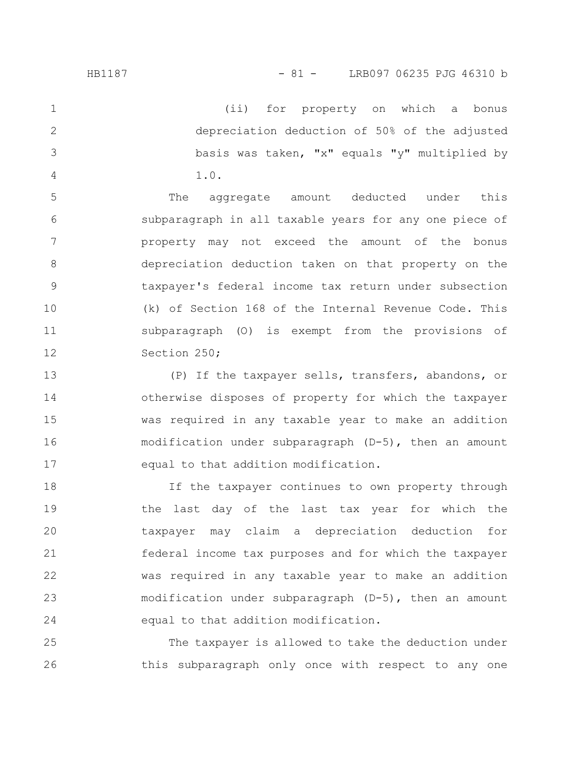(ii) for property on which a bonus depreciation deduction of 50% of the adjusted basis was taken, "x" equals "y" multiplied by 1.0.

The aggregate amount deducted under this subparagraph in all taxable years for any one piece of property may not exceed the amount of the bonus depreciation deduction taken on that property on the taxpayer's federal income tax return under subsection (k) of Section 168 of the Internal Revenue Code. This subparagraph (O) is exempt from the provisions of Section 250;

(P) If the taxpayer sells, transfers, abandons, or otherwise disposes of property for which the taxpayer was required in any taxable year to make an addition modification under subparagraph (D-5), then an amount equal to that addition modification.

If the taxpayer continues to own property through the last day of the last tax year for which the taxpayer may claim a depreciation deduction for federal income tax purposes and for which the taxpayer was required in any taxable year to make an addition modification under subparagraph (D-5), then an amount equal to that addition modification.

The taxpayer is allowed to take the deduction under this subparagraph only once with respect to any one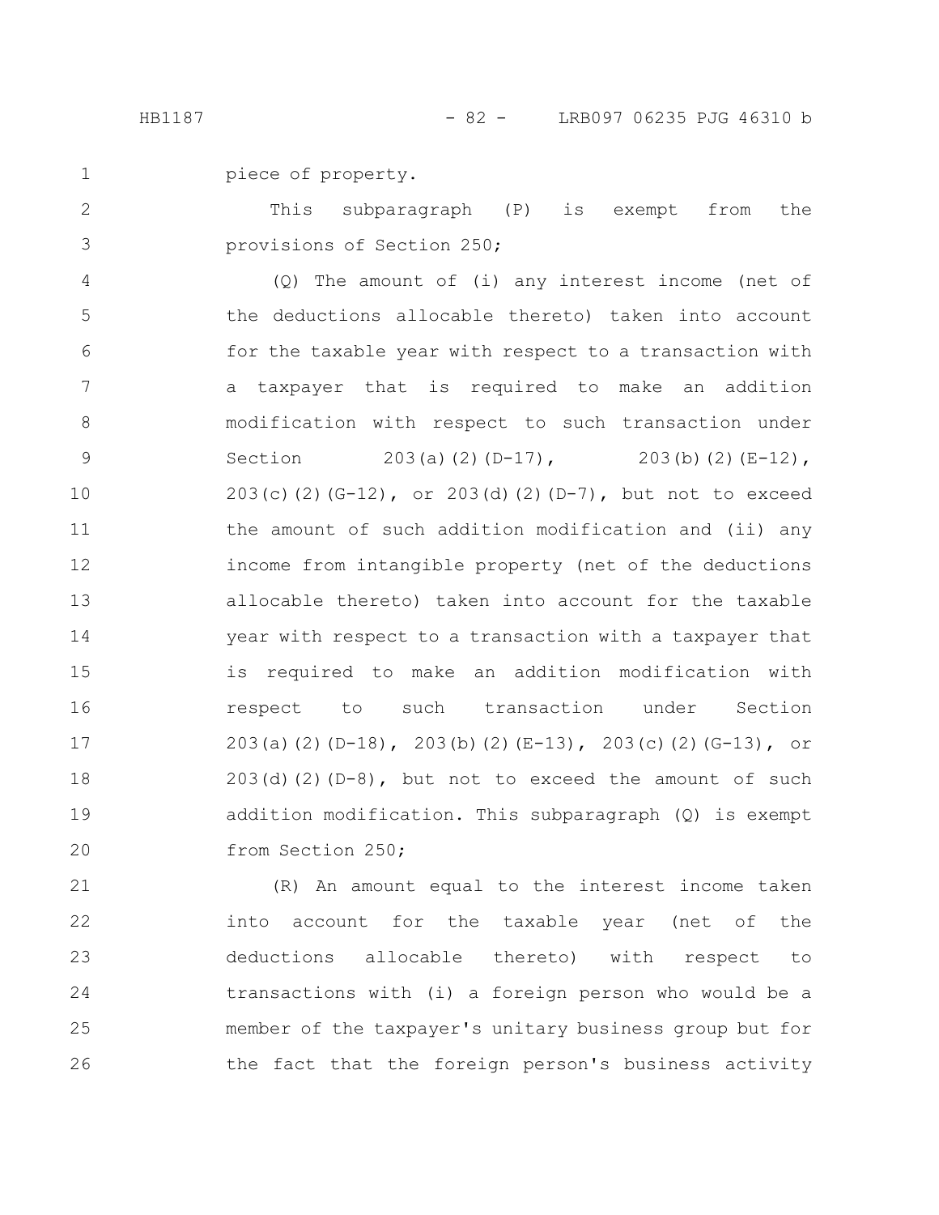piece of property.

This subparagraph (P) is exempt from the provisions of Section 250;

(Q) The amount of (i) any interest income (net of the deductions allocable thereto) taken into account for the taxable year with respect to a transaction with a taxpayer that is required to make an addition modification with respect to such transaction under Section 203(a)(2)(D-17), 203(b)(2)(E-12), 203(c)(2)(G-12), or 203(d)(2)(D-7), but not to exceed the amount of such addition modification and (ii) any income from intangible property (net of the deductions allocable thereto) taken into account for the taxable year with respect to a transaction with a taxpayer that is required to make an addition modification with respect to such transaction under Section 203(a)(2)(D-18), 203(b)(2)(E-13), 203(c)(2)(G-13), or 203(d)(2)(D-8), but not to exceed the amount of such addition modification. This subparagraph (Q) is exempt from Section 250;

(R) An amount equal to the interest income taken into account for the taxable year (net of the deductions allocable thereto) with respect to transactions with (i) a foreign person who would be a member of the taxpayer's unitary business group but for the fact that the foreign person's business activity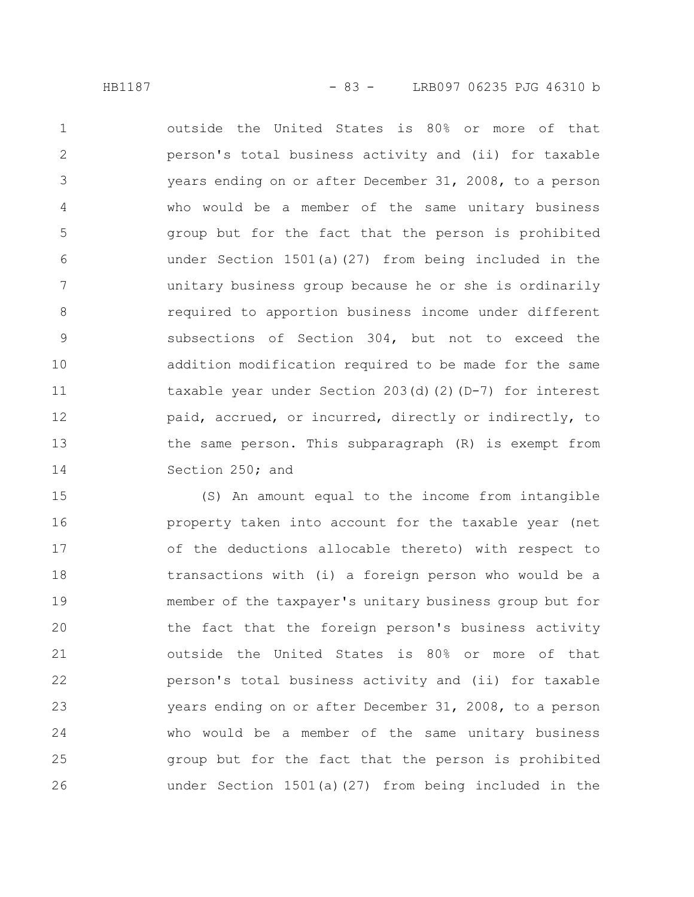outside the United States is 80% or more of that person's total business activity and (ii) for taxable years ending on or after December 31, 2008, to a person who would be a member of the same unitary business group but for the fact that the person is prohibited under Section 1501(a)(27) from being included in the unitary business group because he or she is ordinarily required to apportion business income under different subsections of Section 304, but not to exceed the addition modification required to be made for the same taxable year under Section 203(d)(2)(D-7) for interest paid, accrued, or incurred, directly or indirectly, to the same person. This subparagraph (R) is exempt from Section 250; and

(S) An amount equal to the income from intangible property taken into account for the taxable year (net of the deductions allocable thereto) with respect to transactions with (i) a foreign person who would be a member of the taxpayer's unitary business group but for the fact that the foreign person's business activity outside the United States is 80% or more of that person's total business activity and (ii) for taxable years ending on or after December 31, 2008, to a person who would be a member of the same unitary business group but for the fact that the person is prohibited under Section 1501(a)(27) from being included in the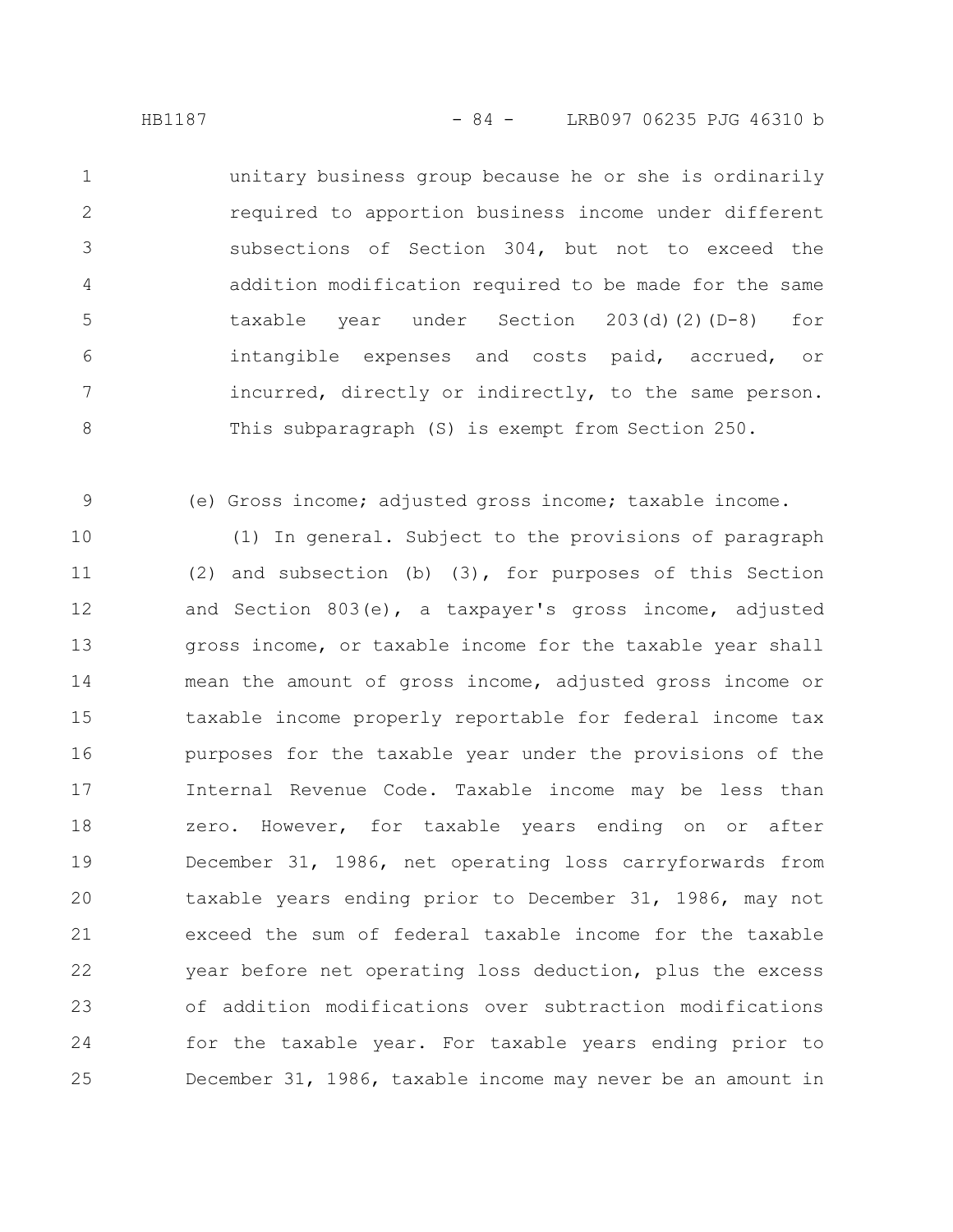unitary business group because he or she is ordinarily required to apportion business income under different subsections of Section 304, but not to exceed the addition modification required to be made for the same taxable year under Section 203(d)(2)(D-8) for intangible expenses and costs paid, accrued, or incurred, directly or indirectly, to the same person. This subparagraph (S) is exempt from Section 250.

(e) Gross income; adjusted gross income; taxable income.

(1) In general. Subject to the provisions of paragraph (2) and subsection (b) (3), for purposes of this Section and Section 803(e), a taxpayer's gross income, adjusted gross income, or taxable income for the taxable year shall mean the amount of gross income, adjusted gross income or taxable income properly reportable for federal income tax purposes for the taxable year under the provisions of the Internal Revenue Code. Taxable income may be less than zero. However, for taxable years ending on or after December 31, 1986, net operating loss carryforwards from taxable years ending prior to December 31, 1986, may not exceed the sum of federal taxable income for the taxable year before net operating loss deduction, plus the excess of addition modifications over subtraction modifications for the taxable year. For taxable years ending prior to December 31, 1986, taxable income may never be an amount in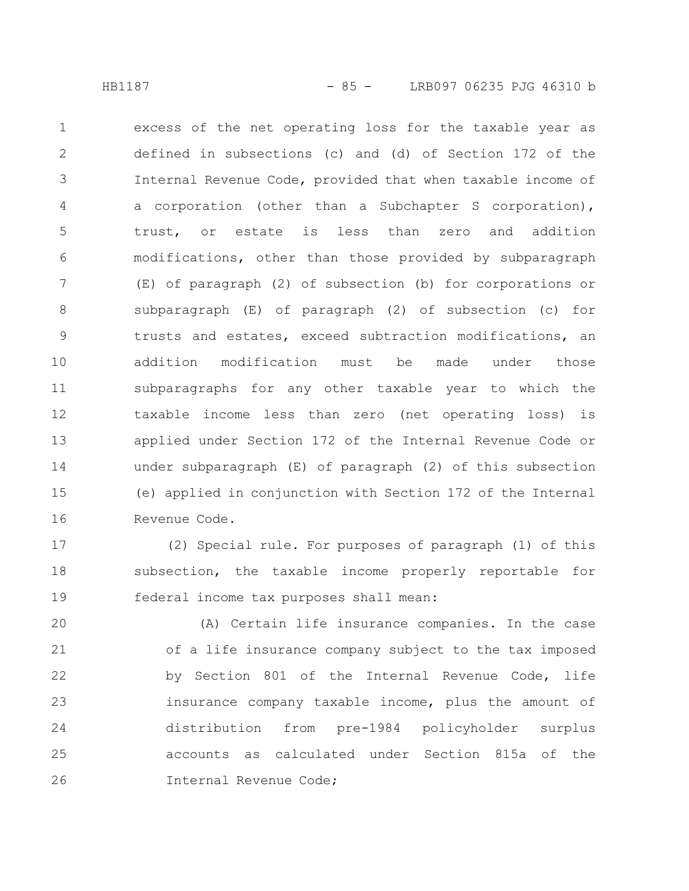excess of the net operating loss for the taxable year as defined in subsections (c) and (d) of Section 172 of the Internal Revenue Code, provided that when taxable income of a corporation (other than a Subchapter S corporation), trust, or estate is less than zero and addition modifications, other than those provided by subparagraph (E) of paragraph (2) of subsection (b) for corporations or subparagraph (E) of paragraph (2) of subsection (c) for trusts and estates, exceed subtraction modifications, an addition modification must be made under those subparagraphs for any other taxable year to which the taxable income less than zero (net operating loss) is applied under Section 172 of the Internal Revenue Code or under subparagraph (E) of paragraph (2) of this subsection (e) applied in conjunction with Section 172 of the Internal Revenue Code.

(2) Special rule. For purposes of paragraph (1) of this subsection, the taxable income properly reportable for federal income tax purposes shall mean:

(A) Certain life insurance companies. In the case of a life insurance company subject to the tax imposed by Section 801 of the Internal Revenue Code, life insurance company taxable income, plus the amount of distribution from pre-1984 policyholder surplus accounts as calculated under Section 815a of the Internal Revenue Code;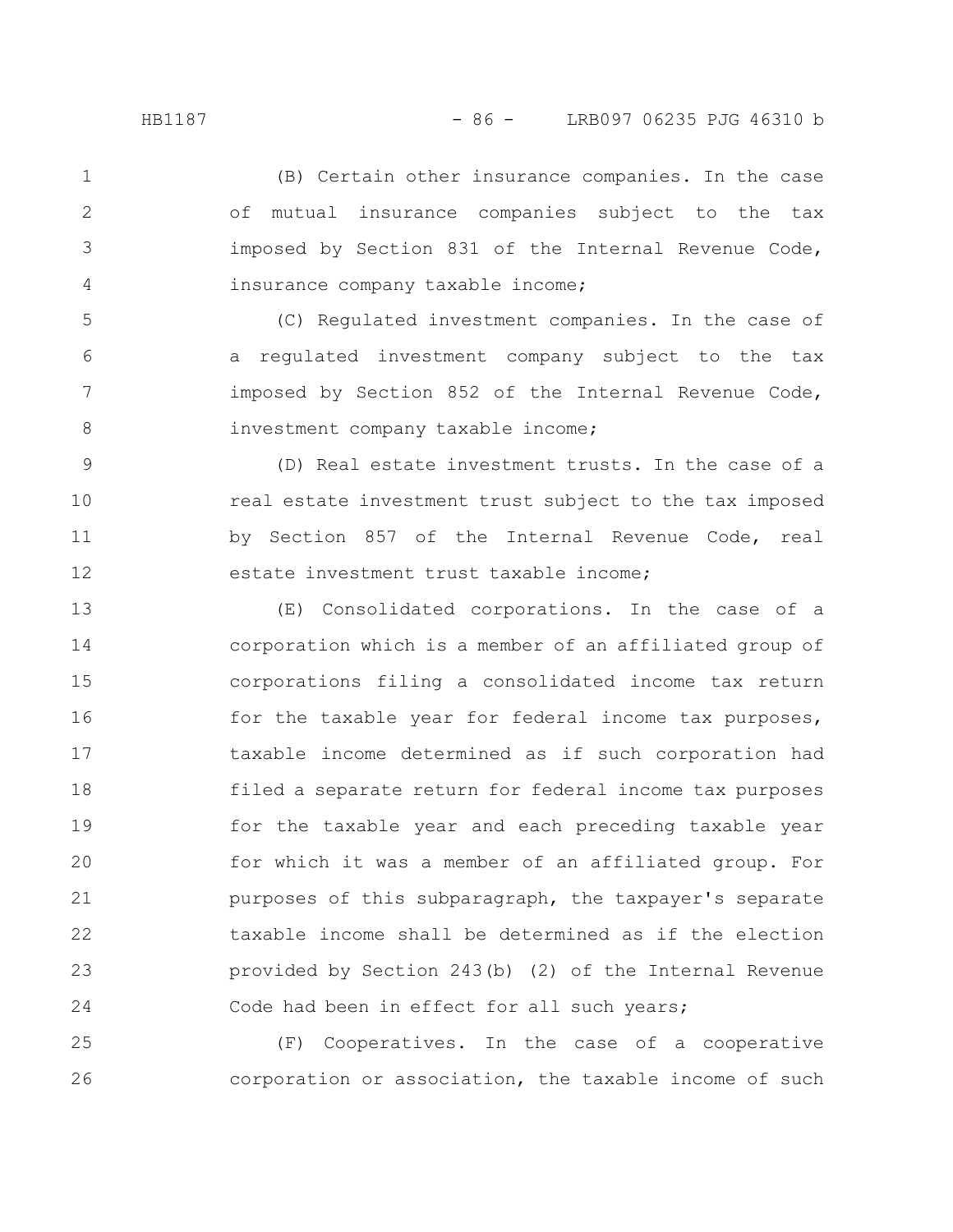(B) Certain other insurance companies. In the case of mutual insurance companies subject to the tax imposed by Section 831 of the Internal Revenue Code, insurance company taxable income;

(C) Regulated investment companies. In the case of a regulated investment company subject to the tax imposed by Section 852 of the Internal Revenue Code, investment company taxable income;

(D) Real estate investment trusts. In the case of a real estate investment trust subject to the tax imposed by Section 857 of the Internal Revenue Code, real estate investment trust taxable income;

(E) Consolidated corporations. In the case of a corporation which is a member of an affiliated group of corporations filing a consolidated income tax return for the taxable year for federal income tax purposes, taxable income determined as if such corporation had filed a separate return for federal income tax purposes for the taxable year and each preceding taxable year for which it was a member of an affiliated group. For purposes of this subparagraph, the taxpayer's separate taxable income shall be determined as if the election provided by Section 243(b) (2) of the Internal Revenue Code had been in effect for all such years;

(F) Cooperatives. In the case of a cooperative corporation or association, the taxable income of such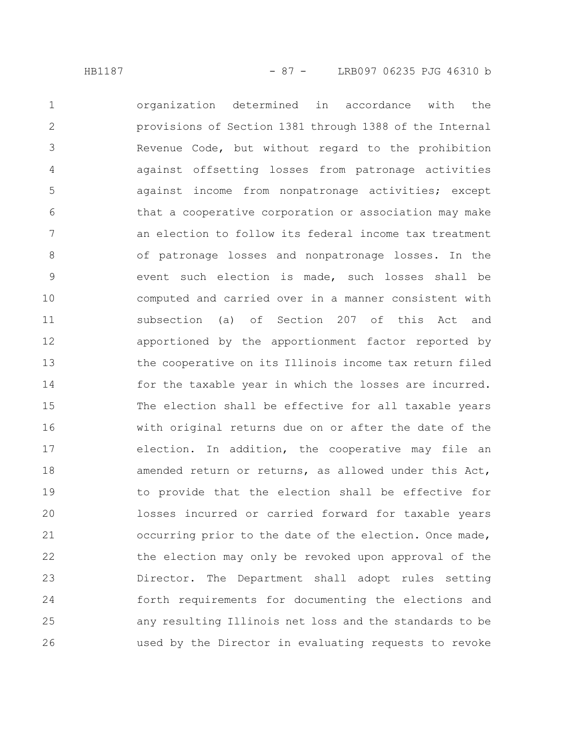organization determined in accordance with the provisions of Section 1381 through 1388 of the Internal Revenue Code, but without regard to the prohibition against offsetting losses from patronage activities against income from nonpatronage activities; except that a cooperative corporation or association may make an election to follow its federal income tax treatment of patronage losses and nonpatronage losses. In the event such election is made, such losses shall be computed and carried over in a manner consistent with subsection (a) of Section 207 of this Act and apportioned by the apportionment factor reported by the cooperative on its Illinois income tax return filed for the taxable year in which the losses are incurred. The election shall be effective for all taxable years with original returns due on or after the date of the election. In addition, the cooperative may file an amended return or returns, as allowed under this Act, to provide that the election shall be effective for losses incurred or carried forward for taxable years occurring prior to the date of the election. Once made, the election may only be revoked upon approval of the Director. The Department shall adopt rules setting forth requirements for documenting the elections and any resulting Illinois net loss and the standards to be used by the Director in evaluating requests to revoke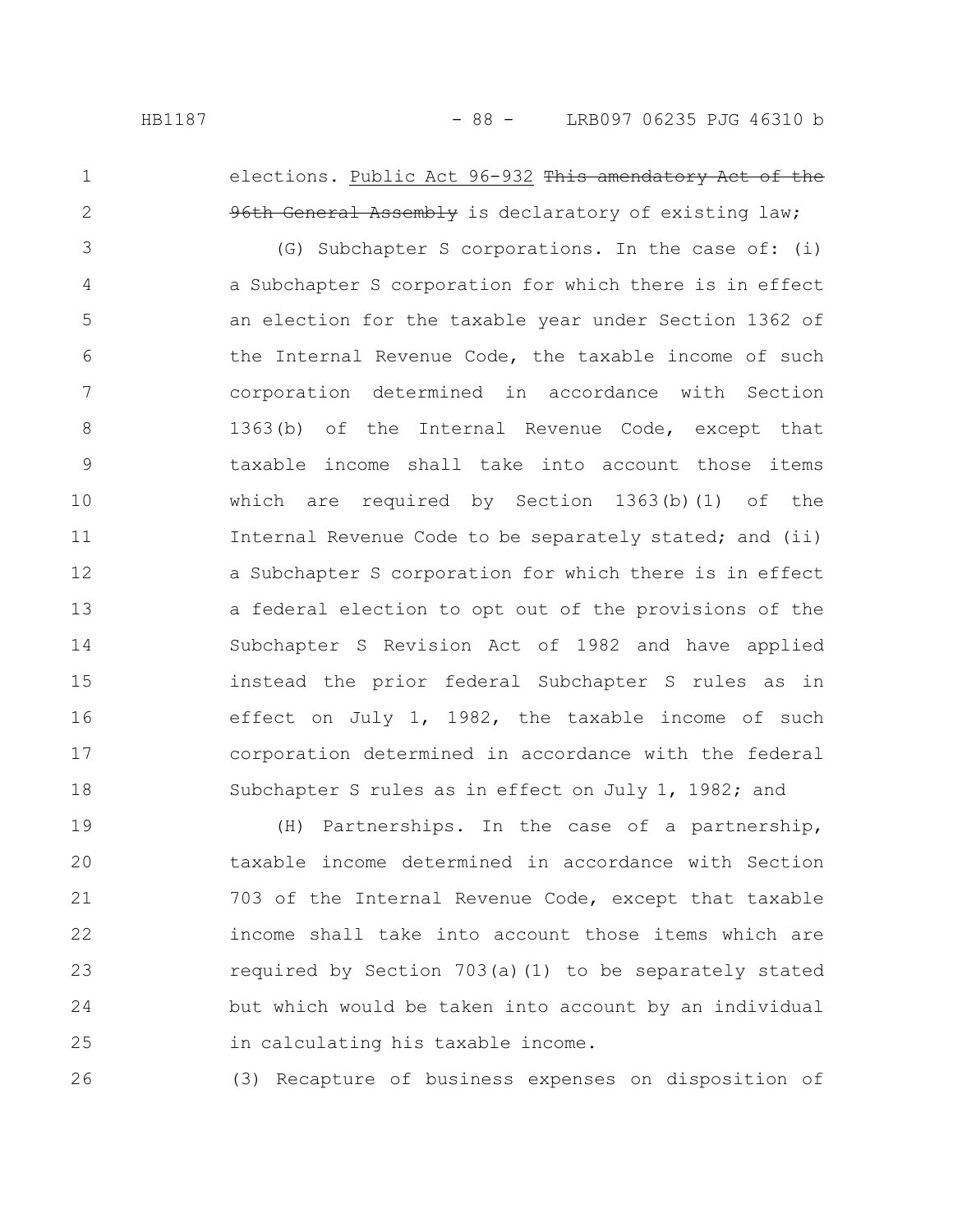elections. Public Act 96-932 ~~This amendatory Act of the 96th General Assembly~~ is declaratory of existing law;

(G) Subchapter S corporations. In the case of: (i) a Subchapter S corporation for which there is in effect an election for the taxable year under Section 1362 of the Internal Revenue Code, the taxable income of such corporation determined in accordance with Section 1363(b) of the Internal Revenue Code, except that taxable income shall take into account those items which are required by Section 1363(b)(1) of the Internal Revenue Code to be separately stated; and (ii) a Subchapter S corporation for which there is in effect a federal election to opt out of the provisions of the Subchapter S Revision Act of 1982 and have applied instead the prior federal Subchapter S rules as in effect on July 1, 1982, the taxable income of such corporation determined in accordance with the federal Subchapter S rules as in effect on July 1, 1982; and

(H) Partnerships. In the case of a partnership, taxable income determined in accordance with Section 703 of the Internal Revenue Code, except that taxable income shall take into account those items which are required by Section 703(a)(1) to be separately stated but which would be taken into account by an individual in calculating his taxable income.

(3) Recapture of business expenses on disposition of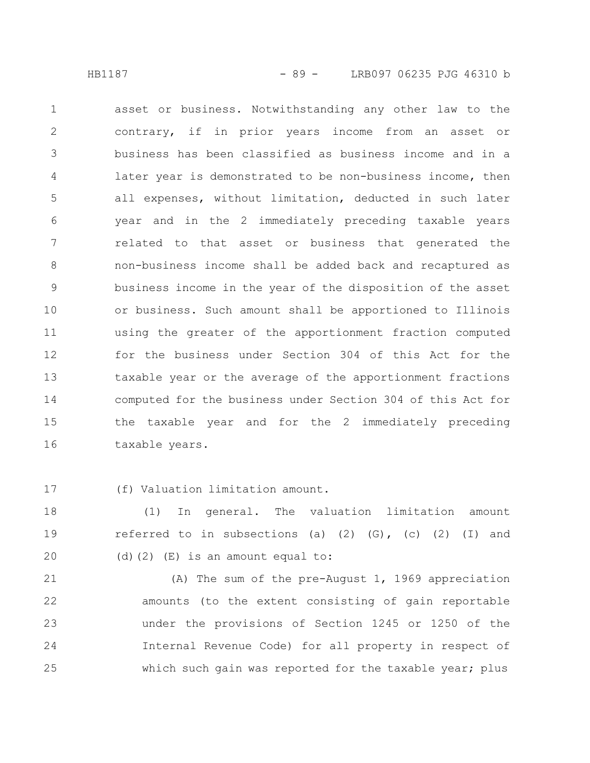asset or business. Notwithstanding any other law to the contrary, if in prior years income from an asset or business has been classified as business income and in a later year is demonstrated to be non-business income, then all expenses, without limitation, deducted in such later year and in the 2 immediately preceding taxable years related to that asset or business that generated the non-business income shall be added back and recaptured as business income in the year of the disposition of the asset or business. Such amount shall be apportioned to Illinois using the greater of the apportionment fraction computed for the business under Section 304 of this Act for the taxable year or the average of the apportionment fractions computed for the business under Section 304 of this Act for the taxable year and for the 2 immediately preceding taxable years.

(f) Valuation limitation amount.

(1) In general. The valuation limitation amount referred to in subsections (a) (2) (G), (c) (2) (I) and (d)(2) (E) is an amount equal to:

(A) The sum of the pre-August 1, 1969 appreciation amounts (to the extent consisting of gain reportable under the provisions of Section 1245 or 1250 of the Internal Revenue Code) for all property in respect of which such gain was reported for the taxable year; plus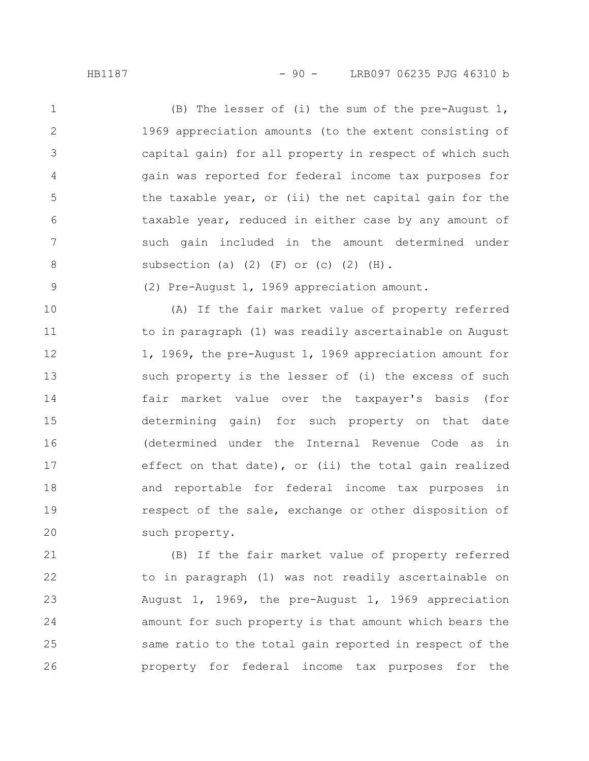(B) The lesser of (i) the sum of the pre-August 1, 1969 appreciation amounts (to the extent consisting of capital gain) for all property in respect of which such gain was reported for federal income tax purposes for the taxable year, or (ii) the net capital gain for the taxable year, reduced in either case by any amount of such gain included in the amount determined under subsection (a) (2) (F) or (c) (2) (H).

(2) Pre-August 1, 1969 appreciation amount.

(A) If the fair market value of property referred to in paragraph (1) was readily ascertainable on August 1, 1969, the pre-August 1, 1969 appreciation amount for such property is the lesser of (i) the excess of such fair market value over the taxpayer's basis (for determining gain) for such property on that date (determined under the Internal Revenue Code as in effect on that date), or (ii) the total gain realized and reportable for federal income tax purposes in respect of the sale, exchange or other disposition of such property.

(B) If the fair market value of property referred to in paragraph (1) was not readily ascertainable on August 1, 1969, the pre-August 1, 1969 appreciation amount for such property is that amount which bears the same ratio to the total gain reported in respect of the property for federal income tax purposes for the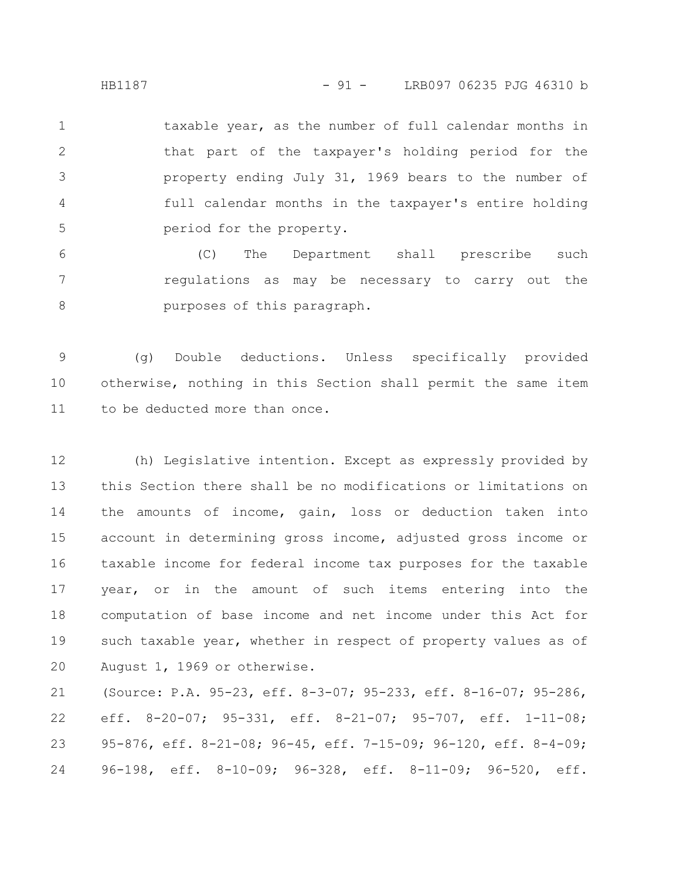taxable year, as the number of full calendar months in that part of the taxpayer's holding period for the property ending July 31, 1969 bears to the number of full calendar months in the taxpayer's entire holding period for the property.

(C) The Department shall prescribe such regulations as may be necessary to carry out the purposes of this paragraph.

(g) Double deductions. Unless specifically provided otherwise, nothing in this Section shall permit the same item to be deducted more than once.

(h) Legislative intention. Except as expressly provided by this Section there shall be no modifications or limitations on the amounts of income, gain, loss or deduction taken into account in determining gross income, adjusted gross income or taxable income for federal income tax purposes for the taxable year, or in the amount of such items entering into the computation of base income and net income under this Act for such taxable year, whether in respect of property values as of August 1, 1969 or otherwise.

(Source: P.A. 95-23, eff. 8-3-07; 95-233, eff. 8-16-07; 95-286, eff. 8-20-07; 95-331, eff. 8-21-07; 95-707, eff. 1-11-08; 95-876, eff. 8-21-08; 96-45, eff. 7-15-09; 96-120, eff. 8-4-09; 96-198, eff. 8-10-09; 96-328, eff. 8-11-09; 96-520, eff.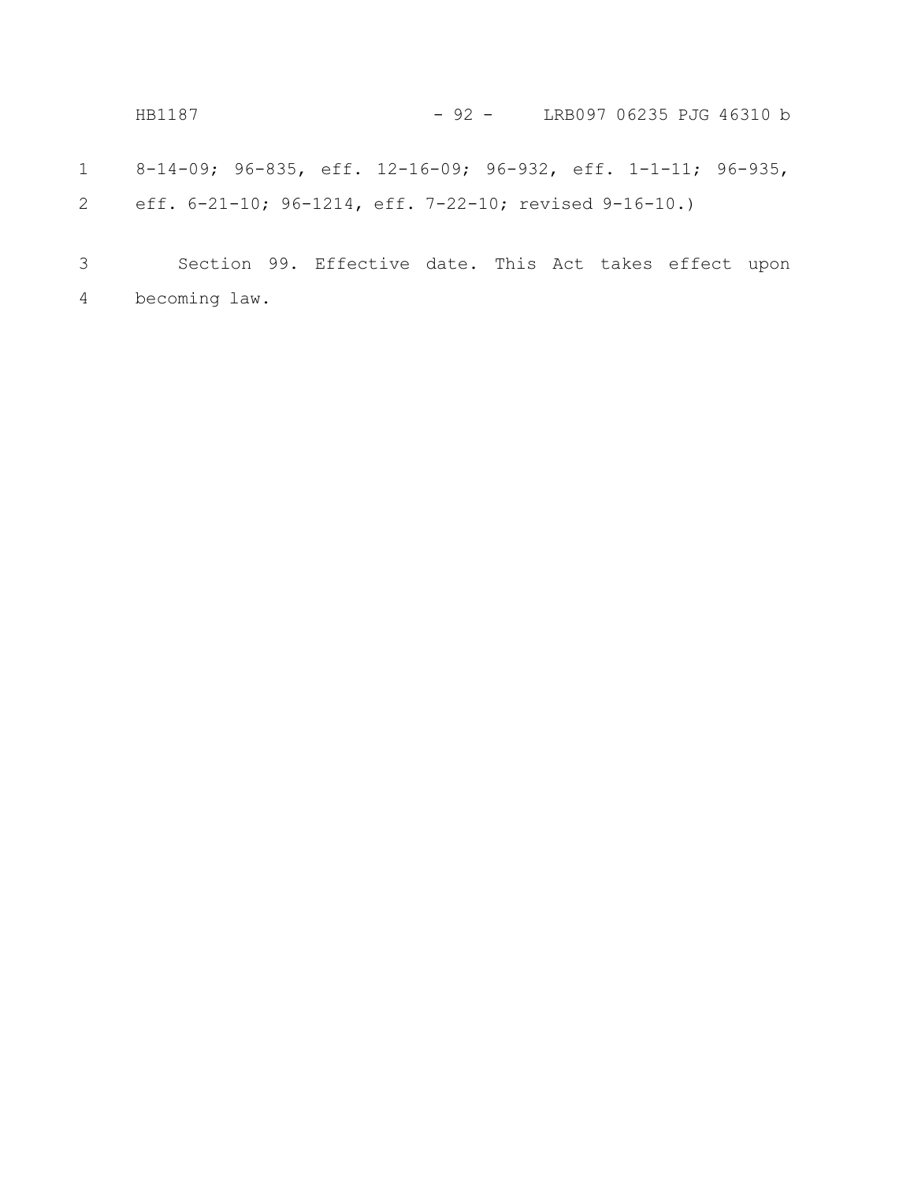8-14-09; 96-835, eff. 12-16-09; 96-932, eff. 1-1-11; 96-935, eff. 6-21-10; 96-1214, eff. 7-22-10; revised 9-16-10.)

Section 99. Effective date. This Act takes effect upon becoming law.